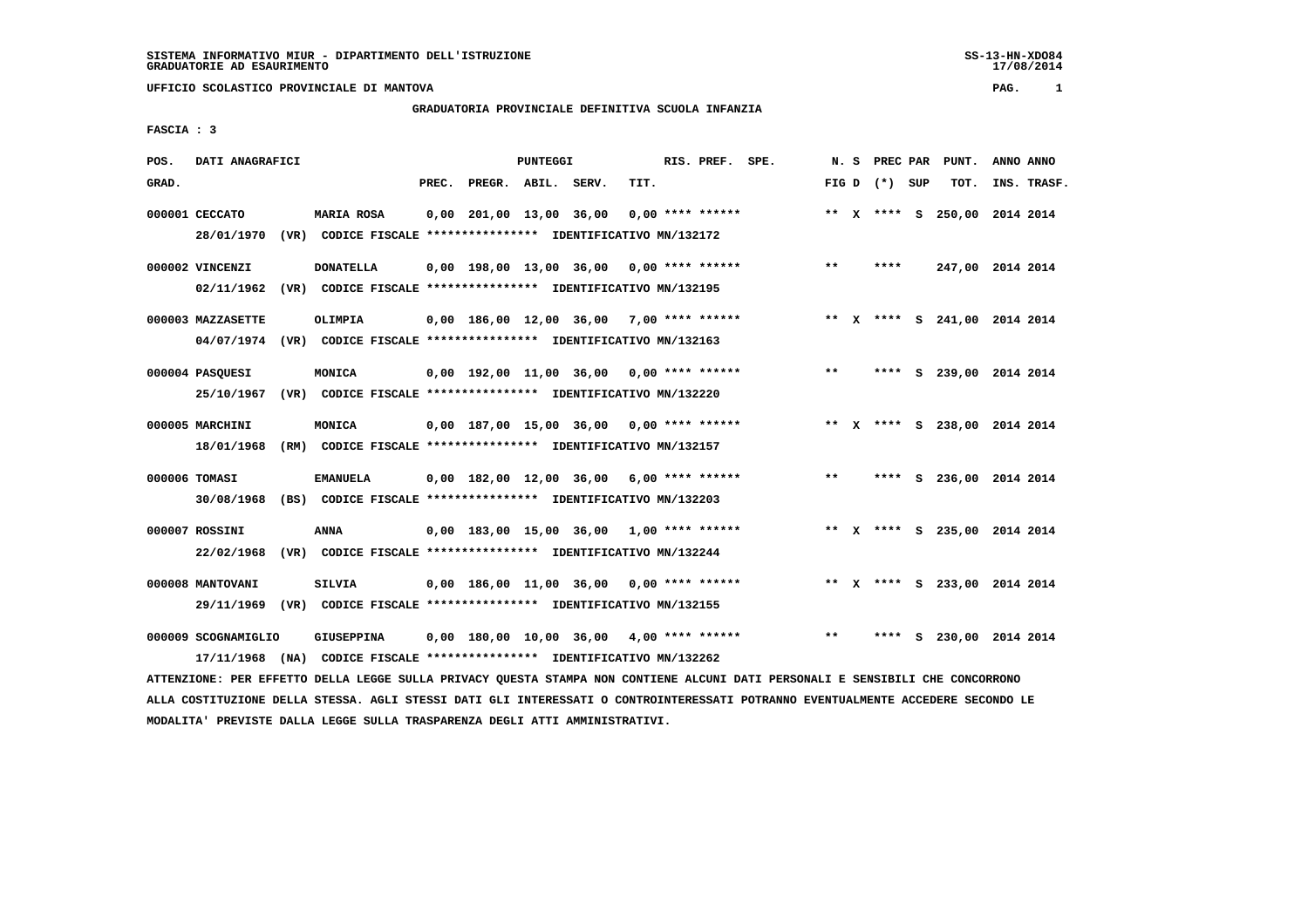SISTEMA INFORMATIVO MIUR - DIPARTIMENTO DELL'ISTRUZIONE
GRADUATORIE AD ESAURIMENTO

UFFICIO SCOLASTICO PROVINCIALE DI MANTOVA

## GRADUATORIA PROVINCIALE DEFINITIVA SCUOLA INFANZIA

FASCIA : 3

| POS. GRAD. | DATI ANAGRAFICI | | PREC. | PREGR. | ABIL. | SERV. | TIT. | RIS. PREF. | SPE. | N. S FIG D | PREC PAR (*) | SUP | PUNT. TOT. | ANNO INS. | ANNO TRASF. |
|---|---|---|---|---|---|---|---|---|---|---|---|---|---|---|---|
| 000001 | CECCATO | MARIA ROSA | 0,00 | 201,00 | 13,00 | 36,00 | 0,00 | **** ****** | | ** X | **** | S | 250,00 | 2014 | 2014 |
| | 28/01/1970 (VR) CODICE FISCALE **************** IDENTIFICATIVO MN/132172 | | | | | | | | | | | | | | |
| 000002 | VINCENZI | DONATELLA | 0,00 | 198,00 | 13,00 | 36,00 | 0,00 | **** ****** | | ** | **** | | 247,00 | 2014 | 2014 |
| | 02/11/1962 (VR) CODICE FISCALE **************** IDENTIFICATIVO MN/132195 | | | | | | | | | | | | | | |
| 000003 | MAZZASETTE | OLIMPIA | 0,00 | 186,00 | 12,00 | 36,00 | 7,00 | **** ****** | | ** X | **** | S | 241,00 | 2014 | 2014 |
| | 04/07/1974 (VR) CODICE FISCALE **************** IDENTIFICATIVO MN/132163 | | | | | | | | | | | | | | |
| 000004 | PASQUESI | MONICA | 0,00 | 192,00 | 11,00 | 36,00 | 0,00 | **** ****** | | ** | **** | S | 239,00 | 2014 | 2014 |
| | 25/10/1967 (VR) CODICE FISCALE **************** IDENTIFICATIVO MN/132220 | | | | | | | | | | | | | | |
| 000005 | MARCHINI | MONICA | 0,00 | 187,00 | 15,00 | 36,00 | 0,00 | **** ****** | | ** X | **** | S | 238,00 | 2014 | 2014 |
| | 18/01/1968 (RM) CODICE FISCALE **************** IDENTIFICATIVO MN/132157 | | | | | | | | | | | | | | |
| 000006 | TOMASI | EMANUELA | 0,00 | 182,00 | 12,00 | 36,00 | 6,00 | **** ****** | | ** | **** | S | 236,00 | 2014 | 2014 |
| | 30/08/1968 (BS) CODICE FISCALE **************** IDENTIFICATIVO MN/132203 | | | | | | | | | | | | | | |
| 000007 | ROSSINI | ANNA | 0,00 | 183,00 | 15,00 | 36,00 | 1,00 | **** ****** | | ** X | **** | S | 235,00 | 2014 | 2014 |
| | 22/02/1968 (VR) CODICE FISCALE **************** IDENTIFICATIVO MN/132244 | | | | | | | | | | | | | | |
| 000008 | MANTOVANI | SILVIA | 0,00 | 186,00 | 11,00 | 36,00 | 0,00 | **** ****** | | ** X | **** | S | 233,00 | 2014 | 2014 |
| | 29/11/1969 (VR) CODICE FISCALE **************** IDENTIFICATIVO MN/132155 | | | | | | | | | | | | | | |
| 000009 | SCOGNAMIGLIO | GIUSEPPINA | 0,00 | 180,00 | 10,00 | 36,00 | 4,00 | **** ****** | | ** | **** | S | 230,00 | 2014 | 2014 |
| | 17/11/1968 (NA) CODICE FISCALE **************** IDENTIFICATIVO MN/132262 | | | | | | | | | | | | | | |

ATTENZIONE: PER EFFETTO DELLA LEGGE SULLA PRIVACY QUESTA STAMPA NON CONTIENE ALCUNI DATI PERSONALI E SENSIBILI CHE CONCORRONO ALLA COSTITUZIONE DELLA STESSA. AGLI STESSI DATI GLI INTERESSATI O CONTROINTERESSATI POTRANNO EVENTUALMENTE ACCEDERE SECONDO LE MODALITA' PREVISTE DALLA LEGGE SULLA TRASPARENZA DEGLI ATTI AMMINISTRATIVI.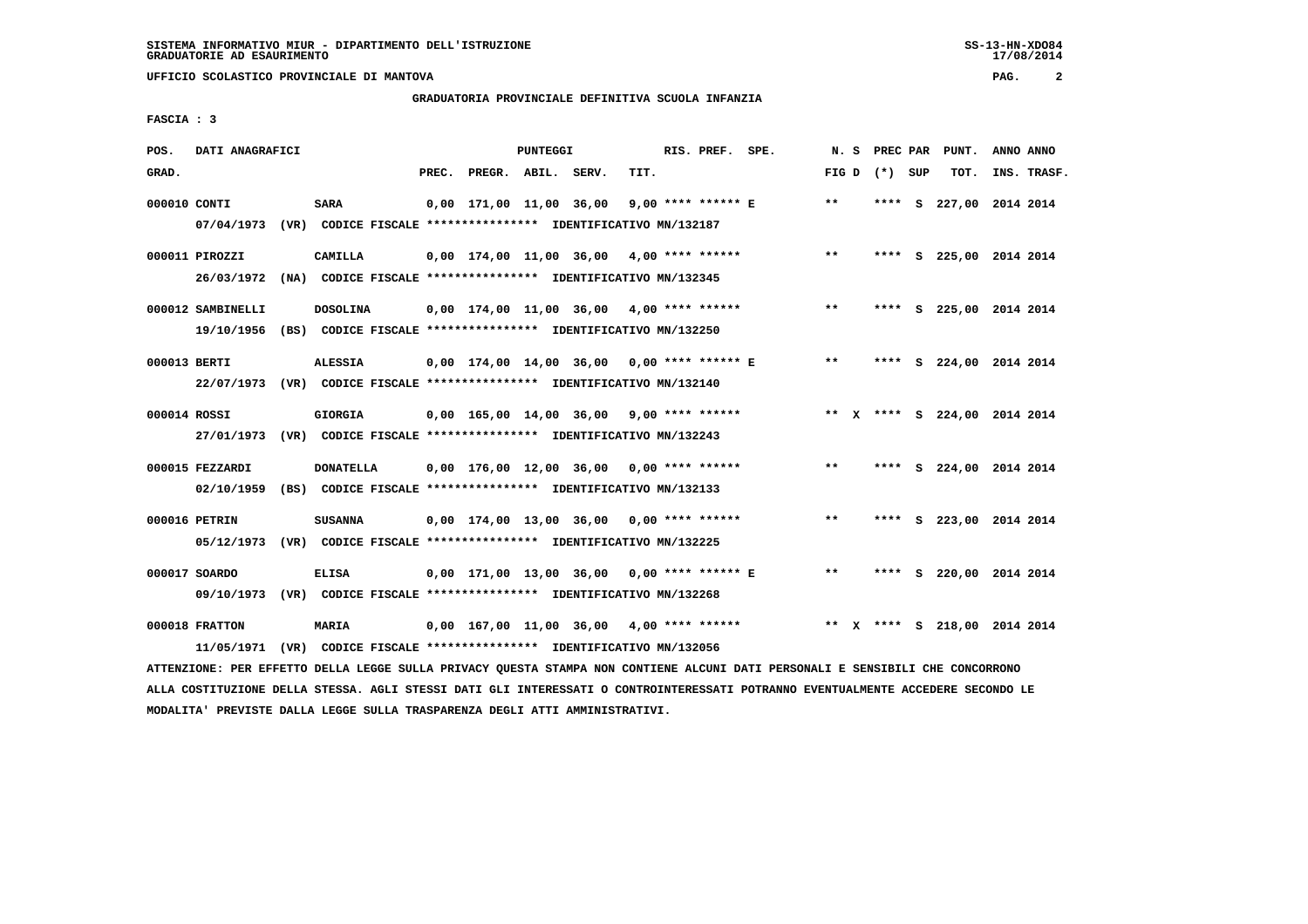SISTEMA INFORMATIVO MIUR - DIPARTIMENTO DELL'ISTRUZIONE
GRADUATORIE AD ESAURIMENTO

UFFICIO SCOLASTICO PROVINCIALE DI MANTOVA

GRADUATORIA PROVINCIALE DEFINITIVA SCUOLA INFANZIA

FASCIA : 3

| POS. GRAD. | DATI ANAGRAFICI | | PREC. | PREGR. | ABIL. | SERV. | TIT. | RIS. PREF. | SPE. | N. S FIG D | PREC PAR (*) SUP | PUNT. TOT. | ANNO ANNO INS. TRASF. |
|---|---|---|---|---|---|---|---|---|---|---|---|---|---|
| 000010 | CONTI | SARA | 0,00 | 171,00 | 11,00 | 36,00 | 9,00 | **** ****** E | | ** | **** S | 227,00 | 2014 2014 |
| | 07/04/1973 (VR) CODICE FISCALE **************** IDENTIFICATIVO MN/132187 | | | | | | | | | | | | |
| 000011 | PIROZZI | CAMILLA | 0,00 | 174,00 | 11,00 | 36,00 | 4,00 | **** ****** | | ** | **** S | 225,00 | 2014 2014 |
| | 26/03/1972 (NA) CODICE FISCALE **************** IDENTIFICATIVO MN/132345 | | | | | | | | | | | | |
| 000012 | SAMBINELLI | DOSOLINA | 0,00 | 174,00 | 11,00 | 36,00 | 4,00 | **** ****** | | ** | **** S | 225,00 | 2014 2014 |
| | 19/10/1956 (BS) CODICE FISCALE **************** IDENTIFICATIVO MN/132250 | | | | | | | | | | | | |
| 000013 | BERTI | ALESSIA | 0,00 | 174,00 | 14,00 | 36,00 | 0,00 | **** ****** E | | ** | **** S | 224,00 | 2014 2014 |
| | 22/07/1973 (VR) CODICE FISCALE **************** IDENTIFICATIVO MN/132140 | | | | | | | | | | | | |
| 000014 | ROSSI | GIORGIA | 0,00 | 165,00 | 14,00 | 36,00 | 9,00 | **** ****** | | ** X | **** S | 224,00 | 2014 2014 |
| | 27/01/1973 (VR) CODICE FISCALE **************** IDENTIFICATIVO MN/132243 | | | | | | | | | | | | |
| 000015 | FEZZARDI | DONATELLA | 0,00 | 176,00 | 12,00 | 36,00 | 0,00 | **** ****** | | ** | **** S | 224,00 | 2014 2014 |
| | 02/10/1959 (BS) CODICE FISCALE **************** IDENTIFICATIVO MN/132133 | | | | | | | | | | | | |
| 000016 | PETRIN | SUSANNA | 0,00 | 174,00 | 13,00 | 36,00 | 0,00 | **** ****** | | ** | **** S | 223,00 | 2014 2014 |
| | 05/12/1973 (VR) CODICE FISCALE **************** IDENTIFICATIVO MN/132225 | | | | | | | | | | | | |
| 000017 | SOARDO | ELISA | 0,00 | 171,00 | 13,00 | 36,00 | 0,00 | **** ****** E | | ** | **** S | 220,00 | 2014 2014 |
| | 09/10/1973 (VR) CODICE FISCALE **************** IDENTIFICATIVO MN/132268 | | | | | | | | | | | | |
| 000018 | FRATTON | MARIA | 0,00 | 167,00 | 11,00 | 36,00 | 4,00 | **** ****** | | ** X | **** S | 218,00 | 2014 2014 |
| | 11/05/1971 (VR) CODICE FISCALE **************** IDENTIFICATIVO MN/132056 | | | | | | | | | | | | |

ATTENZIONE: PER EFFETTO DELLA LEGGE SULLA PRIVACY QUESTA STAMPA NON CONTIENE ALCUNI DATI PERSONALI E SENSIBILI CHE CONCORRONO ALLA COSTITUZIONE DELLA STESSA. AGLI STESSI DATI GLI INTERESSATI O CONTROINTERESSATI POTRANNO EVENTUALMENTE ACCEDERE SECONDO LE MODALITA' PREVISTE DALLA LEGGE SULLA TRASPARENZA DEGLI ATTI AMMINISTRATIVI.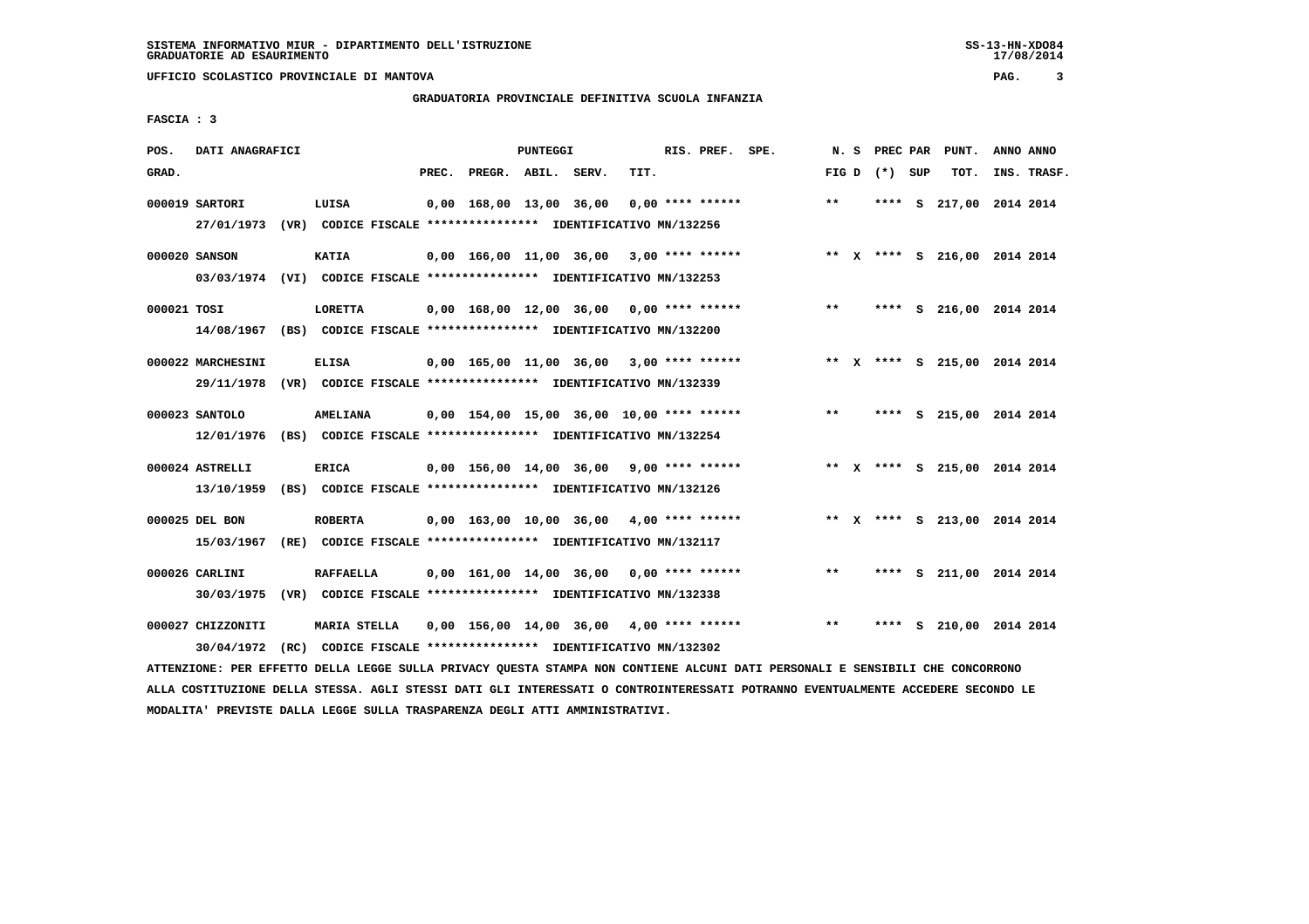SISTEMA INFORMATIVO MIUR - DIPARTIMENTO DELL'ISTRUZIONE
GRADUATORIE AD ESAURIMENTO

UFFICIO SCOLASTICO PROVINCIALE DI MANTOVA

GRADUATORIA PROVINCIALE DEFINITIVA SCUOLA INFANZIA

FASCIA : 3

| POS. GRAD. | DATI ANAGRAFICI | | PREC. | PREGR. | ABIL. | SERV. | TIT. | RIS. PREF. | SPE. | N. S FIG D | PREC PAR (*) SUP | PUNT. TOT. | ANNO ANNO INS. TRASF. |
|---|---|---|---|---|---|---|---|---|---|---|---|---|---|
| 000019 | SARTORI | LUISA | 0,00 | 168,00 | 13,00 | 36,00 | 0,00 | **** ****** | | ** | **** S | 217,00 | 2014 2014 |
| | 27/01/1973 (VR) CODICE FISCALE **************** IDENTIFICATIVO MN/132256 | | | | | | | | | | | | |
| 000020 | SANSON | KATIA | 0,00 | 166,00 | 11,00 | 36,00 | 3,00 | **** ****** | | ** X | **** S | 216,00 | 2014 2014 |
| | 03/03/1974 (VI) CODICE FISCALE **************** IDENTIFICATIVO MN/132253 | | | | | | | | | | | | |
| 000021 | TOSI | LORETTA | 0,00 | 168,00 | 12,00 | 36,00 | 0,00 | **** ****** | | ** | **** S | 216,00 | 2014 2014 |
| | 14/08/1967 (BS) CODICE FISCALE **************** IDENTIFICATIVO MN/132200 | | | | | | | | | | | | |
| 000022 | MARCHESINI | ELISA | 0,00 | 165,00 | 11,00 | 36,00 | 3,00 | **** ****** | | ** X | **** S | 215,00 | 2014 2014 |
| | 29/11/1978 (VR) CODICE FISCALE **************** IDENTIFICATIVO MN/132339 | | | | | | | | | | | | |
| 000023 | SANTOLO | AMELIANA | 0,00 | 154,00 | 15,00 | 36,00 | 10,00 | **** ****** | | ** | **** S | 215,00 | 2014 2014 |
| | 12/01/1976 (BS) CODICE FISCALE **************** IDENTIFICATIVO MN/132254 | | | | | | | | | | | | |
| 000024 | ASTRELLI | ERICA | 0,00 | 156,00 | 14,00 | 36,00 | 9,00 | **** ****** | | ** X | **** S | 215,00 | 2014 2014 |
| | 13/10/1959 (BS) CODICE FISCALE **************** IDENTIFICATIVO MN/132126 | | | | | | | | | | | | |
| 000025 | DEL BON | ROBERTA | 0,00 | 163,00 | 10,00 | 36,00 | 4,00 | **** ****** | | ** X | **** S | 213,00 | 2014 2014 |
| | 15/03/1967 (RE) CODICE FISCALE **************** IDENTIFICATIVO MN/132117 | | | | | | | | | | | | |
| 000026 | CARLINI | RAFFAELLA | 0,00 | 161,00 | 14,00 | 36,00 | 0,00 | **** ****** | | ** | **** S | 211,00 | 2014 2014 |
| | 30/03/1975 (VR) CODICE FISCALE **************** IDENTIFICATIVO MN/132338 | | | | | | | | | | | | |
| 000027 | CHIZZONITI | MARIA STELLA | 0,00 | 156,00 | 14,00 | 36,00 | 4,00 | **** ****** | | ** | **** S | 210,00 | 2014 2014 |
| | 30/04/1972 (RC) CODICE FISCALE **************** IDENTIFICATIVO MN/132302 | | | | | | | | | | | | |

ATTENZIONE: PER EFFETTO DELLA LEGGE SULLA PRIVACY QUESTA STAMPA NON CONTIENE ALCUNI DATI PERSONALI E SENSIBILI CHE CONCORRONO ALLA COSTITUZIONE DELLA STESSA. AGLI STESSI DATI GLI INTERESSATI O CONTROINTERESSATI POTRANNO EVENTUALMENTE ACCEDERE SECONDO LE MODALITA' PREVISTE DALLA LEGGE SULLA TRASPARENZA DEGLI ATTI AMMINISTRATIVI.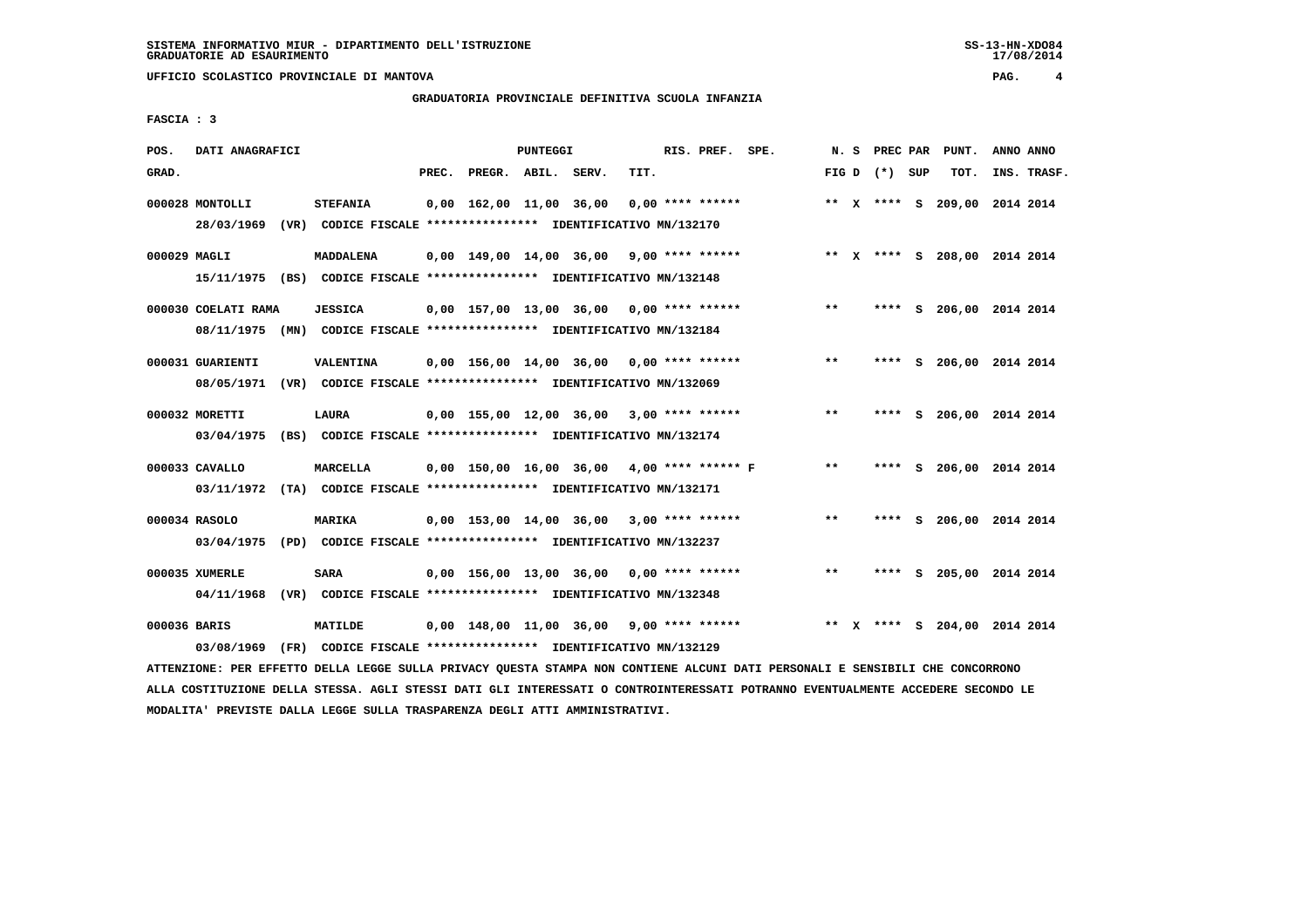SISTEMA INFORMATIVO MIUR - DIPARTIMENTO DELL'ISTRUZIONE
GRADUATORIE AD ESAURIMENTO

UFFICIO SCOLASTICO PROVINCIALE DI MANTOVA

## GRADUATORIA PROVINCIALE DEFINITIVA SCUOLA INFANZIA

FASCIA : 3

| POS. GRAD. | DATI ANAGRAFICI | | PREC. | PREGR. | ABIL. | SERV. | TIT. | RIS. PREF. | SPE. | N. S FIG D | PREC PAR (*) SUP | PUNT. TOT. | ANNO ANNO INS. TRASF. |
|---|---|---|---|---|---|---|---|---|---|---|---|---|---|
| 000028 | MONTOLLI | STEFANIA | 0,00 | 162,00 | 11,00 | 36,00 | 0,00 | **** ****** | | ** X | **** S | 209,00 | 2014 2014 |
| | 28/03/1969 (VR) CODICE FISCALE **************** IDENTIFICATIVO MN/132170 | | | | | | | | | | | | |
| 000029 | MAGLI | MADDALENA | 0,00 | 149,00 | 14,00 | 36,00 | 9,00 | **** ****** | | ** X | **** S | 208,00 | 2014 2014 |
| | 15/11/1975 (BS) CODICE FISCALE **************** IDENTIFICATIVO MN/132148 | | | | | | | | | | | | |
| 000030 | COELATI RAMA | JESSICA | 0,00 | 157,00 | 13,00 | 36,00 | 0,00 | **** ****** | | ** | **** S | 206,00 | 2014 2014 |
| | 08/11/1975 (MN) CODICE FISCALE **************** IDENTIFICATIVO MN/132184 | | | | | | | | | | | | |
| 000031 | GUARIENTI | VALENTINA | 0,00 | 156,00 | 14,00 | 36,00 | 0,00 | **** ****** | | ** | **** S | 206,00 | 2014 2014 |
| | 08/05/1971 (VR) CODICE FISCALE **************** IDENTIFICATIVO MN/132069 | | | | | | | | | | | | |
| 000032 | MORETTI | LAURA | 0,00 | 155,00 | 12,00 | 36,00 | 3,00 | **** ****** | | ** | **** S | 206,00 | 2014 2014 |
| | 03/04/1975 (BS) CODICE FISCALE **************** IDENTIFICATIVO MN/132174 | | | | | | | | | | | | |
| 000033 | CAVALLO | MARCELLA | 0,00 | 150,00 | 16,00 | 36,00 | 4,00 | **** ****** | F | ** | **** S | 206,00 | 2014 2014 |
| | 03/11/1972 (TA) CODICE FISCALE **************** IDENTIFICATIVO MN/132171 | | | | | | | | | | | | |
| 000034 | RASOLO | MARIKA | 0,00 | 153,00 | 14,00 | 36,00 | 3,00 | **** ****** | | ** | **** S | 206,00 | 2014 2014 |
| | 03/04/1975 (PD) CODICE FISCALE **************** IDENTIFICATIVO MN/132237 | | | | | | | | | | | | |
| 000035 | XUMERLE | SARA | 0,00 | 156,00 | 13,00 | 36,00 | 0,00 | **** ****** | | ** | **** S | 205,00 | 2014 2014 |
| | 04/11/1968 (VR) CODICE FISCALE **************** IDENTIFICATIVO MN/132348 | | | | | | | | | | | | |
| 000036 | BARIS | MATILDE | 0,00 | 148,00 | 11,00 | 36,00 | 9,00 | **** ****** | | ** X | **** S | 204,00 | 2014 2014 |
| | 03/08/1969 (FR) CODICE FISCALE **************** IDENTIFICATIVO MN/132129 | | | | | | | | | | | | |

ATTENZIONE: PER EFFETTO DELLA LEGGE SULLA PRIVACY QUESTA STAMPA NON CONTIENE ALCUNI DATI PERSONALI E SENSIBILI CHE CONCORRONO ALLA COSTITUZIONE DELLA STESSA. AGLI STESSI DATI GLI INTERESSATI O CONTROINTERESSATI POTRANNO EVENTUALMENTE ACCEDERE SECONDO LE MODALITA' PREVISTE DALLA LEGGE SULLA TRASPARENZA DEGLI ATTI AMMINISTRATIVI.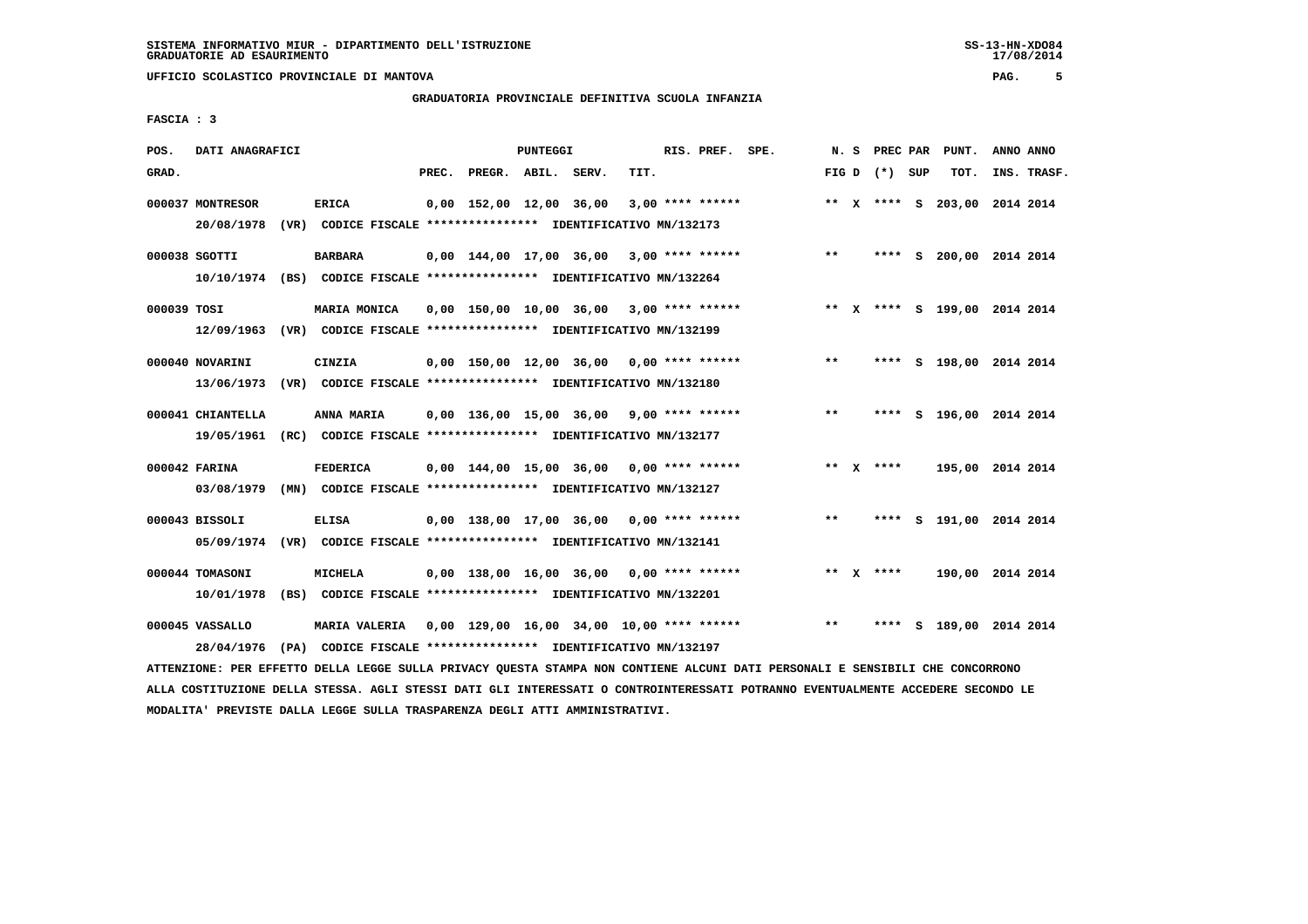SISTEMA INFORMATIVO MIUR - DIPARTIMENTO DELL'ISTRUZIONE
GRADUATORIE AD ESAURIMENTO

UFFICIO SCOLASTICO PROVINCIALE DI MANTOVA

## GRADUATORIA PROVINCIALE DEFINITIVA SCUOLA INFANZIA

FASCIA : 3

| POS. GRAD. | DATI ANAGRAFICI | | PREC. | PREGR. | ABIL. | SERV. | TIT. | RIS. PREF. | SPE. | N. S FIG D | PREC PAR (*) SUP | PUNT. TOT. | ANNO INS. | ANNO TRASF. |
|---|---|---|---|---|---|---|---|---|---|---|---|---|---|---|
| 000037 | MONTRESOR | ERICA | 0,00 | 152,00 | 12,00 | 36,00 | 3,00 | **** ****** | | ** X | **** S | 203,00 | 2014 | 2014 |
| | 20/08/1978 (VR) CODICE FISCALE **************** IDENTIFICATIVO MN/132173 | | | | | | | | | | | | | |
| 000038 | SGOTTI | BARBARA | 0,00 | 144,00 | 17,00 | 36,00 | 3,00 | **** ****** | | ** | **** S | 200,00 | 2014 | 2014 |
| | 10/10/1974 (BS) CODICE FISCALE **************** IDENTIFICATIVO MN/132264 | | | | | | | | | | | | | |
| 000039 | TOSI | MARIA MONICA | 0,00 | 150,00 | 10,00 | 36,00 | 3,00 | **** ****** | | ** X | **** S | 199,00 | 2014 | 2014 |
| | 12/09/1963 (VR) CODICE FISCALE **************** IDENTIFICATIVO MN/132199 | | | | | | | | | | | | | |
| 000040 | NOVARINI | CINZIA | 0,00 | 150,00 | 12,00 | 36,00 | 0,00 | **** ****** | | ** | **** S | 198,00 | 2014 | 2014 |
| | 13/06/1973 (VR) CODICE FISCALE **************** IDENTIFICATIVO MN/132180 | | | | | | | | | | | | | |
| 000041 | CHIANTELLA | ANNA MARIA | 0,00 | 136,00 | 15,00 | 36,00 | 9,00 | **** ****** | | ** | **** S | 196,00 | 2014 | 2014 |
| | 19/05/1961 (RC) CODICE FISCALE **************** IDENTIFICATIVO MN/132177 | | | | | | | | | | | | | |
| 000042 | FARINA | FEDERICA | 0,00 | 144,00 | 15,00 | 36,00 | 0,00 | **** ****** | | ** X | **** | 195,00 | 2014 | 2014 |
| | 03/08/1979 (MN) CODICE FISCALE **************** IDENTIFICATIVO MN/132127 | | | | | | | | | | | | | |
| 000043 | BISSOLI | ELISA | 0,00 | 138,00 | 17,00 | 36,00 | 0,00 | **** ****** | | ** | **** S | 191,00 | 2014 | 2014 |
| | 05/09/1974 (VR) CODICE FISCALE **************** IDENTIFICATIVO MN/132141 | | | | | | | | | | | | | |
| 000044 | TOMASONI | MICHELA | 0,00 | 138,00 | 16,00 | 36,00 | 0,00 | **** ****** | | ** X | **** | 190,00 | 2014 | 2014 |
| | 10/01/1978 (BS) CODICE FISCALE **************** IDENTIFICATIVO MN/132201 | | | | | | | | | | | | | |
| 000045 | VASSALLO | MARIA VALERIA | 0,00 | 129,00 | 16,00 | 34,00 | 10,00 | **** ****** | | ** | **** S | 189,00 | 2014 | 2014 |
| | 28/04/1976 (PA) CODICE FISCALE **************** IDENTIFICATIVO MN/132197 | | | | | | | | | | | | | |

ATTENZIONE: PER EFFETTO DELLA LEGGE SULLA PRIVACY QUESTA STAMPA NON CONTIENE ALCUNI DATI PERSONALI E SENSIBILI CHE CONCORRONO ALLA COSTITUZIONE DELLA STESSA. AGLI STESSI DATI GLI INTERESSATI O CONTROINTERESSATI POTRANNO EVENTUALMENTE ACCEDERE SECONDO LE MODALITA' PREVISTE DALLA LEGGE SULLA TRASPARENZA DEGLI ATTI AMMINISTRATIVI.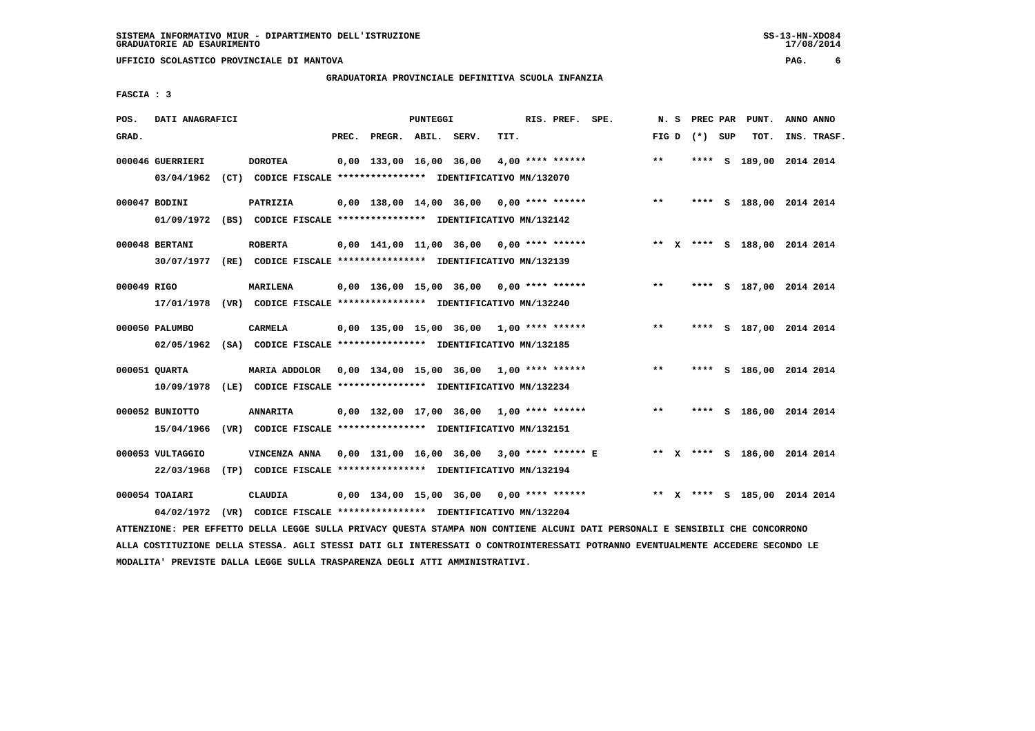SISTEMA INFORMATIVO MIUR - DIPARTIMENTO DELL'ISTRUZIONE
GRADUATORIE AD ESAURIMENTO

UFFICIO SCOLASTICO PROVINCIALE DI MANTOVA

GRADUATORIA PROVINCIALE DEFINITIVA SCUOLA INFANZIA

FASCIA : 3

| POS. GRAD. | DATI ANAGRAFICI | | PREC. | PREGR. | ABIL. | SERV. | TIT. | RIS. PREF. | SPE. | N. S FIG D | PREC PAR (*) | SUP | PUNT. TOT. | ANNO INS. | ANNO TRASF. |
|---|---|---|---|---|---|---|---|---|---|---|---|---|---|---|---|
| 000046 | GUERRIERI | DOROTEA | 0,00 | 133,00 | 16,00 | 36,00 | 4,00 | **** ****** | | ** | **** | S | 189,00 | 2014 | 2014 |
| | 03/04/1962 (CT) | CODICE FISCALE **************** IDENTIFICATIVO MN/132070 | | | | | | | | | | | | | |
| 000047 | BODINI | PATRIZIA | 0,00 | 138,00 | 14,00 | 36,00 | 0,00 | **** ****** | | ** | **** | S | 188,00 | 2014 | 2014 |
| | 01/09/1972 (BS) | CODICE FISCALE **************** IDENTIFICATIVO MN/132142 | | | | | | | | | | | | | |
| 000048 | BERTANI | ROBERTA | 0,00 | 141,00 | 11,00 | 36,00 | 0,00 | **** ****** | | ** X | **** | S | 188,00 | 2014 | 2014 |
| | 30/07/1977 (RE) | CODICE FISCALE **************** IDENTIFICATIVO MN/132139 | | | | | | | | | | | | | |
| 000049 | RIGO | MARILENA | 0,00 | 136,00 | 15,00 | 36,00 | 0,00 | **** ****** | | ** | **** | S | 187,00 | 2014 | 2014 |
| | 17/01/1978 (VR) | CODICE FISCALE **************** IDENTIFICATIVO MN/132240 | | | | | | | | | | | | | |
| 000050 | PALUMBO | CARMELA | 0,00 | 135,00 | 15,00 | 36,00 | 1,00 | **** ****** | | ** | **** | S | 187,00 | 2014 | 2014 |
| | 02/05/1962 (SA) | CODICE FISCALE **************** IDENTIFICATIVO MN/132185 | | | | | | | | | | | | | |
| 000051 | QUARTA | MARIA ADDOLOR | 0,00 | 134,00 | 15,00 | 36,00 | 1,00 | **** ****** | | ** | **** | S | 186,00 | 2014 | 2014 |
| | 10/09/1978 (LE) | CODICE FISCALE **************** IDENTIFICATIVO MN/132234 | | | | | | | | | | | | | |
| 000052 | BUNIOTTO | ANNARITA | 0,00 | 132,00 | 17,00 | 36,00 | 1,00 | **** ****** | | ** | **** | S | 186,00 | 2014 | 2014 |
| | 15/04/1966 (VR) | CODICE FISCALE **************** IDENTIFICATIVO MN/132151 | | | | | | | | | | | | | |
| 000053 | VULTAGGIO | VINCENZA ANNA | 0,00 | 131,00 | 16,00 | 36,00 | 3,00 | **** ****** | E | ** X | **** | S | 186,00 | 2014 | 2014 |
| | 22/03/1968 (TP) | CODICE FISCALE **************** IDENTIFICATIVO MN/132194 | | | | | | | | | | | | | |
| 000054 | TOAIARI | CLAUDIA | 0,00 | 134,00 | 15,00 | 36,00 | 0,00 | **** ****** | | ** X | **** | S | 185,00 | 2014 | 2014 |
| | 04/02/1972 (VR) | CODICE FISCALE **************** IDENTIFICATIVO MN/132204 | | | | | | | | | | | | | |

ATTENZIONE: PER EFFETTO DELLA LEGGE SULLA PRIVACY QUESTA STAMPA NON CONTIENE ALCUNI DATI PERSONALI E SENSIBILI CHE CONCORRONO ALLA COSTITUZIONE DELLA STESSA. AGLI STESSI DATI GLI INTERESSATI O CONTROINTERESSATI POTRANNO EVENTUALMENTE ACCEDERE SECONDO LE MODALITA' PREVISTE DALLA LEGGE SULLA TRASPARENZA DEGLI ATTI AMMINISTRATIVI.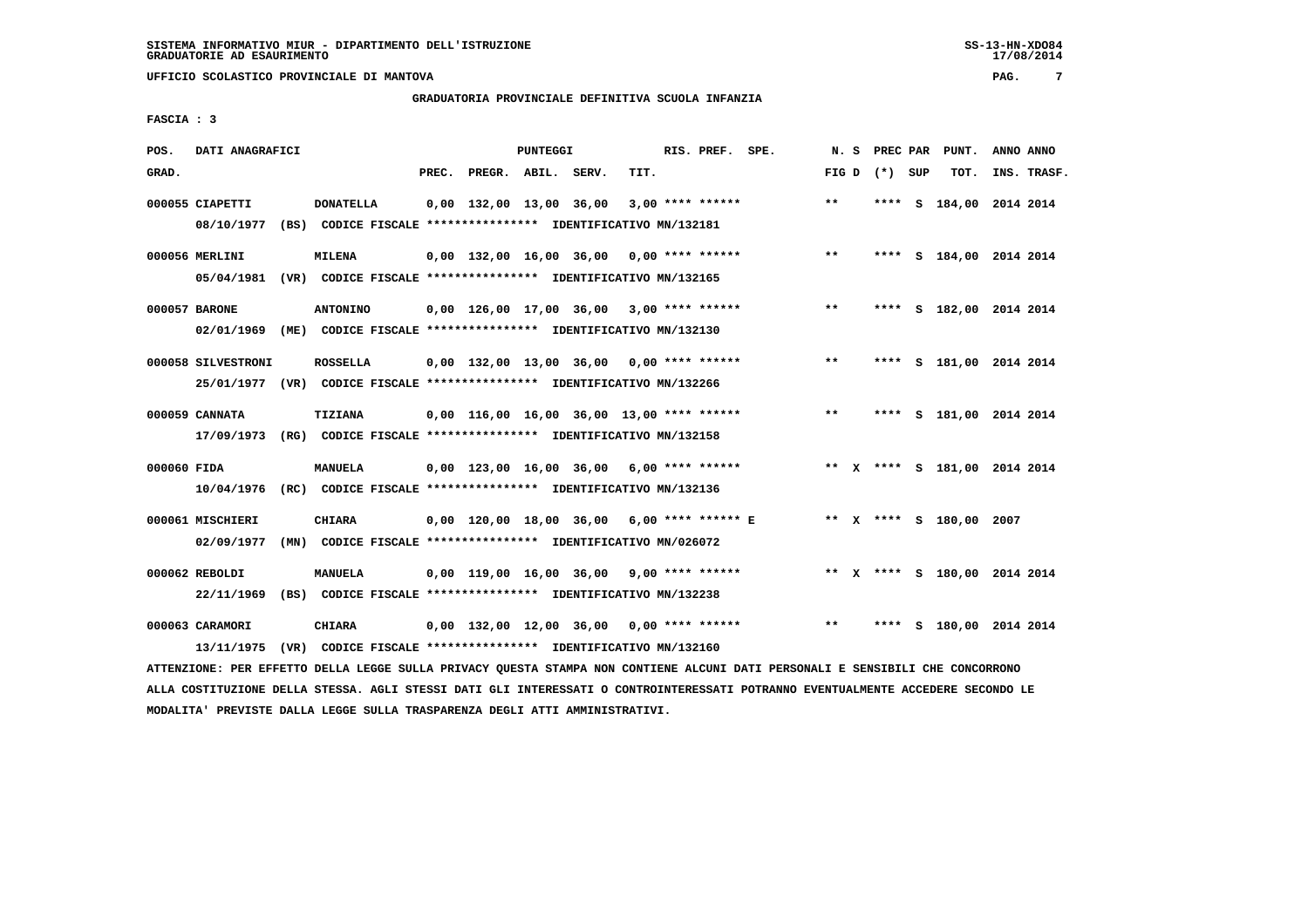SISTEMA INFORMATIVO MIUR - DIPARTIMENTO DELL'ISTRUZIONE
GRADUATORIE AD ESAURIMENTO

UFFICIO SCOLASTICO PROVINCIALE DI MANTOVA

## GRADUATORIA PROVINCIALE DEFINITIVA SCUOLA INFANZIA

FASCIA : 3

| POS. GRAD. | DATI ANAGRAFICI | | PREC. | PREGR. | ABIL. | SERV. | TIT. | RIS. PREF. | SPE. | N. S FIG D | PREC PAR (*) SUP | PUNT. TOT. | ANNO ANNO INS. TRASF. |
|---|---|---|---|---|---|---|---|---|---|---|---|---|---|
| 000055 | CIAPETTI | DONATELLA | 0,00 | 132,00 | 13,00 | 36,00 | 3,00 | **** ****** | | ** | **** S | 184,00 | 2014 2014 |
| | 08/10/1977 (BS) CODICE FISCALE **************** IDENTIFICATIVO MN/132181 | | | | | | | | | | | | |
| 000056 | MERLINI | MILENA | 0,00 | 132,00 | 16,00 | 36,00 | 0,00 | **** ****** | | ** | **** S | 184,00 | 2014 2014 |
| | 05/04/1981 (VR) CODICE FISCALE **************** IDENTIFICATIVO MN/132165 | | | | | | | | | | | | |
| 000057 | BARONE | ANTONINO | 0,00 | 126,00 | 17,00 | 36,00 | 3,00 | **** ****** | | ** | **** S | 182,00 | 2014 2014 |
| | 02/01/1969 (ME) CODICE FISCALE **************** IDENTIFICATIVO MN/132130 | | | | | | | | | | | | |
| 000058 | SILVESTRONI | ROSSELLA | 0,00 | 132,00 | 13,00 | 36,00 | 0,00 | **** ****** | | ** | **** S | 181,00 | 2014 2014 |
| | 25/01/1977 (VR) CODICE FISCALE **************** IDENTIFICATIVO MN/132266 | | | | | | | | | | | | |
| 000059 | CANNATA | TIZIANA | 0,00 | 116,00 | 16,00 | 36,00 | 13,00 | **** ****** | | ** | **** S | 181,00 | 2014 2014 |
| | 17/09/1973 (RG) CODICE FISCALE **************** IDENTIFICATIVO MN/132158 | | | | | | | | | | | | |
| 000060 | FIDA | MANUELA | 0,00 | 123,00 | 16,00 | 36,00 | 6,00 | **** ****** | | ** X | **** S | 181,00 | 2014 2014 |
| | 10/04/1976 (RC) CODICE FISCALE **************** IDENTIFICATIVO MN/132136 | | | | | | | | | | | | |
| 000061 | MISCHIERI | CHIARA | 0,00 | 120,00 | 18,00 | 36,00 | 6,00 | **** ****** | E | ** X | **** S | 180,00 | 2007 |
| | 02/09/1977 (MN) CODICE FISCALE **************** IDENTIFICATIVO MN/026072 | | | | | | | | | | | | |
| 000062 | REBOLDI | MANUELA | 0,00 | 119,00 | 16,00 | 36,00 | 9,00 | **** ****** | | ** X | **** S | 180,00 | 2014 2014 |
| | 22/11/1969 (BS) CODICE FISCALE **************** IDENTIFICATIVO MN/132238 | | | | | | | | | | | | |
| 000063 | CARAMORI | CHIARA | 0,00 | 132,00 | 12,00 | 36,00 | 0,00 | **** ****** | | ** | **** S | 180,00 | 2014 2014 |
| | 13/11/1975 (VR) CODICE FISCALE **************** IDENTIFICATIVO MN/132160 | | | | | | | | | | | | |

ATTENZIONE: PER EFFETTO DELLA LEGGE SULLA PRIVACY QUESTA STAMPA NON CONTIENE ALCUNI DATI PERSONALI E SENSIBILI CHE CONCORRONO ALLA COSTITUZIONE DELLA STESSA. AGLI STESSI DATI GLI INTERESSATI O CONTROINTERESSATI POTRANNO EVENTUALMENTE ACCEDERE SECONDO LE MODALITA' PREVISTE DALLA LEGGE SULLA TRASPARENZA DEGLI ATTI AMMINISTRATIVI.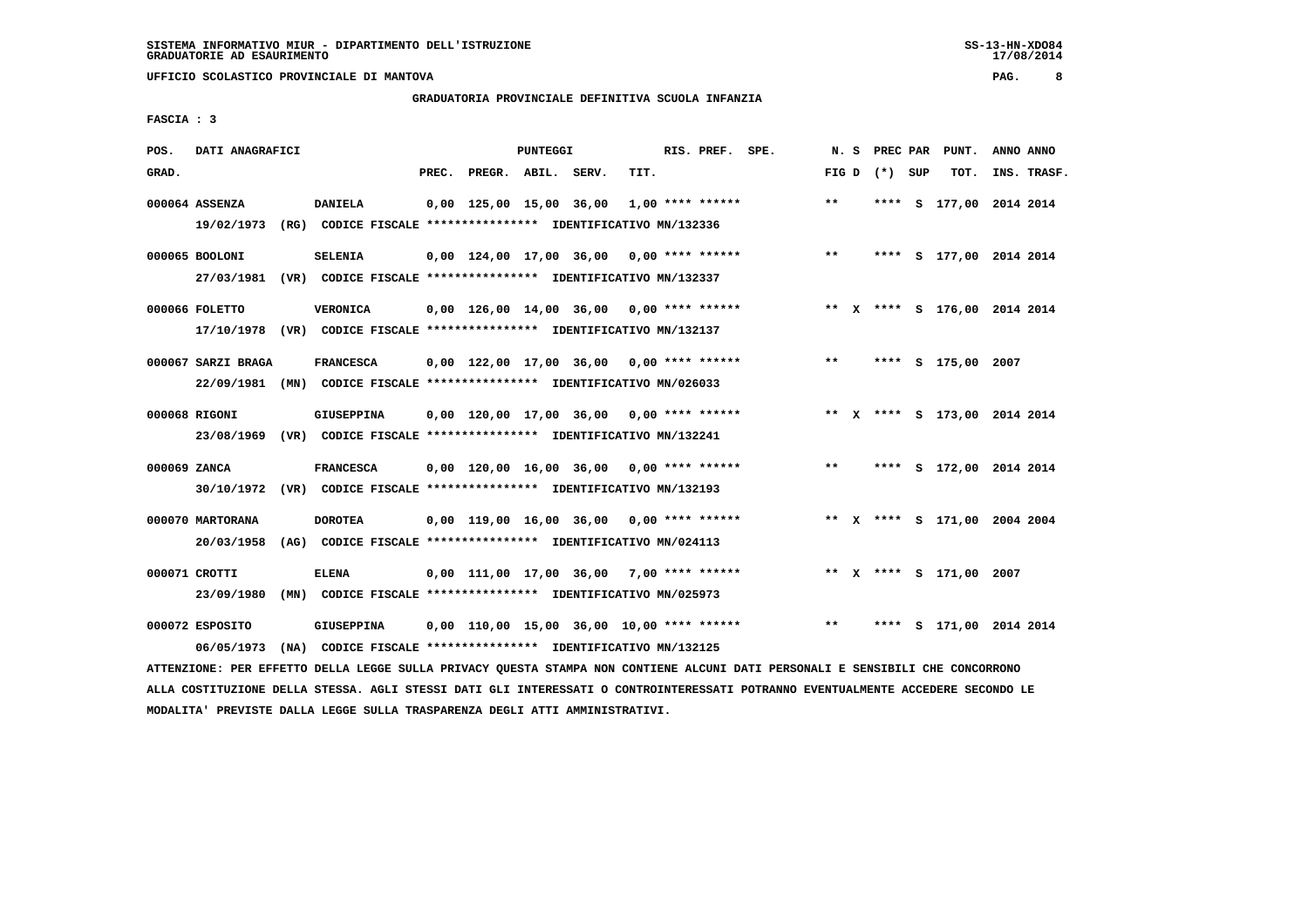SISTEMA INFORMATIVO MIUR - DIPARTIMENTO DELL'ISTRUZIONE
GRADUATORIE AD ESAURIMENTO

UFFICIO SCOLASTICO PROVINCIALE DI MANTOVA

GRADUATORIA PROVINCIALE DEFINITIVA SCUOLA INFANZIA

FASCIA : 3

| POS. GRAD. | DATI ANAGRAFICI | | PREC. | PREGR. | ABIL. | SERV. | TIT. | RIS. PREF. | SPE. | N. S FIG D | PREC PAR (*) SUP | PUNT. TOT. | ANNO INS. | ANNO TRASF. |
|---|---|---|---|---|---|---|---|---|---|---|---|---|---|---|
| 000064 | ASSENZA | DANIELA | 0,00 | 125,00 | 15,00 | 36,00 | 1,00 | **** ****** | | ** | **** S | 177,00 | 2014 | 2014 |
| | 19/02/1973 (RG) | CODICE FISCALE **************** IDENTIFICATIVO MN/132336 | | | | | | | | | | | | |
| 000065 | BOOLONI | SELENIA | 0,00 | 124,00 | 17,00 | 36,00 | 0,00 | **** ****** | | ** | **** S | 177,00 | 2014 | 2014 |
| | 27/03/1981 (VR) | CODICE FISCALE **************** IDENTIFICATIVO MN/132337 | | | | | | | | | | | | |
| 000066 | FOLETTO | VERONICA | 0,00 | 126,00 | 14,00 | 36,00 | 0,00 | **** ****** | | ** X | **** S | 176,00 | 2014 | 2014 |
| | 17/10/1978 (VR) | CODICE FISCALE **************** IDENTIFICATIVO MN/132137 | | | | | | | | | | | | |
| 000067 | SARZI BRAGA | FRANCESCA | 0,00 | 122,00 | 17,00 | 36,00 | 0,00 | **** ****** | | ** | **** S | 175,00 | 2007 | |
| | 22/09/1981 (MN) | CODICE FISCALE **************** IDENTIFICATIVO MN/026033 | | | | | | | | | | | | |
| 000068 | RIGONI | GIUSEPPINA | 0,00 | 120,00 | 17,00 | 36,00 | 0,00 | **** ****** | | ** X | **** S | 173,00 | 2014 | 2014 |
| | 23/08/1969 (VR) | CODICE FISCALE **************** IDENTIFICATIVO MN/132241 | | | | | | | | | | | | |
| 000069 | ZANCA | FRANCESCA | 0,00 | 120,00 | 16,00 | 36,00 | 0,00 | **** ****** | | ** | **** S | 172,00 | 2014 | 2014 |
| | 30/10/1972 (VR) | CODICE FISCALE **************** IDENTIFICATIVO MN/132193 | | | | | | | | | | | | |
| 000070 | MARTORANA | DOROTEA | 0,00 | 119,00 | 16,00 | 36,00 | 0,00 | **** ****** | | ** X | **** S | 171,00 | 2004 | 2004 |
| | 20/03/1958 (AG) | CODICE FISCALE **************** IDENTIFICATIVO MN/024113 | | | | | | | | | | | | |
| 000071 | CROTTI | ELENA | 0,00 | 111,00 | 17,00 | 36,00 | 7,00 | **** ****** | | ** X | **** S | 171,00 | 2007 | |
| | 23/09/1980 (MN) | CODICE FISCALE **************** IDENTIFICATIVO MN/025973 | | | | | | | | | | | | |
| 000072 | ESPOSITO | GIUSEPPINA | 0,00 | 110,00 | 15,00 | 36,00 | 10,00 | **** ****** | | ** | **** S | 171,00 | 2014 | 2014 |
| | 06/05/1973 (NA) | CODICE FISCALE **************** IDENTIFICATIVO MN/132125 | | | | | | | | | | | | |

ATTENZIONE: PER EFFETTO DELLA LEGGE SULLA PRIVACY QUESTA STAMPA NON CONTIENE ALCUNI DATI PERSONALI E SENSIBILI CHE CONCORRONO ALLA COSTITUZIONE DELLA STESSA. AGLI STESSI DATI GLI INTERESSATI O CONTROINTERESSATI POTRANNO EVENTUALMENTE ACCEDERE SECONDO LE MODALITA' PREVISTE DALLA LEGGE SULLA TRASPARENZA DEGLI ATTI AMMINISTRATIVI.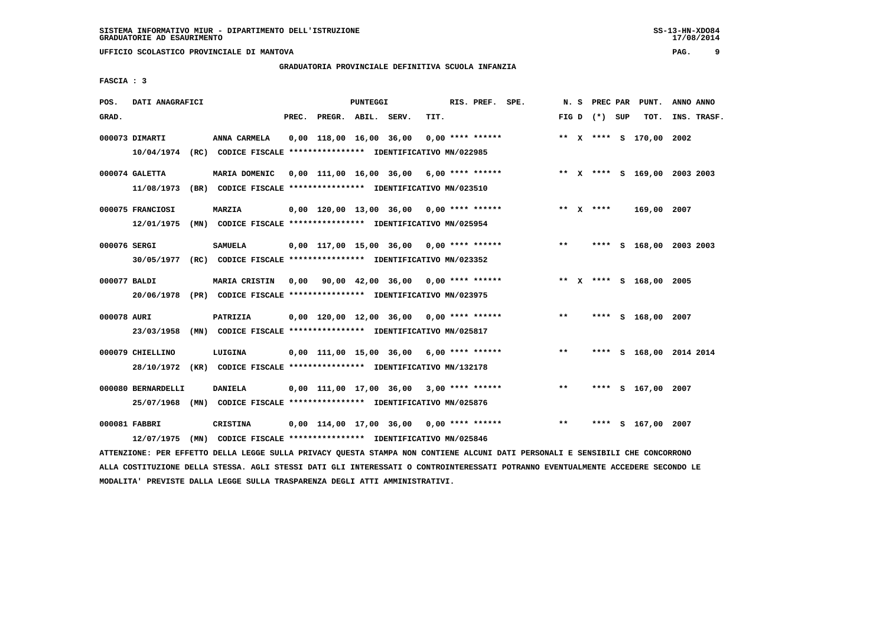SISTEMA INFORMATIVO MIUR - DIPARTIMENTO DELL'ISTRUZIONE
GRADUATORIE AD ESAURIMENTO

UFFICIO SCOLASTICO PROVINCIALE DI MANTOVA

## GRADUATORIA PROVINCIALE DEFINITIVA SCUOLA INFANZIA

FASCIA : 3

| POS. GRAD. | DATI ANAGRAFICI | | PREC. | PREGR. | ABIL. | SERV. | TIT. | RIS. PREF. SPE. | N. S FIG D | PREC PAR (*) SUP | PUNT. TOT. | ANNO ANNO INS. TRASF. |
|---|---|---|---|---|---|---|---|---|---|---|---|---|
| 000073 | DIMARTI | ANNA CARMELA | 0,00 | 118,00 | 16,00 | 36,00 | 0,00 | **** ****** | ** X | **** S | 170,00 | 2002 |
| | 10/04/1974 (RC) CODICE FISCALE **************** IDENTIFICATIVO MN/022985 | | | | | | | | | | | |
| 000074 | GALETTA | MARIA DOMENIC | 0,00 | 111,00 | 16,00 | 36,00 | 6,00 | **** ****** | ** X | **** S | 169,00 | 2003 2003 |
| | 11/08/1973 (BR) CODICE FISCALE **************** IDENTIFICATIVO MN/023510 | | | | | | | | | | | |
| 000075 | FRANCIOSI | MARZIA | 0,00 | 120,00 | 13,00 | 36,00 | 0,00 | **** ****** | ** X | **** | 169,00 | 2007 |
| | 12/01/1975 (MN) CODICE FISCALE **************** IDENTIFICATIVO MN/025954 | | | | | | | | | | | |
| 000076 | SERGI | SAMUELA | 0,00 | 117,00 | 15,00 | 36,00 | 0,00 | **** ****** | ** | **** S | 168,00 | 2003 2003 |
| | 30/05/1977 (RC) CODICE FISCALE **************** IDENTIFICATIVO MN/023352 | | | | | | | | | | | |
| 000077 | BALDI | MARIA CRISTIN | 0,00 | 90,00 | 42,00 | 36,00 | 0,00 | **** ****** | ** X | **** S | 168,00 | 2005 |
| | 20/06/1978 (PR) CODICE FISCALE **************** IDENTIFICATIVO MN/023975 | | | | | | | | | | | |
| 000078 | AURI | PATRIZIA | 0,00 | 120,00 | 12,00 | 36,00 | 0,00 | **** ****** | ** | **** S | 168,00 | 2007 |
| | 23/03/1958 (MN) CODICE FISCALE **************** IDENTIFICATIVO MN/025817 | | | | | | | | | | | |
| 000079 | CHIELLINO | LUIGINA | 0,00 | 111,00 | 15,00 | 36,00 | 6,00 | **** ****** | ** | **** S | 168,00 | 2014 2014 |
| | 28/10/1972 (KR) CODICE FISCALE **************** IDENTIFICATIVO MN/132178 | | | | | | | | | | | |
| 000080 | BERNARDELLI | DANIELA | 0,00 | 111,00 | 17,00 | 36,00 | 3,00 | **** ****** | ** | **** S | 167,00 | 2007 |
| | 25/07/1968 (MN) CODICE FISCALE **************** IDENTIFICATIVO MN/025876 | | | | | | | | | | | |
| 000081 | FABBRI | CRISTINA | 0,00 | 114,00 | 17,00 | 36,00 | 0,00 | **** ****** | ** | **** S | 167,00 | 2007 |
| | 12/07/1975 (MN) CODICE FISCALE **************** IDENTIFICATIVO MN/025846 | | | | | | | | | | | |

ATTENZIONE: PER EFFETTO DELLA LEGGE SULLA PRIVACY QUESTA STAMPA NON CONTIENE ALCUNI DATI PERSONALI E SENSIBILI CHE CONCORRONO ALLA COSTITUZIONE DELLA STESSA. AGLI STESSI DATI GLI INTERESSATI O CONTROINTERESSATI POTRANNO EVENTUALMENTE ACCEDERE SECONDO LE MODALITA' PREVISTE DALLA LEGGE SULLA TRASPARENZA DEGLI ATTI AMMINISTRATIVI.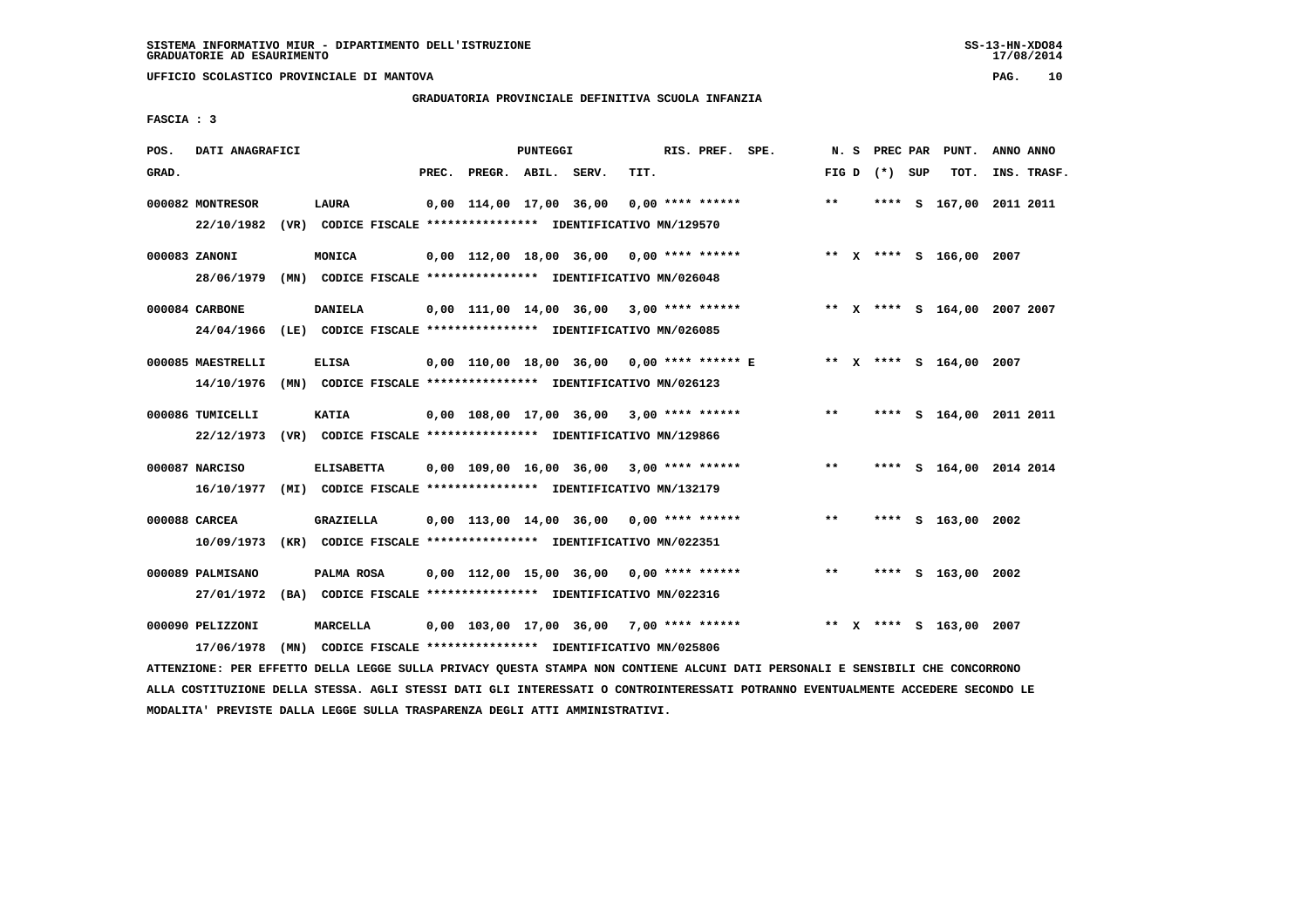UFFICIO SCOLASTICO PROVINCIALE DI MANTOVA

## GRADUATORIA PROVINCIALE DEFINITIVA SCUOLA INFANZIA

FASCIA : 3

| POS. GRAD. | DATI ANAGRAFICI | | PREC. | PREGR. | ABIL. | SERV. | TIT. | RIS. PREF. SPE. | N. S FIG D | PREC PAR (*) SUP | PUNT. TOT. | ANNO INS. | ANNO TRASF. |
|---|---|---|---|---|---|---|---|---|---|---|---|---|---|
| 000082 | MONTRESOR LAURA 22/10/1982 (VR) CODICE FISCALE **************** IDENTIFICATIVO MN/129570 | | 0,00 | 114,00 | 17,00 | 36,00 | 0,00 | **** ****** | ** | **** S | 167,00 | 2011 | 2011 |
| 000083 | ZANONI MONICA 28/06/1979 (MN) CODICE FISCALE **************** IDENTIFICATIVO MN/026048 | | 0,00 | 112,00 | 18,00 | 36,00 | 0,00 | **** ****** | ** X | **** S | 166,00 | 2007 | |
| 000084 | CARBONE DANIELA 24/04/1966 (LE) CODICE FISCALE **************** IDENTIFICATIVO MN/026085 | | 0,00 | 111,00 | 14,00 | 36,00 | 3,00 | **** ****** | ** X | **** S | 164,00 | 2007 | 2007 |
| 000085 | MAESTRELLI ELISA 14/10/1976 (MN) CODICE FISCALE **************** IDENTIFICATIVO MN/026123 | | 0,00 | 110,00 | 18,00 | 36,00 | 0,00 | **** ****** E | ** X | **** S | 164,00 | 2007 | |
| 000086 | TUMICELLI KATIA 22/12/1973 (VR) CODICE FISCALE **************** IDENTIFICATIVO MN/129866 | | 0,00 | 108,00 | 17,00 | 36,00 | 3,00 | **** ****** | ** | **** S | 164,00 | 2011 | 2011 |
| 000087 | NARCISO ELISABETTA 16/10/1977 (MI) CODICE FISCALE **************** IDENTIFICATIVO MN/132179 | | 0,00 | 109,00 | 16,00 | 36,00 | 3,00 | **** ****** | ** | **** S | 164,00 | 2014 | 2014 |
| 000088 | CARCEA GRAZIELLA 10/09/1973 (KR) CODICE FISCALE **************** IDENTIFICATIVO MN/022351 | | 0,00 | 113,00 | 14,00 | 36,00 | 0,00 | **** ****** | ** | **** S | 163,00 | 2002 | |
| 000089 | PALMISANO PALMA ROSA 27/01/1972 (BA) CODICE FISCALE **************** IDENTIFICATIVO MN/022316 | | 0,00 | 112,00 | 15,00 | 36,00 | 0,00 | **** ****** | ** | **** S | 163,00 | 2002 | |
| 000090 | PELIZZONI MARCELLA 17/06/1978 (MN) CODICE FISCALE **************** IDENTIFICATIVO MN/025806 | | 0,00 | 103,00 | 17,00 | 36,00 | 7,00 | **** ****** | ** X | **** S | 163,00 | 2007 | |

ATTENZIONE: PER EFFETTO DELLA LEGGE SULLA PRIVACY QUESTA STAMPA NON CONTIENE ALCUNI DATI PERSONALI E SENSIBILI CHE CONCORRONO ALLA COSTITUZIONE DELLA STESSA. AGLI STESSI DATI GLI INTERESSATI O CONTROINTERESSATI POTRANNO EVENTUALMENTE ACCEDERE SECONDO LE MODALITA' PREVISTE DALLA LEGGE SULLA TRASPARENZA DEGLI ATTI AMMINISTRATIVI.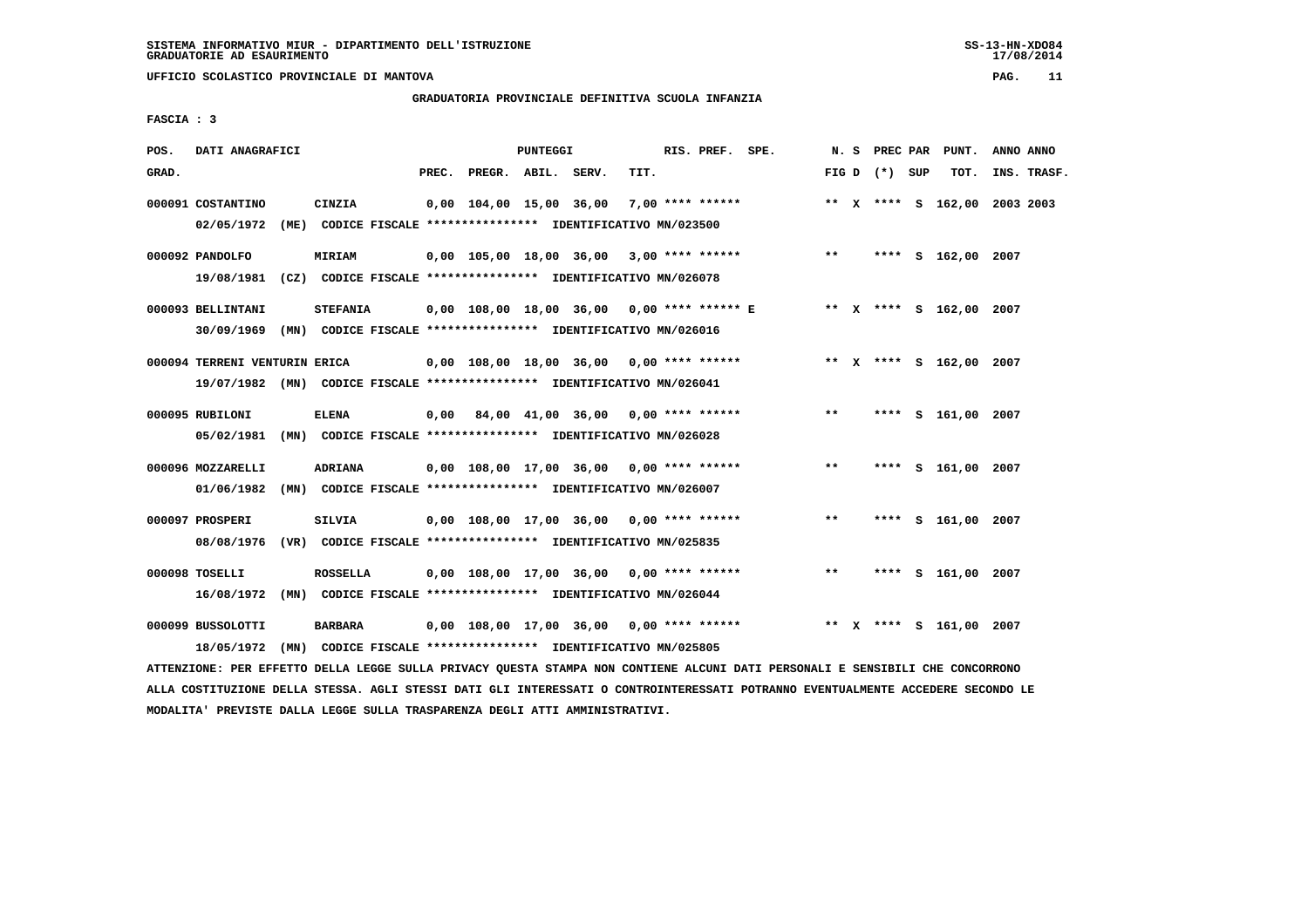SISTEMA INFORMATIVO MIUR - DIPARTIMENTO DELL'ISTRUZIONE
GRADUATORIE AD ESAURIMENTO

UFFICIO SCOLASTICO PROVINCIALE DI MANTOVA

## GRADUATORIA PROVINCIALE DEFINITIVA SCUOLA INFANZIA

FASCIA : 3

| POS. GRAD. | DATI ANAGRAFICI | | PREC. | PREGR. | ABIL. | SERV. | TIT. | RIS. PREF. SPE. | N. S FIG D | PREC PAR (*) SUP | PUNT. TOT. | ANNO ANNO INS. TRASF. |
|---|---|---|---|---|---|---|---|---|---|---|---|---|
| 000091 | COSTANTINO | CINZIA | 0,00 | 104,00 | 15,00 | 36,00 | 7,00 | **** ****** | ** X | **** S | 162,00 | 2003 2003 |
| | 02/05/1972 (ME) CODICE FISCALE **************** IDENTIFICATIVO MN/023500 | | | | | | | | | | | |
| 000092 | PANDOLFO | MIRIAM | 0,00 | 105,00 | 18,00 | 36,00 | 3,00 | **** ****** | ** | **** S | 162,00 | 2007 |
| | 19/08/1981 (CZ) CODICE FISCALE **************** IDENTIFICATIVO MN/026078 | | | | | | | | | | | |
| 000093 | BELLINTANI | STEFANIA | 0,00 | 108,00 | 18,00 | 36,00 | 0,00 | **** ****** E | ** X | **** S | 162,00 | 2007 |
| | 30/09/1969 (MN) CODICE FISCALE **************** IDENTIFICATIVO MN/026016 | | | | | | | | | | | |
| 000094 | TERRENI VENTURIN | ERICA | 0,00 | 108,00 | 18,00 | 36,00 | 0,00 | **** ****** | ** X | **** S | 162,00 | 2007 |
| | 19/07/1982 (MN) CODICE FISCALE **************** IDENTIFICATIVO MN/026041 | | | | | | | | | | | |
| 000095 | RUBILONI | ELENA | 0,00 | 84,00 | 41,00 | 36,00 | 0,00 | **** ****** | ** | **** S | 161,00 | 2007 |
| | 05/02/1981 (MN) CODICE FISCALE **************** IDENTIFICATIVO MN/026028 | | | | | | | | | | | |
| 000096 | MOZZARELLI | ADRIANA | 0,00 | 108,00 | 17,00 | 36,00 | 0,00 | **** ****** | ** | **** S | 161,00 | 2007 |
| | 01/06/1982 (MN) CODICE FISCALE **************** IDENTIFICATIVO MN/026007 | | | | | | | | | | | |
| 000097 | PROSPERI | SILVIA | 0,00 | 108,00 | 17,00 | 36,00 | 0,00 | **** ****** | ** | **** S | 161,00 | 2007 |
| | 08/08/1976 (VR) CODICE FISCALE **************** IDENTIFICATIVO MN/025835 | | | | | | | | | | | |
| 000098 | TOSELLI | ROSSELLA | 0,00 | 108,00 | 17,00 | 36,00 | 0,00 | **** ****** | ** | **** S | 161,00 | 2007 |
| | 16/08/1972 (MN) CODICE FISCALE **************** IDENTIFICATIVO MN/026044 | | | | | | | | | | | |
| 000099 | BUSSOLOTTI | BARBARA | 0,00 | 108,00 | 17,00 | 36,00 | 0,00 | **** ****** | ** X | **** S | 161,00 | 2007 |
| | 18/05/1972 (MN) CODICE FISCALE **************** IDENTIFICATIVO MN/025805 | | | | | | | | | | | |

ATTENZIONE: PER EFFETTO DELLA LEGGE SULLA PRIVACY QUESTA STAMPA NON CONTIENE ALCUNI DATI PERSONALI E SENSIBILI CHE CONCORRONO ALLA COSTITUZIONE DELLA STESSA. AGLI STESSI DATI GLI INTERESSATI O CONTROINTERESSATI POTRANNO EVENTUALMENTE ACCEDERE SECONDO LE MODALITA' PREVISTE DALLA LEGGE SULLA TRASPARENZA DEGLI ATTI AMMINISTRATIVI.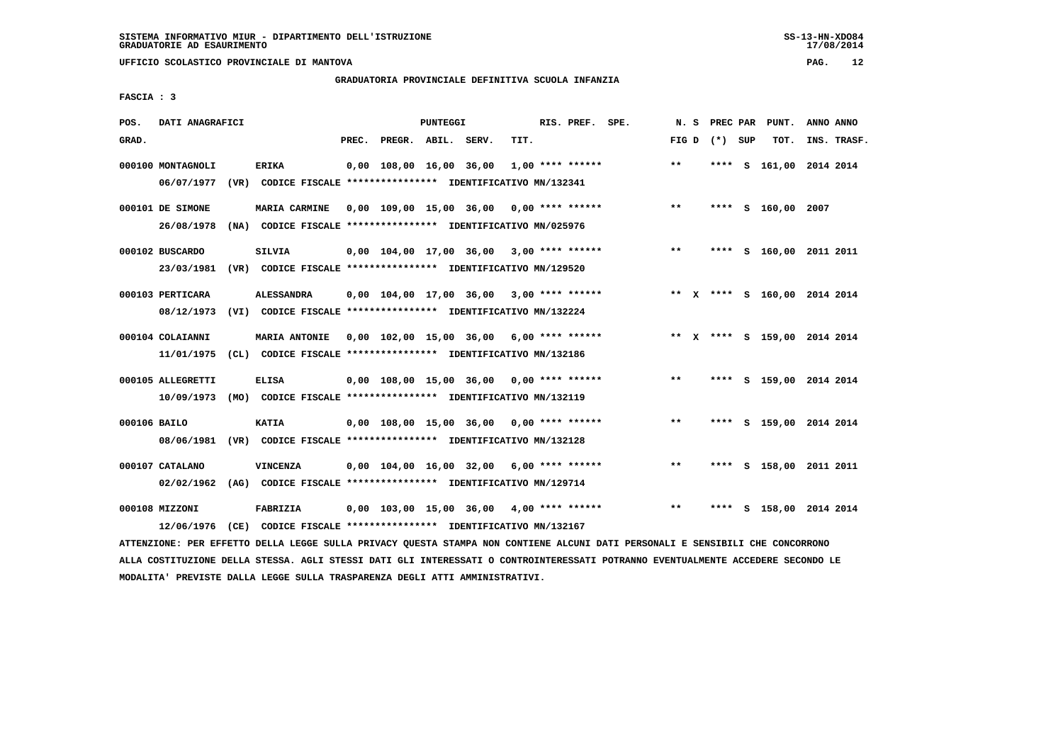SISTEMA INFORMATIVO MIUR - DIPARTIMENTO DELL'ISTRUZIONE
GRADUATORIE AD ESAURIMENTO

UFFICIO SCOLASTICO PROVINCIALE DI MANTOVA

## GRADUATORIA PROVINCIALE DEFINITIVA SCUOLA INFANZIA

FASCIA : 3

| POS. GRAD. | DATI ANAGRAFICI | | PREC. | PREGR. | ABIL. | SERV. | TIT. | RIS. PREF. | SPE. | N. S FIG D | PREC (*) | PAR SUP | PUNT. TOT. | ANNO INS. | ANNO TRASF. |
|---|---|---|---|---|---|---|---|---|---|---|---|---|---|---|---|
| 000100 | MONTAGNOLI | ERIKA | 0,00 | 108,00 | 16,00 | 36,00 | 1,00 | **** ****** | | ** | **** | S | 161,00 | 2014 | 2014 |
| | 06/07/1977 (VR) | CODICE FISCALE **************** IDENTIFICATIVO MN/132341 | | | | | | | | | | | | | |
| 000101 | DE SIMONE | MARIA CARMINE | 0,00 | 109,00 | 15,00 | 36,00 | 0,00 | **** ****** | | ** | **** | S | 160,00 | 2007 | |
| | 26/08/1978 (NA) | CODICE FISCALE **************** IDENTIFICATIVO MN/025976 | | | | | | | | | | | | | |
| 000102 | BUSCARDO | SILVIA | 0,00 | 104,00 | 17,00 | 36,00 | 3,00 | **** ****** | | ** | **** | S | 160,00 | 2011 | 2011 |
| | 23/03/1981 (VR) | CODICE FISCALE **************** IDENTIFICATIVO MN/129520 | | | | | | | | | | | | | |
| 000103 | PERTICARA | ALESSANDRA | 0,00 | 104,00 | 17,00 | 36,00 | 3,00 | **** ****** | | ** X | **** | S | 160,00 | 2014 | 2014 |
| | 08/12/1973 (VI) | CODICE FISCALE **************** IDENTIFICATIVO MN/132224 | | | | | | | | | | | | | |
| 000104 | COLAIANNI | MARIA ANTONIE | 0,00 | 102,00 | 15,00 | 36,00 | 6,00 | **** ****** | | ** X | **** | S | 159,00 | 2014 | 2014 |
| | 11/01/1975 (CL) | CODICE FISCALE **************** IDENTIFICATIVO MN/132186 | | | | | | | | | | | | | |
| 000105 | ALLEGRETTI | ELISA | 0,00 | 108,00 | 15,00 | 36,00 | 0,00 | **** ****** | | ** | **** | S | 159,00 | 2014 | 2014 |
| | 10/09/1973 (MO) | CODICE FISCALE **************** IDENTIFICATIVO MN/132119 | | | | | | | | | | | | | |
| 000106 | BAILO | KATIA | 0,00 | 108,00 | 15,00 | 36,00 | 0,00 | **** ****** | | ** | **** | S | 159,00 | 2014 | 2014 |
| | 08/06/1981 (VR) | CODICE FISCALE **************** IDENTIFICATIVO MN/132128 | | | | | | | | | | | | | |
| 000107 | CATALANO | VINCENZA | 0,00 | 104,00 | 16,00 | 32,00 | 6,00 | **** ****** | | ** | **** | S | 158,00 | 2011 | 2011 |
| | 02/02/1962 (AG) | CODICE FISCALE **************** IDENTIFICATIVO MN/129714 | | | | | | | | | | | | | |
| 000108 | MIZZONI | FABRIZIA | 0,00 | 103,00 | 15,00 | 36,00 | 4,00 | **** ****** | | ** | **** | S | 158,00 | 2014 | 2014 |
| | 12/06/1976 (CE) | CODICE FISCALE **************** IDENTIFICATIVO MN/132167 | | | | | | | | | | | | | |

ATTENZIONE: PER EFFETTO DELLA LEGGE SULLA PRIVACY QUESTA STAMPA NON CONTIENE ALCUNI DATI PERSONALI E SENSIBILI CHE CONCORRONO ALLA COSTITUZIONE DELLA STESSA. AGLI STESSI DATI GLI INTERESSATI O CONTROINTERESSATI POTRANNO EVENTUALMENTE ACCEDERE SECONDO LE MODALITA' PREVISTE DALLA LEGGE SULLA TRASPARENZA DEGLI ATTI AMMINISTRATIVI.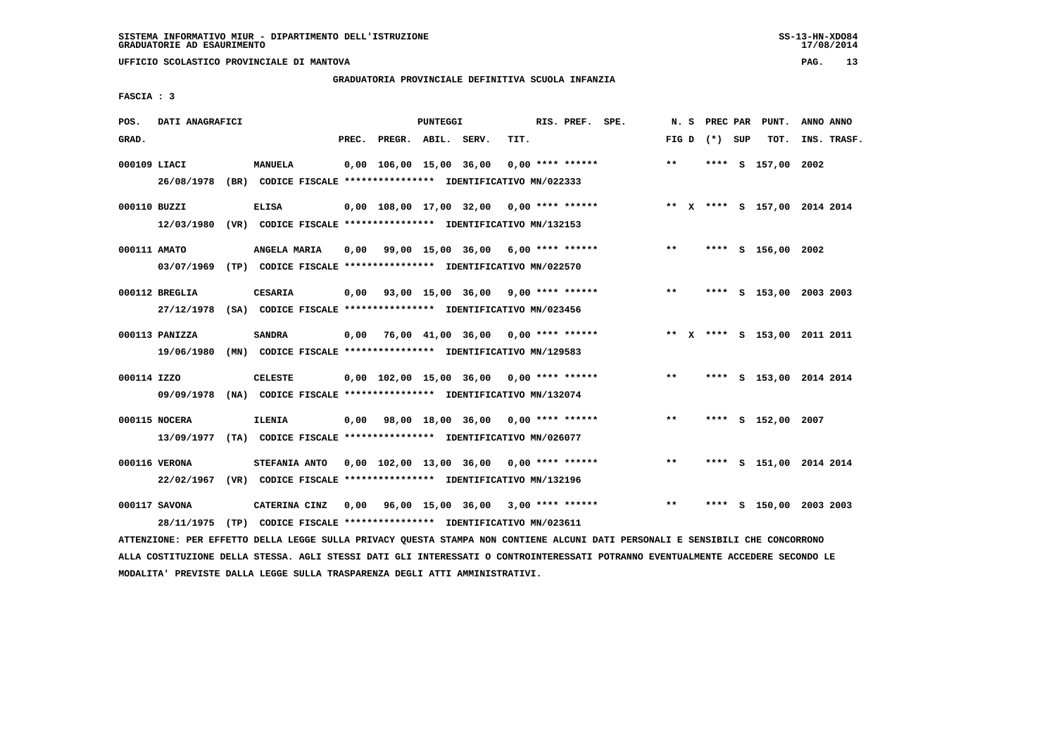SISTEMA INFORMATIVO MIUR - DIPARTIMENTO DELL'ISTRUZIONE
GRADUATORIE AD ESAURIMENTO

UFFICIO SCOLASTICO PROVINCIALE DI MANTOVA

GRADUATORIA PROVINCIALE DEFINITIVA SCUOLA INFANZIA

FASCIA : 3

| POS. GRAD. | DATI ANAGRAFICI | | PREC. | PREGR. | ABIL. | SERV. | TIT. | RIS. PREF. SPE. | N. S FIG D | PREC PAR (*) SUP | PUNT. TOT. | ANNO INS. | ANNO TRASF. |
|---|---|---|---|---|---|---|---|---|---|---|---|---|---|
| 000109 | LIACI | MANUELA | 0,00 | 106,00 | 15,00 | 36,00 | 0,00 | **** ****** | ** | **** S | 157,00 | 2002 | |
| | 26/08/1978 (BR) | CODICE FISCALE **************** IDENTIFICATIVO MN/022333 | | | | | | | | | | | |
| 000110 | BUZZI | ELISA | 0,00 | 108,00 | 17,00 | 32,00 | 0,00 | **** ****** | ** X | **** S | 157,00 | 2014 | 2014 |
| | 12/03/1980 (VR) | CODICE FISCALE **************** IDENTIFICATIVO MN/132153 | | | | | | | | | | | |
| 000111 | AMATO | ANGELA MARIA | 0,00 | 99,00 | 15,00 | 36,00 | 6,00 | **** ****** | ** | **** S | 156,00 | 2002 | |
| | 03/07/1969 (TP) | CODICE FISCALE **************** IDENTIFICATIVO MN/022570 | | | | | | | | | | | |
| 000112 | BREGLIA | CESARIA | 0,00 | 93,00 | 15,00 | 36,00 | 9,00 | **** ****** | ** | **** S | 153,00 | 2003 | 2003 |
| | 27/12/1978 (SA) | CODICE FISCALE **************** IDENTIFICATIVO MN/023456 | | | | | | | | | | | |
| 000113 | PANIZZA | SANDRA | 0,00 | 76,00 | 41,00 | 36,00 | 0,00 | **** ****** | ** X | **** S | 153,00 | 2011 | 2011 |
| | 19/06/1980 (MN) | CODICE FISCALE **************** IDENTIFICATIVO MN/129583 | | | | | | | | | | | |
| 000114 | IZZO | CELESTE | 0,00 | 102,00 | 15,00 | 36,00 | 0,00 | **** ****** | ** | **** S | 153,00 | 2014 | 2014 |
| | 09/09/1978 (NA) | CODICE FISCALE **************** IDENTIFICATIVO MN/132074 | | | | | | | | | | | |
| 000115 | NOCERA | ILENIA | 0,00 | 98,00 | 18,00 | 36,00 | 0,00 | **** ****** | ** | **** S | 152,00 | 2007 | |
| | 13/09/1977 (TA) | CODICE FISCALE **************** IDENTIFICATIVO MN/026077 | | | | | | | | | | | |
| 000116 | VERONA | STEFANIA ANTO | 0,00 | 102,00 | 13,00 | 36,00 | 0,00 | **** ****** | ** | **** S | 151,00 | 2014 | 2014 |
| | 22/02/1967 (VR) | CODICE FISCALE **************** IDENTIFICATIVO MN/132196 | | | | | | | | | | | |
| 000117 | SAVONA | CATERINA CINZ | 0,00 | 96,00 | 15,00 | 36,00 | 3,00 | **** ****** | ** | **** S | 150,00 | 2003 | 2003 |
| | 28/11/1975 (TP) | CODICE FISCALE **************** IDENTIFICATIVO MN/023611 | | | | | | | | | | | |

ATTENZIONE: PER EFFETTO DELLA LEGGE SULLA PRIVACY QUESTA STAMPA NON CONTIENE ALCUNI DATI PERSONALI E SENSIBILI CHE CONCORRONO ALLA COSTITUZIONE DELLA STESSA. AGLI STESSI DATI GLI INTERESSATI O CONTROINTERESSATI POTRANNO EVENTUALMENTE ACCEDERE SECONDO LE MODALITA' PREVISTE DALLA LEGGE SULLA TRASPARENZA DEGLI ATTI AMMINISTRATIVI.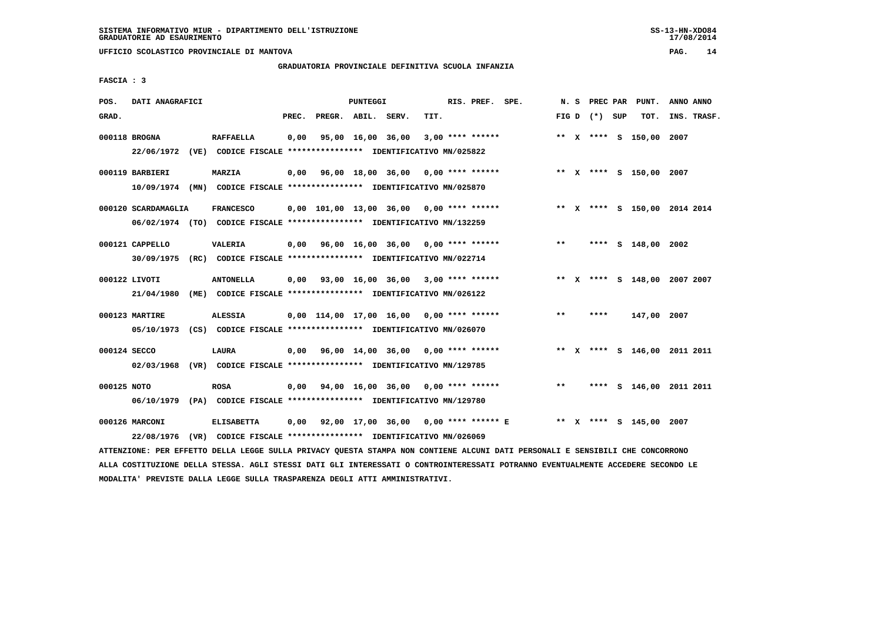SISTEMA INFORMATIVO MIUR - DIPARTIMENTO DELL'ISTRUZIONE
GRADUATORIE AD ESAURIMENTO

UFFICIO SCOLASTICO PROVINCIALE DI MANTOVA

GRADUATORIA PROVINCIALE DEFINITIVA SCUOLA INFANZIA

FASCIA : 3

| POS. GRAD. | DATI ANAGRAFICI | | PREC. | PREGR. | ABIL. | SERV. | TIT. | RIS. PREF. SPE. | N. S FIG D | PREC PAR (*) SUP | | PUNT. TOT. | ANNO ANNO INS. TRASF. |
|---|---|---|---|---|---|---|---|---|---|---|---|---|---|
| 000118 | BROGNA | RAFFAELLA | 0,00 | 95,00 | 16,00 | 36,00 | 3,00 | **** ****** | ** X | **** | S | 150,00 | 2007 |
| | 22/06/1972 (VE) CODICE FISCALE **************** IDENTIFICATIVO MN/025822 | | | | | | | | | | | | |
| 000119 | BARBIERI | MARZIA | 0,00 | 96,00 | 18,00 | 36,00 | 0,00 | **** ****** | ** X | **** | S | 150,00 | 2007 |
| | 10/09/1974 (MN) CODICE FISCALE **************** IDENTIFICATIVO MN/025870 | | | | | | | | | | | | |
| 000120 | SCARDAMAGLIA | FRANCESCO | 0,00 | 101,00 | 13,00 | 36,00 | 0,00 | **** ****** | ** X | **** | S | 150,00 | 2014 2014 |
| | 06/02/1974 (TO) CODICE FISCALE **************** IDENTIFICATIVO MN/132259 | | | | | | | | | | | | |
| 000121 | CAPPELLO | VALERIA | 0,00 | 96,00 | 16,00 | 36,00 | 0,00 | **** ****** | ** | **** | S | 148,00 | 2002 |
| | 30/09/1975 (RC) CODICE FISCALE **************** IDENTIFICATIVO MN/022714 | | | | | | | | | | | | |
| 000122 | LIVOTI | ANTONELLA | 0,00 | 93,00 | 16,00 | 36,00 | 3,00 | **** ****** | ** X | **** | S | 148,00 | 2007 2007 |
| | 21/04/1980 (ME) CODICE FISCALE **************** IDENTIFICATIVO MN/026122 | | | | | | | | | | | | |
| 000123 | MARTIRE | ALESSIA | 0,00 | 114,00 | 17,00 | 16,00 | 0,00 | **** ****** | ** | **** | | 147,00 | 2007 |
| | 05/10/1973 (CS) CODICE FISCALE **************** IDENTIFICATIVO MN/026070 | | | | | | | | | | | | |
| 000124 | SECCO | LAURA | 0,00 | 96,00 | 14,00 | 36,00 | 0,00 | **** ****** | ** X | **** | S | 146,00 | 2011 2011 |
| | 02/03/1968 (VR) CODICE FISCALE **************** IDENTIFICATIVO MN/129785 | | | | | | | | | | | | |
| 000125 | NOTO | ROSA | 0,00 | 94,00 | 16,00 | 36,00 | 0,00 | **** ****** | ** | **** | S | 146,00 | 2011 2011 |
| | 06/10/1979 (PA) CODICE FISCALE **************** IDENTIFICATIVO MN/129780 | | | | | | | | | | | | |
| 000126 | MARCONI | ELISABETTA | 0,00 | 92,00 | 17,00 | 36,00 | 0,00 | **** ****** E | ** X | **** | S | 145,00 | 2007 |
| | 22/08/1976 (VR) CODICE FISCALE **************** IDENTIFICATIVO MN/026069 | | | | | | | | | | | | |

ATTENZIONE: PER EFFETTO DELLA LEGGE SULLA PRIVACY QUESTA STAMPA NON CONTIENE ALCUNI DATI PERSONALI E SENSIBILI CHE CONCORRONO ALLA COSTITUZIONE DELLA STESSA. AGLI STESSI DATI GLI INTERESSATI O CONTROINTERESSATI POTRANNO EVENTUALMENTE ACCEDERE SECONDO LE MODALITA' PREVISTE DALLA LEGGE SULLA TRASPARENZA DEGLI ATTI AMMINISTRATIVI.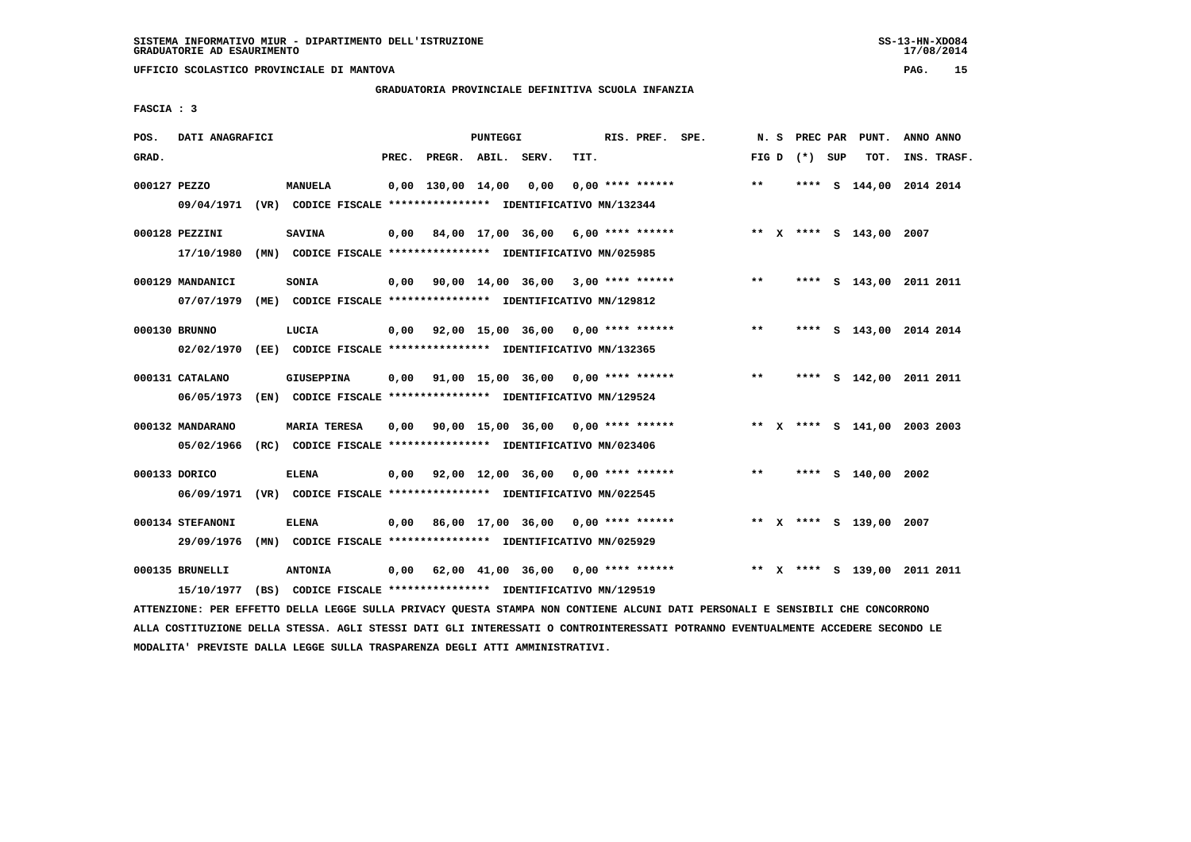SISTEMA INFORMATIVO MIUR - DIPARTIMENTO DELL'ISTRUZIONE
GRADUATORIE AD ESAURIMENTO

UFFICIO SCOLASTICO PROVINCIALE DI MANTOVA

GRADUATORIA PROVINCIALE DEFINITIVA SCUOLA INFANZIA

FASCIA : 3

| POS. GRAD. | DATI ANAGRAFICI | | PREC. | PREGR. | ABIL. | SERV. | TIT. | RIS. PREF. | SPE. | N. S FIG D | PREC PAR (*) SUP | PUNT. TOT. | ANNO ANNO INS. TRASF. |
|---|---|---|---|---|---|---|---|---|---|---|---|---|---|
| 000127 | PEZZO | MANUELA | 0,00 | 130,00 | 14,00 | 0,00 | 0,00 | **** ****** | | ** | **** S | 144,00 | 2014 2014 |
| | 09/04/1971 (VR) CODICE FISCALE **************** IDENTIFICATIVO MN/132344 | | | | | | | | | | | | |
| 000128 | PEZZINI | SAVINA | 0,00 | 84,00 | 17,00 | 36,00 | 6,00 | **** ****** | | ** X | **** S | 143,00 | 2007 |
| | 17/10/1980 (MN) CODICE FISCALE **************** IDENTIFICATIVO MN/025985 | | | | | | | | | | | | |
| 000129 | MANDANICI | SONIA | 0,00 | 90,00 | 14,00 | 36,00 | 3,00 | **** ****** | | ** | **** S | 143,00 | 2011 2011 |
| | 07/07/1979 (ME) CODICE FISCALE **************** IDENTIFICATIVO MN/129812 | | | | | | | | | | | | |
| 000130 | BRUNNO | LUCIA | 0,00 | 92,00 | 15,00 | 36,00 | 0,00 | **** ****** | | ** | **** S | 143,00 | 2014 2014 |
| | 02/02/1970 (EE) CODICE FISCALE **************** IDENTIFICATIVO MN/132365 | | | | | | | | | | | | |
| 000131 | CATALANO | GIUSEPPINA | 0,00 | 91,00 | 15,00 | 36,00 | 0,00 | **** ****** | | ** | **** S | 142,00 | 2011 2011 |
| | 06/05/1973 (EN) CODICE FISCALE **************** IDENTIFICATIVO MN/129524 | | | | | | | | | | | | |
| 000132 | MANDARANO | MARIA TERESA | 0,00 | 90,00 | 15,00 | 36,00 | 0,00 | **** ****** | | ** X | **** S | 141,00 | 2003 2003 |
| | 05/02/1966 (RC) CODICE FISCALE **************** IDENTIFICATIVO MN/023406 | | | | | | | | | | | | |
| 000133 | DORICO | ELENA | 0,00 | 92,00 | 12,00 | 36,00 | 0,00 | **** ****** | | ** | **** S | 140,00 | 2002 |
| | 06/09/1971 (VR) CODICE FISCALE **************** IDENTIFICATIVO MN/022545 | | | | | | | | | | | | |
| 000134 | STEFANONI | ELENA | 0,00 | 86,00 | 17,00 | 36,00 | 0,00 | **** ****** | | ** X | **** S | 139,00 | 2007 |
| | 29/09/1976 (MN) CODICE FISCALE **************** IDENTIFICATIVO MN/025929 | | | | | | | | | | | | |
| 000135 | BRUNELLI | ANTONIA | 0,00 | 62,00 | 41,00 | 36,00 | 0,00 | **** ****** | | ** X | **** S | 139,00 | 2011 2011 |
| | 15/10/1977 (BS) CODICE FISCALE **************** IDENTIFICATIVO MN/129519 | | | | | | | | | | | | |

ATTENZIONE: PER EFFETTO DELLA LEGGE SULLA PRIVACY QUESTA STAMPA NON CONTIENE ALCUNI DATI PERSONALI E SENSIBILI CHE CONCORRONO ALLA COSTITUZIONE DELLA STESSA. AGLI STESSI DATI GLI INTERESSATI O CONTROINTERESSATI POTRANNO EVENTUALMENTE ACCEDERE SECONDO LE MODALITA' PREVISTE DALLA LEGGE SULLA TRASPARENZA DEGLI ATTI AMMINISTRATIVI.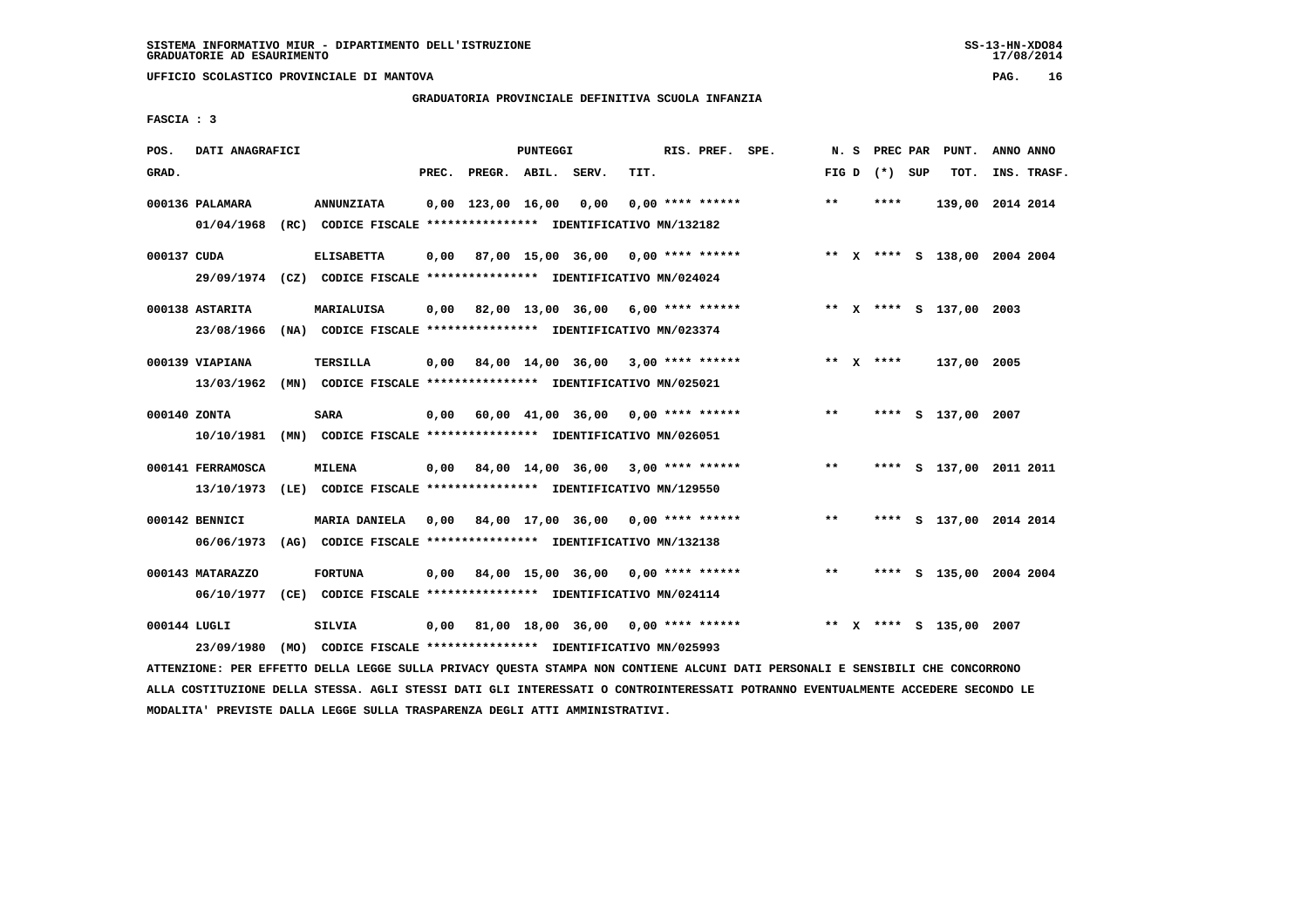SISTEMA INFORMATIVO MIUR - DIPARTIMENTO DELL'ISTRUZIONE
GRADUATORIE AD ESAURIMENTO

UFFICIO SCOLASTICO PROVINCIALE DI MANTOVA

GRADUATORIA PROVINCIALE DEFINITIVA SCUOLA INFANZIA

FASCIA : 3

| POS. GRAD. | DATI ANAGRAFICI | | PREC. | PREGR. | ABIL. | SERV. | TIT. | RIS. PREF. | SPE. | N. S FIG D | PREC PAR (*) SUP | PUNT. TOT. | ANNO INS. | ANNO TRASF. |
|---|---|---|---|---|---|---|---|---|---|---|---|---|---|---|
| 000136 | PALAMARA | ANNUNZIATA | 0,00 | 123,00 | 16,00 | 0,00 | 0,00 | **** ****** | | ** | **** | 139,00 | 2014 | 2014 |
| | 01/04/1968 (RC) | CODICE FISCALE **************** IDENTIFICATIVO MN/132182 | | | | | | | | | | | | |
| 000137 | CUDA | ELISABETTA | 0,00 | 87,00 | 15,00 | 36,00 | 0,00 | **** ****** | | ** X | **** S | 138,00 | 2004 | 2004 |
| | 29/09/1974 (CZ) | CODICE FISCALE **************** IDENTIFICATIVO MN/024024 | | | | | | | | | | | | |
| 000138 | ASTARITA | MARIALUISA | 0,00 | 82,00 | 13,00 | 36,00 | 6,00 | **** ****** | | ** X | **** S | 137,00 | 2003 | |
| | 23/08/1966 (NA) | CODICE FISCALE **************** IDENTIFICATIVO MN/023374 | | | | | | | | | | | | |
| 000139 | VIAPIANA | TERSILLA | 0,00 | 84,00 | 14,00 | 36,00 | 3,00 | **** ****** | | ** X | **** | 137,00 | 2005 | |
| | 13/03/1962 (MN) | CODICE FISCALE **************** IDENTIFICATIVO MN/025021 | | | | | | | | | | | | |
| 000140 | ZONTA | SARA | 0,00 | 60,00 | 41,00 | 36,00 | 0,00 | **** ****** | | ** | **** S | 137,00 | 2007 | |
| | 10/10/1981 (MN) | CODICE FISCALE **************** IDENTIFICATIVO MN/026051 | | | | | | | | | | | | |
| 000141 | FERRAMOSCA | MILENA | 0,00 | 84,00 | 14,00 | 36,00 | 3,00 | **** ****** | | ** | **** S | 137,00 | 2011 | 2011 |
| | 13/10/1973 (LE) | CODICE FISCALE **************** IDENTIFICATIVO MN/129550 | | | | | | | | | | | | |
| 000142 | BENNICI | MARIA DANIELA | 0,00 | 84,00 | 17,00 | 36,00 | 0,00 | **** ****** | | ** | **** S | 137,00 | 2014 | 2014 |
| | 06/06/1973 (AG) | CODICE FISCALE **************** IDENTIFICATIVO MN/132138 | | | | | | | | | | | | |
| 000143 | MATARAZZO | FORTUNA | 0,00 | 84,00 | 15,00 | 36,00 | 0,00 | **** ****** | | ** | **** S | 135,00 | 2004 | 2004 |
| | 06/10/1977 (CE) | CODICE FISCALE **************** IDENTIFICATIVO MN/024114 | | | | | | | | | | | | |
| 000144 | LUGLI | SILVIA | 0,00 | 81,00 | 18,00 | 36,00 | 0,00 | **** ****** | | ** X | **** S | 135,00 | 2007 | |
| | 23/09/1980 (MO) | CODICE FISCALE **************** IDENTIFICATIVO MN/025993 | | | | | | | | | | | | |

ATTENZIONE: PER EFFETTO DELLA LEGGE SULLA PRIVACY QUESTA STAMPA NON CONTIENE ALCUNI DATI PERSONALI E SENSIBILI CHE CONCORRONO ALLA COSTITUZIONE DELLA STESSA. AGLI STESSI DATI GLI INTERESSATI O CONTROINTERESSATI POTRANNO EVENTUALMENTE ACCEDERE SECONDO LE MODALITA' PREVISTE DALLA LEGGE SULLA TRASPARENZA DEGLI ATTI AMMINISTRATIVI.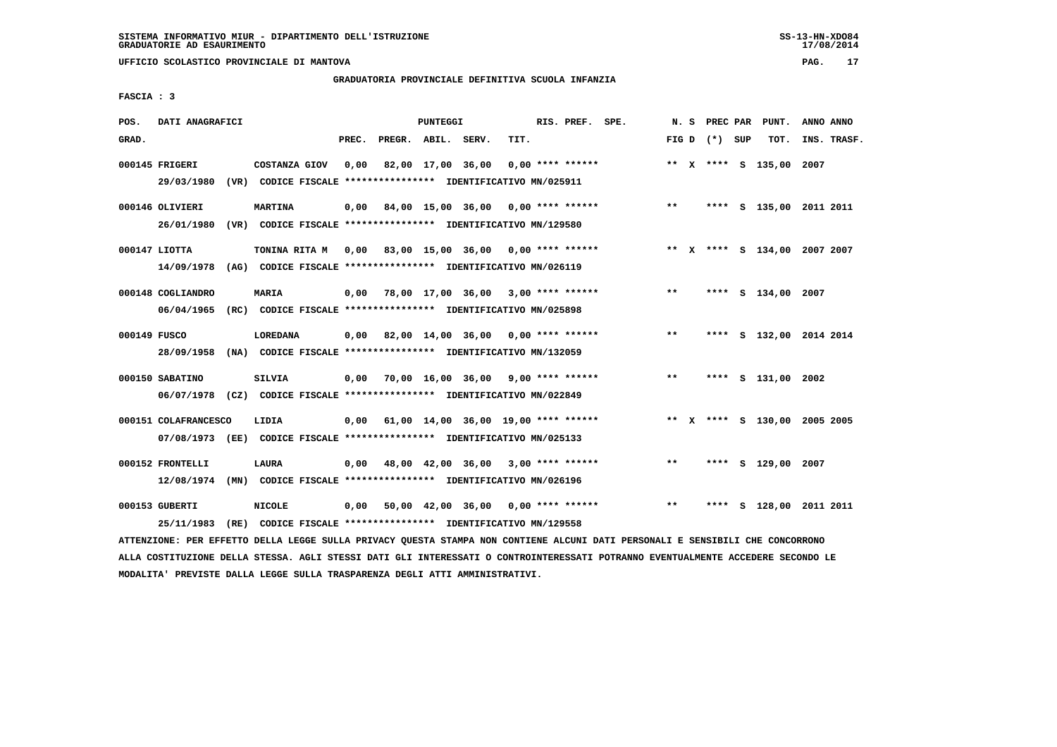SISTEMA INFORMATIVO MIUR - DIPARTIMENTO DELL'ISTRUZIONE
GRADUATORIE AD ESAURIMENTO

UFFICIO SCOLASTICO PROVINCIALE DI MANTOVA

GRADUATORIA PROVINCIALE DEFINITIVA SCUOLA INFANZIA

FASCIA : 3

| POS. GRAD. | DATI ANAGRAFICI | | PREC. | PREGR. | ABIL. | SERV. | TIT. | RIS. PREF. | SPE. | N. S FIG D | PREC (*) | PAR SUP | PUNT. TOT. | ANNO INS. | ANNO TRASF. |
|---|---|---|---|---|---|---|---|---|---|---|---|---|---|---|---|
| 000145 | FRIGERI | COSTANZA GIOV | 0,00 | 82,00 | 17,00 | 36,00 | 0,00 | **** ****** | | ** X | **** | S | 135,00 | 2007 | |
| | 29/03/1980 (VR) CODICE FISCALE **************** IDENTIFICATIVO MN/025911 | | | | | | | | | | | | | | |
| 000146 | OLIVIERI | MARTINA | 0,00 | 84,00 | 15,00 | 36,00 | 0,00 | **** ****** | | ** | **** | S | 135,00 | 2011 | 2011 |
| | 26/01/1980 (VR) CODICE FISCALE **************** IDENTIFICATIVO MN/129580 | | | | | | | | | | | | | | |
| 000147 | LIOTTA | TONINA RITA M | 0,00 | 83,00 | 15,00 | 36,00 | 0,00 | **** ****** | | ** X | **** | S | 134,00 | 2007 | 2007 |
| | 14/09/1978 (AG) CODICE FISCALE **************** IDENTIFICATIVO MN/026119 | | | | | | | | | | | | | | |
| 000148 | COGLIANDRO | MARIA | 0,00 | 78,00 | 17,00 | 36,00 | 3,00 | **** ****** | | ** | **** | S | 134,00 | 2007 | |
| | 06/04/1965 (RC) CODICE FISCALE **************** IDENTIFICATIVO MN/025898 | | | | | | | | | | | | | | |
| 000149 | FUSCO | LOREDANA | 0,00 | 82,00 | 14,00 | 36,00 | 0,00 | **** ****** | | ** | **** | S | 132,00 | 2014 | 2014 |
| | 28/09/1958 (NA) CODICE FISCALE **************** IDENTIFICATIVO MN/132059 | | | | | | | | | | | | | | |
| 000150 | SABATINO | SILVIA | 0,00 | 70,00 | 16,00 | 36,00 | 9,00 | **** ****** | | ** | **** | S | 131,00 | 2002 | |
| | 06/07/1978 (CZ) CODICE FISCALE **************** IDENTIFICATIVO MN/022849 | | | | | | | | | | | | | | |
| 000151 | COLAFRANCESCO | LIDIA | 0,00 | 61,00 | 14,00 | 36,00 | 19,00 | **** ****** | | ** X | **** | S | 130,00 | 2005 | 2005 |
| | 07/08/1973 (EE) CODICE FISCALE **************** IDENTIFICATIVO MN/025133 | | | | | | | | | | | | | | |
| 000152 | FRONTELLI | LAURA | 0,00 | 48,00 | 42,00 | 36,00 | 3,00 | **** ****** | | ** | **** | S | 129,00 | 2007 | |
| | 12/08/1974 (MN) CODICE FISCALE **************** IDENTIFICATIVO MN/026196 | | | | | | | | | | | | | | |
| 000153 | GUBERTI | NICOLE | 0,00 | 50,00 | 42,00 | 36,00 | 0,00 | **** ****** | | ** | **** | S | 128,00 | 2011 | 2011 |
| | 25/11/1983 (RE) CODICE FISCALE **************** IDENTIFICATIVO MN/129558 | | | | | | | | | | | | | | |

ATTENZIONE: PER EFFETTO DELLA LEGGE SULLA PRIVACY QUESTA STAMPA NON CONTIENE ALCUNI DATI PERSONALI E SENSIBILI CHE CONCORRONO ALLA COSTITUZIONE DELLA STESSA. AGLI STESSI DATI GLI INTERESSATI O CONTROINTERESSATI POTRANNO EVENTUALMENTE ACCEDERE SECONDO LE MODALITA' PREVISTE DALLA LEGGE SULLA TRASPARENZA DEGLI ATTI AMMINISTRATIVI.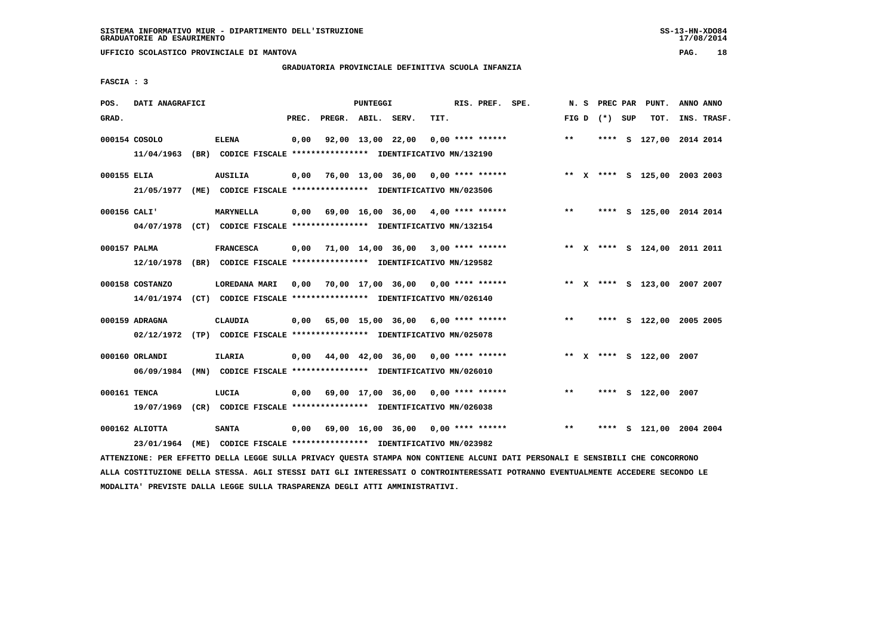UFFICIO SCOLASTICO PROVINCIALE DI MANTOVA

GRADUATORIA PROVINCIALE DEFINITIVA SCUOLA INFANZIA

FASCIA : 3

| POS. GRAD. | DATI ANAGRAFICI | | PREC. | PREGR. | ABIL. | SERV. | TIT. | RIS. PREF. | SPE. | N. S FIG D | PREC PAR (*) SUP | PUNT. TOT. | ANNO INS. | ANNO TRASF. |
|---|---|---|---|---|---|---|---|---|---|---|---|---|---|---|
| 000154 | COSOLO | ELENA | 0,00 | 92,00 | 13,00 | 22,00 | 0,00 | **** ****** | | ** | **** S | 127,00 | 2014 | 2014 |
| | 11/04/1963 (BR) CODICE FISCALE **************** IDENTIFICATIVO MN/132190 | | | | | | | | | | | | | |
| 000155 | ELIA | AUSILIA | 0,00 | 76,00 | 13,00 | 36,00 | 0,00 | **** ****** | | ** X | **** S | 125,00 | 2003 | 2003 |
| | 21/05/1977 (ME) CODICE FISCALE **************** IDENTIFICATIVO MN/023506 | | | | | | | | | | | | | |
| 000156 | CALI' | MARYNELLA | 0,00 | 69,00 | 16,00 | 36,00 | 4,00 | **** ****** | | ** | **** S | 125,00 | 2014 | 2014 |
| | 04/07/1978 (CT) CODICE FISCALE **************** IDENTIFICATIVO MN/132154 | | | | | | | | | | | | | |
| 000157 | PALMA | FRANCESCA | 0,00 | 71,00 | 14,00 | 36,00 | 3,00 | **** ****** | | ** X | **** S | 124,00 | 2011 | 2011 |
| | 12/10/1978 (BR) CODICE FISCALE **************** IDENTIFICATIVO MN/129582 | | | | | | | | | | | | | |
| 000158 | COSTANZO | LOREDANA MARI | 0,00 | 70,00 | 17,00 | 36,00 | 0,00 | **** ****** | | ** X | **** S | 123,00 | 2007 | 2007 |
| | 14/01/1974 (CT) CODICE FISCALE **************** IDENTIFICATIVO MN/026140 | | | | | | | | | | | | | |
| 000159 | ADRAGNA | CLAUDIA | 0,00 | 65,00 | 15,00 | 36,00 | 6,00 | **** ****** | | ** | **** S | 122,00 | 2005 | 2005 |
| | 02/12/1972 (TP) CODICE FISCALE **************** IDENTIFICATIVO MN/025078 | | | | | | | | | | | | | |
| 000160 | ORLANDI | ILARIA | 0,00 | 44,00 | 42,00 | 36,00 | 0,00 | **** ****** | | ** X | **** S | 122,00 | 2007 | |
| | 06/09/1984 (MN) CODICE FISCALE **************** IDENTIFICATIVO MN/026010 | | | | | | | | | | | | | |
| 000161 | TENCA | LUCIA | 0,00 | 69,00 | 17,00 | 36,00 | 0,00 | **** ****** | | ** | **** S | 122,00 | 2007 | |
| | 19/07/1969 (CR) CODICE FISCALE **************** IDENTIFICATIVO MN/026038 | | | | | | | | | | | | | |
| 000162 | ALIOTTA | SANTA | 0,00 | 69,00 | 16,00 | 36,00 | 0,00 | **** ****** | | ** | **** S | 121,00 | 2004 | 2004 |
| | 23/01/1964 (ME) CODICE FISCALE **************** IDENTIFICATIVO MN/023982 | | | | | | | | | | | | | |

ATTENZIONE: PER EFFETTO DELLA LEGGE SULLA PRIVACY QUESTA STAMPA NON CONTIENE ALCUNI DATI PERSONALI E SENSIBILI CHE CONCORRONO ALLA COSTITUZIONE DELLA STESSA. AGLI STESSI DATI GLI INTERESSATI O CONTROINTERESSATI POTRANNO EVENTUALMENTE ACCEDERE SECONDO LE MODALITA' PREVISTE DALLA LEGGE SULLA TRASPARENZA DEGLI ATTI AMMINISTRATIVI.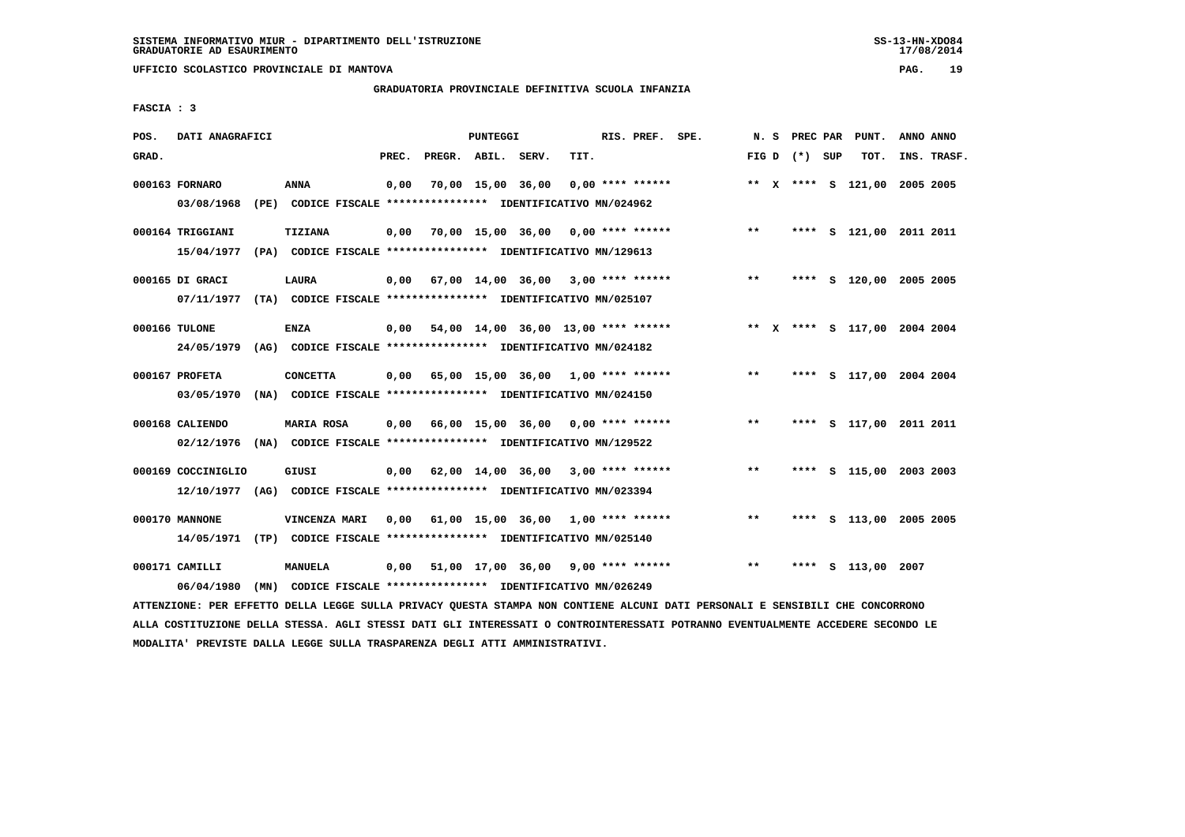SISTEMA INFORMATIVO MIUR - DIPARTIMENTO DELL'ISTRUZIONE
GRADUATORIE AD ESAURIMENTO

UFFICIO SCOLASTICO PROVINCIALE DI MANTOVA

GRADUATORIA PROVINCIALE DEFINITIVA SCUOLA INFANZIA

FASCIA : 3

| POS. GRAD. | DATI ANAGRAFICI | | PREC. | PREGR. | ABIL. | SERV. | TIT. | RIS. PREF. | SPE. | N. S FIG D | PREC PAR (*) | SUP | PUNT. TOT. | ANNO INS. | ANNO TRASF. |
|---|---|---|---|---|---|---|---|---|---|---|---|---|---|---|---|
| 000163 | FORNARO | ANNA | 0,00 | 70,00 | 15,00 | 36,00 | 0,00 | **** ****** | | ** X | **** | S | 121,00 | 2005 | 2005 |
| | 03/08/1968 (PE) CODICE FISCALE **************** IDENTIFICATIVO MN/024962 | | | | | | | | | | | | | | |
| 000164 | TRIGGIANI | TIZIANA | 0,00 | 70,00 | 15,00 | 36,00 | 0,00 | **** ****** | | ** | **** | S | 121,00 | 2011 | 2011 |
| | 15/04/1977 (PA) CODICE FISCALE **************** IDENTIFICATIVO MN/129613 | | | | | | | | | | | | | | |
| 000165 | DI GRACI | LAURA | 0,00 | 67,00 | 14,00 | 36,00 | 3,00 | **** ****** | | ** | **** | S | 120,00 | 2005 | 2005 |
| | 07/11/1977 (TA) CODICE FISCALE **************** IDENTIFICATIVO MN/025107 | | | | | | | | | | | | | | |
| 000166 | TULONE | ENZA | 0,00 | 54,00 | 14,00 | 36,00 | 13,00 | **** ****** | | ** X | **** | S | 117,00 | 2004 | 2004 |
| | 24/05/1979 (AG) CODICE FISCALE **************** IDENTIFICATIVO MN/024182 | | | | | | | | | | | | | | |
| 000167 | PROFETA | CONCETTA | 0,00 | 65,00 | 15,00 | 36,00 | 1,00 | **** ****** | | ** | **** | S | 117,00 | 2004 | 2004 |
| | 03/05/1970 (NA) CODICE FISCALE **************** IDENTIFICATIVO MN/024150 | | | | | | | | | | | | | | |
| 000168 | CALIENDO | MARIA ROSA | 0,00 | 66,00 | 15,00 | 36,00 | 0,00 | **** ****** | | ** | **** | S | 117,00 | 2011 | 2011 |
| | 02/12/1976 (NA) CODICE FISCALE **************** IDENTIFICATIVO MN/129522 | | | | | | | | | | | | | | |
| 000169 | COCCINIGLIO | GIUSI | 0,00 | 62,00 | 14,00 | 36,00 | 3,00 | **** ****** | | ** | **** | S | 115,00 | 2003 | 2003 |
| | 12/10/1977 (AG) CODICE FISCALE **************** IDENTIFICATIVO MN/023394 | | | | | | | | | | | | | | |
| 000170 | MANNONE | VINCENZA MARI | 0,00 | 61,00 | 15,00 | 36,00 | 1,00 | **** ****** | | ** | **** | S | 113,00 | 2005 | 2005 |
| | 14/05/1971 (TP) CODICE FISCALE **************** IDENTIFICATIVO MN/025140 | | | | | | | | | | | | | | |
| 000171 | CAMILLI | MANUELA | 0,00 | 51,00 | 17,00 | 36,00 | 9,00 | **** ****** | | ** | **** | S | 113,00 | 2007 | |
| | 06/04/1980 (MN) CODICE FISCALE **************** IDENTIFICATIVO MN/026249 | | | | | | | | | | | | | | |

ATTENZIONE: PER EFFETTO DELLA LEGGE SULLA PRIVACY QUESTA STAMPA NON CONTIENE ALCUNI DATI PERSONALI E SENSIBILI CHE CONCORRONO ALLA COSTITUZIONE DELLA STESSA. AGLI STESSI DATI GLI INTERESSATI O CONTROINTERESSATI POTRANNO EVENTUALMENTE ACCEDERE SECONDO LE MODALITA' PREVISTE DALLA LEGGE SULLA TRASPARENZA DEGLI ATTI AMMINISTRATIVI.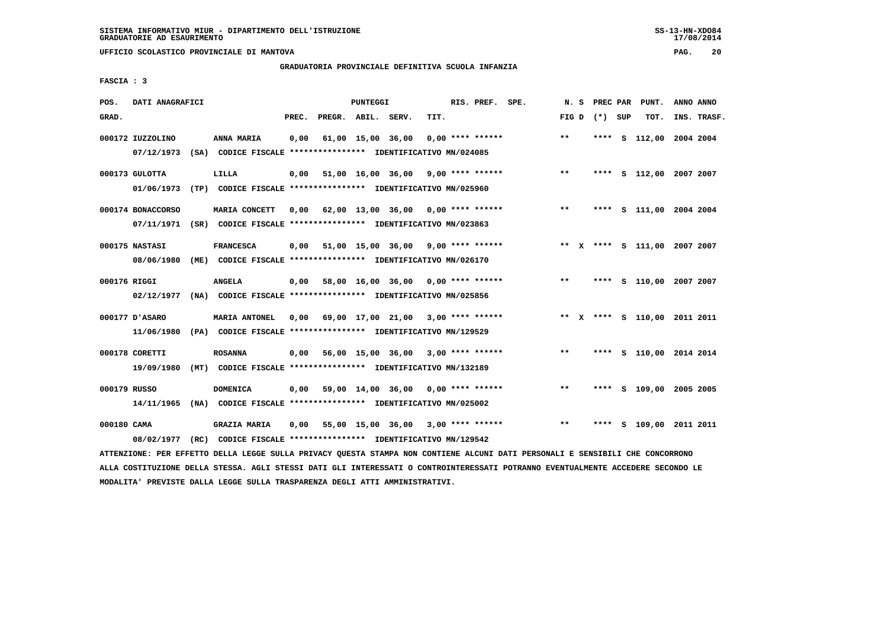SISTEMA INFORMATIVO MIUR - DIPARTIMENTO DELL'ISTRUZIONE
GRADUATORIE AD ESAURIMENTO

UFFICIO SCOLASTICO PROVINCIALE DI MANTOVA

## GRADUATORIA PROVINCIALE DEFINITIVA SCUOLA INFANZIA

FASCIA : 3

| POS. GRAD. | DATI ANAGRAFICI | | PREC. | PREGR. | ABIL. | SERV. | TIT. | RIS. PREF. | SPE. | N. S FIG D | PREC PAR (*) | SUP | PUNT. TOT. | ANNO INS. | ANNO TRASF. |
|---|---|---|---|---|---|---|---|---|---|---|---|---|---|---|---|
| 000172 | IUZZOLINO | ANNA MARIA | 0,00 | 61,00 | 15,00 | 36,00 | 0,00 | **** ****** | | ** | **** | S | 112,00 | 2004 | 2004 |
| | 07/12/1973 (SA) CODICE FISCALE **************** IDENTIFICATIVO MN/024085 | | | | | | | | | | | | | | |
| 000173 | GULOTTA | LILLA | 0,00 | 51,00 | 16,00 | 36,00 | 9,00 | **** ****** | | ** | **** | S | 112,00 | 2007 | 2007 |
| | 01/06/1973 (TP) CODICE FISCALE **************** IDENTIFICATIVO MN/025960 | | | | | | | | | | | | | | |
| 000174 | BONACCORSO | MARIA CONCETT | 0,00 | 62,00 | 13,00 | 36,00 | 0,00 | **** ****** | | ** | **** | S | 111,00 | 2004 | 2004 |
| | 07/11/1971 (SR) CODICE FISCALE **************** IDENTIFICATIVO MN/023863 | | | | | | | | | | | | | | |
| 000175 | NASTASI | FRANCESCA | 0,00 | 51,00 | 15,00 | 36,00 | 9,00 | **** ****** | | ** X | **** | S | 111,00 | 2007 | 2007 |
| | 08/06/1980 (ME) CODICE FISCALE **************** IDENTIFICATIVO MN/026170 | | | | | | | | | | | | | | |
| 000176 | RIGGI | ANGELA | 0,00 | 58,00 | 16,00 | 36,00 | 0,00 | **** ****** | | ** | **** | S | 110,00 | 2007 | 2007 |
| | 02/12/1977 (NA) CODICE FISCALE **************** IDENTIFICATIVO MN/025856 | | | | | | | | | | | | | | |
| 000177 | D'ASARO | MARIA ANTONEL | 0,00 | 69,00 | 17,00 | 21,00 | 3,00 | **** ****** | | ** X | **** | S | 110,00 | 2011 | 2011 |
| | 11/06/1980 (PA) CODICE FISCALE **************** IDENTIFICATIVO MN/129529 | | | | | | | | | | | | | | |
| 000178 | CORETTI | ROSANNA | 0,00 | 56,00 | 15,00 | 36,00 | 3,00 | **** ****** | | ** | **** | S | 110,00 | 2014 | 2014 |
| | 19/09/1980 (MT) CODICE FISCALE **************** IDENTIFICATIVO MN/132189 | | | | | | | | | | | | | | |
| 000179 | RUSSO | DOMENICA | 0,00 | 59,00 | 14,00 | 36,00 | 0,00 | **** ****** | | ** | **** | S | 109,00 | 2005 | 2005 |
| | 14/11/1965 (NA) CODICE FISCALE **************** IDENTIFICATIVO MN/025002 | | | | | | | | | | | | | | |
| 000180 | CAMA | GRAZIA MARIA | 0,00 | 55,00 | 15,00 | 36,00 | 3,00 | **** ****** | | ** | **** | S | 109,00 | 2011 | 2011 |
| | 08/02/1977 (RC) CODICE FISCALE **************** IDENTIFICATIVO MN/129542 | | | | | | | | | | | | | | |

ATTENZIONE: PER EFFETTO DELLA LEGGE SULLA PRIVACY QUESTA STAMPA NON CONTIENE ALCUNI DATI PERSONALI E SENSIBILI CHE CONCORRONO ALLA COSTITUZIONE DELLA STESSA. AGLI STESSI DATI GLI INTERESSATI O CONTROINTERESSATI POTRANNO EVENTUALMENTE ACCEDERE SECONDO LE MODALITA' PREVISTE DALLA LEGGE SULLA TRASPARENZA DEGLI ATTI AMMINISTRATIVI.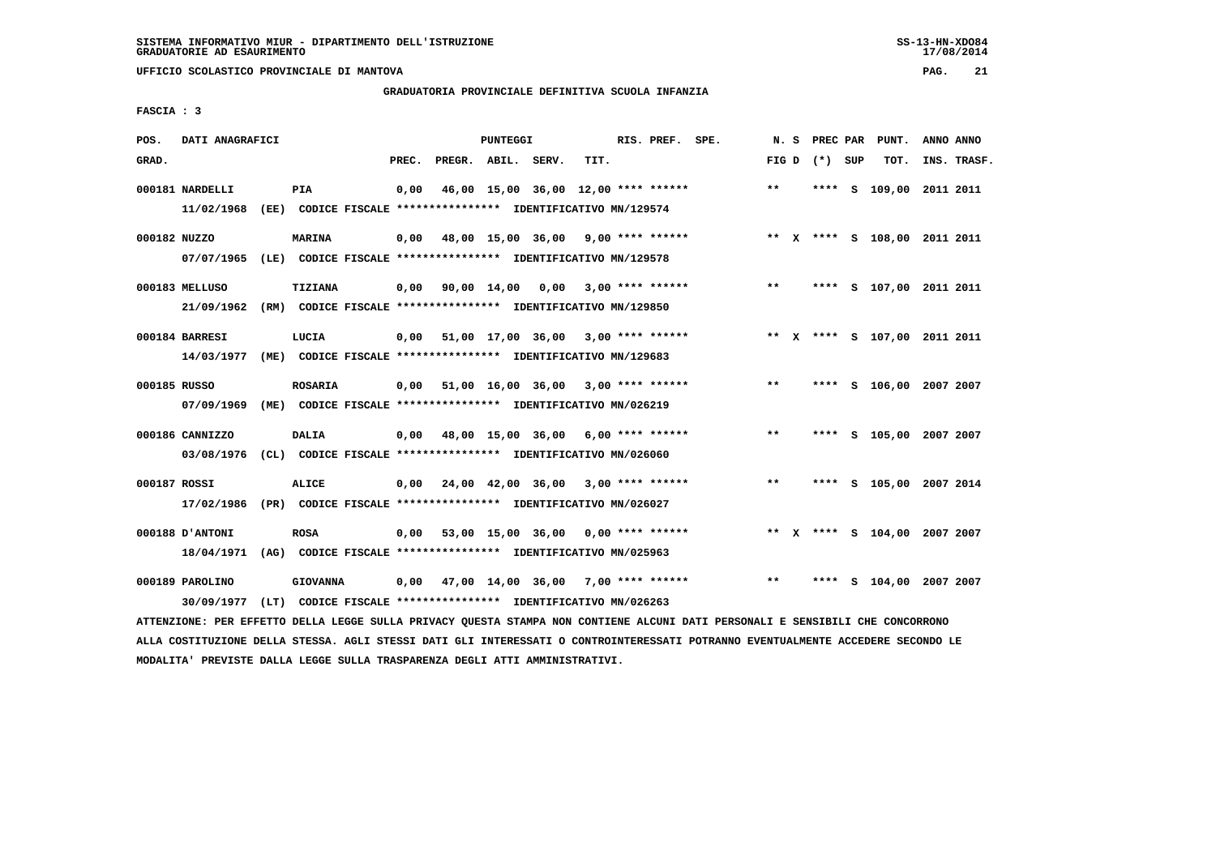SISTEMA INFORMATIVO MIUR - DIPARTIMENTO DELL'ISTRUZIONE
GRADUATORIE AD ESAURIMENTO

UFFICIO SCOLASTICO PROVINCIALE DI MANTOVA

GRADUATORIA PROVINCIALE DEFINITIVA SCUOLA INFANZIA

FASCIA : 3

| POS. GRAD. | DATI ANAGRAFICI | | PREC. | PREGR. | ABIL. | SERV. | TIT. | RIS. PREF. | SPE. | N. S FIG D | PREC PAR (*) SUP | PUNT. TOT. | ANNO ANNO INS. TRASF. |
|---|---|---|---|---|---|---|---|---|---|---|---|---|---|
| 000181 | NARDELLI | PIA | 0,00 | 46,00 | 15,00 | 36,00 | 12,00 | **** ****** | | ** | **** S | 109,00 | 2011 2011 |
| | 11/02/1968 (EE) CODICE FISCALE **************** IDENTIFICATIVO MN/129574 | | | | | | | | | | | | |
| 000182 | NUZZO | MARINA | 0,00 | 48,00 | 15,00 | 36,00 | 9,00 | **** ****** | | ** X | **** S | 108,00 | 2011 2011 |
| | 07/07/1965 (LE) CODICE FISCALE **************** IDENTIFICATIVO MN/129578 | | | | | | | | | | | | |
| 000183 | MELLUSO | TIZIANA | 0,00 | 90,00 | 14,00 | 0,00 | 3,00 | **** ****** | | ** | **** S | 107,00 | 2011 2011 |
| | 21/09/1962 (RM) CODICE FISCALE **************** IDENTIFICATIVO MN/129850 | | | | | | | | | | | | |
| 000184 | BARRESI | LUCIA | 0,00 | 51,00 | 17,00 | 36,00 | 3,00 | **** ****** | | ** X | **** S | 107,00 | 2011 2011 |
| | 14/03/1977 (ME) CODICE FISCALE **************** IDENTIFICATIVO MN/129683 | | | | | | | | | | | | |
| 000185 | RUSSO | ROSARIA | 0,00 | 51,00 | 16,00 | 36,00 | 3,00 | **** ****** | | ** | **** S | 106,00 | 2007 2007 |
| | 07/09/1969 (ME) CODICE FISCALE **************** IDENTIFICATIVO MN/026219 | | | | | | | | | | | | |
| 000186 | CANNIZZO | DALIA | 0,00 | 48,00 | 15,00 | 36,00 | 6,00 | **** ****** | | ** | **** S | 105,00 | 2007 2007 |
| | 03/08/1976 (CL) CODICE FISCALE **************** IDENTIFICATIVO MN/026060 | | | | | | | | | | | | |
| 000187 | ROSSI | ALICE | 0,00 | 24,00 | 42,00 | 36,00 | 3,00 | **** ****** | | ** | **** S | 105,00 | 2007 2014 |
| | 17/02/1986 (PR) CODICE FISCALE **************** IDENTIFICATIVO MN/026027 | | | | | | | | | | | | |
| 000188 | D'ANTONI | ROSA | 0,00 | 53,00 | 15,00 | 36,00 | 0,00 | **** ****** | | ** X | **** S | 104,00 | 2007 2007 |
| | 18/04/1971 (AG) CODICE FISCALE **************** IDENTIFICATIVO MN/025963 | | | | | | | | | | | | |
| 000189 | PAROLINO | GIOVANNA | 0,00 | 47,00 | 14,00 | 36,00 | 7,00 | **** ****** | | ** | **** S | 104,00 | 2007 2007 |
| | 30/09/1977 (LT) CODICE FISCALE **************** IDENTIFICATIVO MN/026263 | | | | | | | | | | | | |

ATTENZIONE: PER EFFETTO DELLA LEGGE SULLA PRIVACY QUESTA STAMPA NON CONTIENE ALCUNI DATI PERSONALI E SENSIBILI CHE CONCORRONO ALLA COSTITUZIONE DELLA STESSA. AGLI STESSI DATI GLI INTERESSATI O CONTROINTERESSATI POTRANNO EVENTUALMENTE ACCEDERE SECONDO LE MODALITA' PREVISTE DALLA LEGGE SULLA TRASPARENZA DEGLI ATTI AMMINISTRATIVI.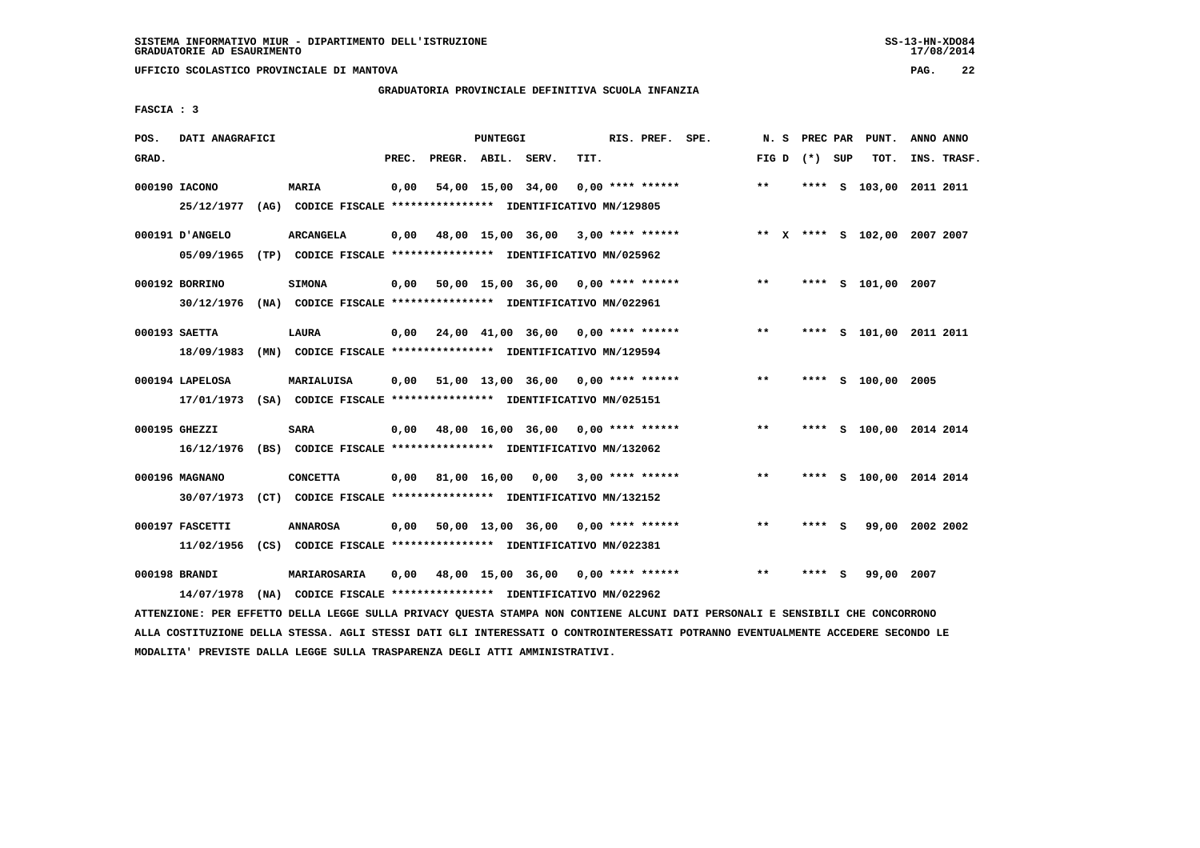SISTEMA INFORMATIVO MIUR - DIPARTIMENTO DELL'ISTRUZIONE
GRADUATORIE AD ESAURIMENTO

UFFICIO SCOLASTICO PROVINCIALE DI MANTOVA

GRADUATORIA PROVINCIALE DEFINITIVA SCUOLA INFANZIA

FASCIA : 3

| POS. GRAD. | DATI ANAGRAFICI | | PREC. | PREGR. | ABIL. | SERV. | TIT. | RIS. PREF. | SPE. | N. S FIG D | PREC PAR (*) SUP | PUNT. TOT. | ANNO INS. | ANNO TRASF. |
|---|---|---|---|---|---|---|---|---|---|---|---|---|---|---|
| 000190 | IACONO | MARIA | 0,00 | 54,00 | 15,00 | 34,00 | 0,00 | **** ****** | | ** | **** S | 103,00 | 2011 | 2011 |
| | 25/12/1977 (AG) | CODICE FISCALE **************** IDENTIFICATIVO MN/129805 | | | | | | | | | | | | |
| 000191 | D'ANGELO | ARCANGELA | 0,00 | 48,00 | 15,00 | 36,00 | 3,00 | **** ****** | | ** X | **** S | 102,00 | 2007 | 2007 |
| | 05/09/1965 (TP) | CODICE FISCALE **************** IDENTIFICATIVO MN/025962 | | | | | | | | | | | | |
| 000192 | BORRINO | SIMONA | 0,00 | 50,00 | 15,00 | 36,00 | 0,00 | **** ****** | | ** | **** S | 101,00 | 2007 | |
| | 30/12/1976 (NA) | CODICE FISCALE **************** IDENTIFICATIVO MN/022961 | | | | | | | | | | | | |
| 000193 | SAETTA | LAURA | 0,00 | 24,00 | 41,00 | 36,00 | 0,00 | **** ****** | | ** | **** S | 101,00 | 2011 | 2011 |
| | 18/09/1983 (MN) | CODICE FISCALE **************** IDENTIFICATIVO MN/129594 | | | | | | | | | | | | |
| 000194 | LAPELOSA | MARIALUISA | 0,00 | 51,00 | 13,00 | 36,00 | 0,00 | **** ****** | | ** | **** S | 100,00 | 2005 | |
| | 17/01/1973 (SA) | CODICE FISCALE **************** IDENTIFICATIVO MN/025151 | | | | | | | | | | | | |
| 000195 | GHEZZI | SARA | 0,00 | 48,00 | 16,00 | 36,00 | 0,00 | **** ****** | | ** | **** S | 100,00 | 2014 | 2014 |
| | 16/12/1976 (BS) | CODICE FISCALE **************** IDENTIFICATIVO MN/132062 | | | | | | | | | | | | |
| 000196 | MAGNANO | CONCETTA | 0,00 | 81,00 | 16,00 | 0,00 | 3,00 | **** ****** | | ** | **** S | 100,00 | 2014 | 2014 |
| | 30/07/1973 (CT) | CODICE FISCALE **************** IDENTIFICATIVO MN/132152 | | | | | | | | | | | | |
| 000197 | FASCETTI | ANNAROSA | 0,00 | 50,00 | 13,00 | 36,00 | 0,00 | **** ****** | | ** | **** S | 99,00 | 2002 | 2002 |
| | 11/02/1956 (CS) | CODICE FISCALE **************** IDENTIFICATIVO MN/022381 | | | | | | | | | | | | |
| 000198 | BRANDI | MARIAROSARIA | 0,00 | 48,00 | 15,00 | 36,00 | 0,00 | **** ****** | | ** | **** S | 99,00 | 2007 | |
| | 14/07/1978 (NA) | CODICE FISCALE **************** IDENTIFICATIVO MN/022962 | | | | | | | | | | | | |

ATTENZIONE: PER EFFETTO DELLA LEGGE SULLA PRIVACY QUESTA STAMPA NON CONTIENE ALCUNI DATI PERSONALI E SENSIBILI CHE CONCORRONO ALLA COSTITUZIONE DELLA STESSA. AGLI STESSI DATI GLI INTERESSATI O CONTROINTERESSATI POTRANNO EVENTUALMENTE ACCEDERE SECONDO LE MODALITA' PREVISTE DALLA LEGGE SULLA TRASPARENZA DEGLI ATTI AMMINISTRATIVI.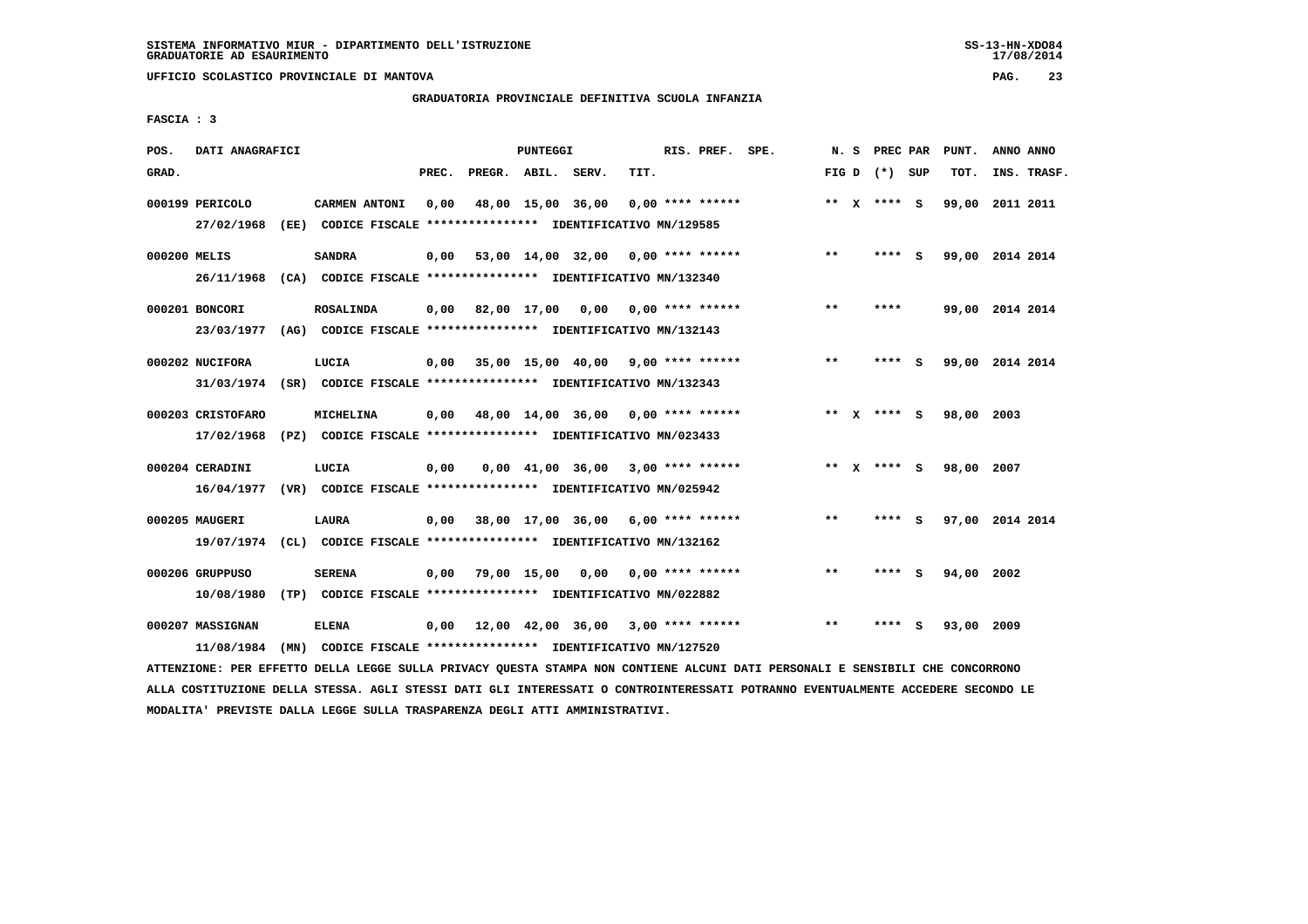SISTEMA INFORMATIVO MIUR - DIPARTIMENTO DELL'ISTRUZIONE
GRADUATORIE AD ESAURIMENTO

UFFICIO SCOLASTICO PROVINCIALE DI MANTOVA

GRADUATORIA PROVINCIALE DEFINITIVA SCUOLA INFANZIA

FASCIA : 3

| POS. GRAD. | DATI ANAGRAFICI | | PREC. | PREGR. | ABIL. | SERV. | TIT. | RIS. PREF. SPE. | N. S FIG D | PREC PAR (*) SUP | PUNT. TOT. | ANNO ANNO INS. TRASF. |
|---|---|---|---|---|---|---|---|---|---|---|---|---|
| 000199 | PERICOLO | CARMEN ANTONI | 0,00 | 48,00 | 15,00 | 36,00 | 0,00 | **** ****** | ** X | **** S | 99,00 | 2011 2011 |
| | 27/02/1968 (EE) CODICE FISCALE **************** IDENTIFICATIVO MN/129585 | | | | | | | | | | | |
| 000200 | MELIS | SANDRA | 0,00 | 53,00 | 14,00 | 32,00 | 0,00 | **** ****** | ** | **** S | 99,00 | 2014 2014 |
| | 26/11/1968 (CA) CODICE FISCALE **************** IDENTIFICATIVO MN/132340 | | | | | | | | | | | |
| 000201 | BONCORI | ROSALINDA | 0,00 | 82,00 | 17,00 | 0,00 | 0,00 | **** ****** | ** | **** | 99,00 | 2014 2014 |
| | 23/03/1977 (AG) CODICE FISCALE **************** IDENTIFICATIVO MN/132143 | | | | | | | | | | | |
| 000202 | NUCIFORA | LUCIA | 0,00 | 35,00 | 15,00 | 40,00 | 9,00 | **** ****** | ** | **** S | 99,00 | 2014 2014 |
| | 31/03/1974 (SR) CODICE FISCALE **************** IDENTIFICATIVO MN/132343 | | | | | | | | | | | |
| 000203 | CRISTOFARO | MICHELINA | 0,00 | 48,00 | 14,00 | 36,00 | 0,00 | **** ****** | ** X | **** S | 98,00 | 2003 |
| | 17/02/1968 (PZ) CODICE FISCALE **************** IDENTIFICATIVO MN/023433 | | | | | | | | | | | |
| 000204 | CERADINI | LUCIA | 0,00 | 0,00 | 41,00 | 36,00 | 3,00 | **** ****** | ** X | **** S | 98,00 | 2007 |
| | 16/04/1977 (VR) CODICE FISCALE **************** IDENTIFICATIVO MN/025942 | | | | | | | | | | | |
| 000205 | MAUGERI | LAURA | 0,00 | 38,00 | 17,00 | 36,00 | 6,00 | **** ****** | ** | **** S | 97,00 | 2014 2014 |
| | 19/07/1974 (CL) CODICE FISCALE **************** IDENTIFICATIVO MN/132162 | | | | | | | | | | | |
| 000206 | GRUPPUSO | SERENA | 0,00 | 79,00 | 15,00 | 0,00 | 0,00 | **** ****** | ** | **** S | 94,00 | 2002 |
| | 10/08/1980 (TP) CODICE FISCALE **************** IDENTIFICATIVO MN/022882 | | | | | | | | | | | |
| 000207 | MASSIGNAN | ELENA | 0,00 | 12,00 | 42,00 | 36,00 | 3,00 | **** ****** | ** | **** S | 93,00 | 2009 |
| | 11/08/1984 (MN) CODICE FISCALE **************** IDENTIFICATIVO MN/127520 | | | | | | | | | | | |

ATTENZIONE: PER EFFETTO DELLA LEGGE SULLA PRIVACY QUESTA STAMPA NON CONTIENE ALCUNI DATI PERSONALI E SENSIBILI CHE CONCORRONO ALLA COSTITUZIONE DELLA STESSA. AGLI STESSI DATI GLI INTERESSATI O CONTROINTERESSATI POTRANNO EVENTUALMENTE ACCEDERE SECONDO LE MODALITA' PREVISTE DALLA LEGGE SULLA TRASPARENZA DEGLI ATTI AMMINISTRATIVI.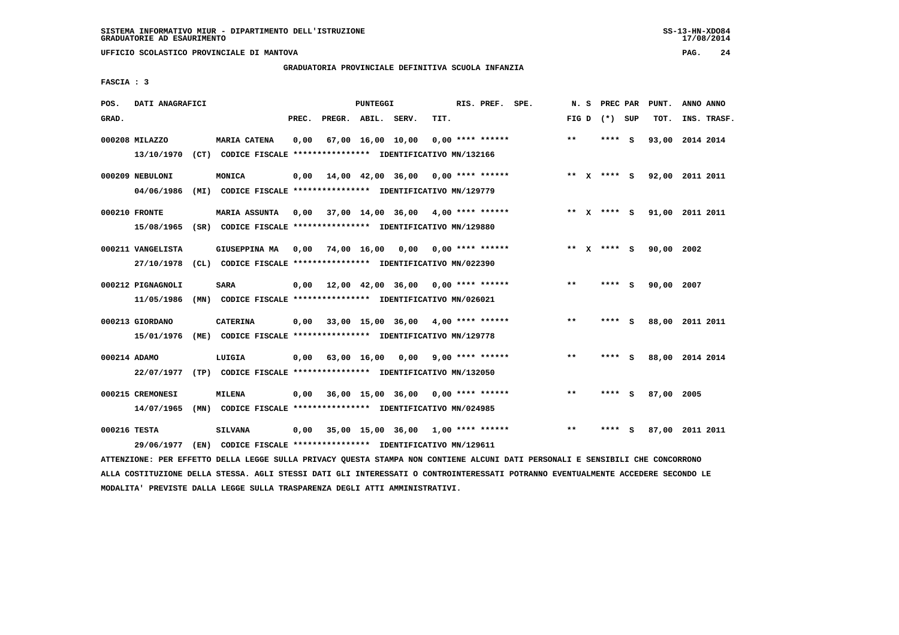SISTEMA INFORMATIVO MIUR - DIPARTIMENTO DELL'ISTRUZIONE
GRADUATORIE AD ESAURIMENTO

UFFICIO SCOLASTICO PROVINCIALE DI MANTOVA

GRADUATORIA PROVINCIALE DEFINITIVA SCUOLA INFANZIA

FASCIA : 3

| POS. GRAD. | DATI ANAGRAFICI | | PREC. | PREGR. | ABIL. | SERV. | TIT. | RIS. PREF. | SPE. | N. S FIG D | PREC PAR (*) SUP | PUNT. TOT. | ANNO ANNO INS. TRASF. |
|---|---|---|---|---|---|---|---|---|---|---|---|---|---|
| 000208 | MILAZZO | MARIA CATENA | 0,00 | 67,00 | 16,00 | 10,00 | 0,00 | **** ****** | | ** | **** S | 93,00 | 2014 2014 |
| | 13/10/1970 (CT) CODICE FISCALE **************** IDENTIFICATIVO MN/132166 | | | | | | | | | | | | |
| 000209 | NEBULONI | MONICA | 0,00 | 14,00 | 42,00 | 36,00 | 0,00 | **** ****** | | ** X | **** S | 92,00 | 2011 2011 |
| | 04/06/1986 (MI) CODICE FISCALE **************** IDENTIFICATIVO MN/129779 | | | | | | | | | | | | |
| 000210 | FRONTE | MARIA ASSUNTA | 0,00 | 37,00 | 14,00 | 36,00 | 4,00 | **** ****** | | ** X | **** S | 91,00 | 2011 2011 |
| | 15/08/1965 (SR) CODICE FISCALE **************** IDENTIFICATIVO MN/129880 | | | | | | | | | | | | |
| 000211 | VANGELISTA | GIUSEPPINA MA | 0,00 | 74,00 | 16,00 | 0,00 | 0,00 | **** ****** | | ** X | **** S | 90,00 | 2002 |
| | 27/10/1978 (CL) CODICE FISCALE **************** IDENTIFICATIVO MN/022390 | | | | | | | | | | | | |
| 000212 | PIGNAGNOLI | SARA | 0,00 | 12,00 | 42,00 | 36,00 | 0,00 | **** ****** | | ** | **** S | 90,00 | 2007 |
| | 11/05/1986 (MN) CODICE FISCALE **************** IDENTIFICATIVO MN/026021 | | | | | | | | | | | | |
| 000213 | GIORDANO | CATERINA | 0,00 | 33,00 | 15,00 | 36,00 | 4,00 | **** ****** | | ** | **** S | 88,00 | 2011 2011 |
| | 15/01/1976 (ME) CODICE FISCALE **************** IDENTIFICATIVO MN/129778 | | | | | | | | | | | | |
| 000214 | ADAMO | LUIGIA | 0,00 | 63,00 | 16,00 | 0,00 | 9,00 | **** ****** | | ** | **** S | 88,00 | 2014 2014 |
| | 22/07/1977 (TP) CODICE FISCALE **************** IDENTIFICATIVO MN/132050 | | | | | | | | | | | | |
| 000215 | CREMONESI | MILENA | 0,00 | 36,00 | 15,00 | 36,00 | 0,00 | **** ****** | | ** | **** S | 87,00 | 2005 |
| | 14/07/1965 (MN) CODICE FISCALE **************** IDENTIFICATIVO MN/024985 | | | | | | | | | | | | |
| 000216 | TESTA | SILVANA | 0,00 | 35,00 | 15,00 | 36,00 | 1,00 | **** ****** | | ** | **** S | 87,00 | 2011 2011 |
| | 29/06/1977 (EN) CODICE FISCALE **************** IDENTIFICATIVO MN/129611 | | | | | | | | | | | | |

ATTENZIONE: PER EFFETTO DELLA LEGGE SULLA PRIVACY QUESTA STAMPA NON CONTIENE ALCUNI DATI PERSONALI E SENSIBILI CHE CONCORRONO ALLA COSTITUZIONE DELLA STESSA. AGLI STESSI DATI GLI INTERESSATI O CONTROINTERESSATI POTRANNO EVENTUALMENTE ACCEDERE SECONDO LE MODALITA' PREVISTE DALLA LEGGE SULLA TRASPARENZA DEGLI ATTI AMMINISTRATIVI.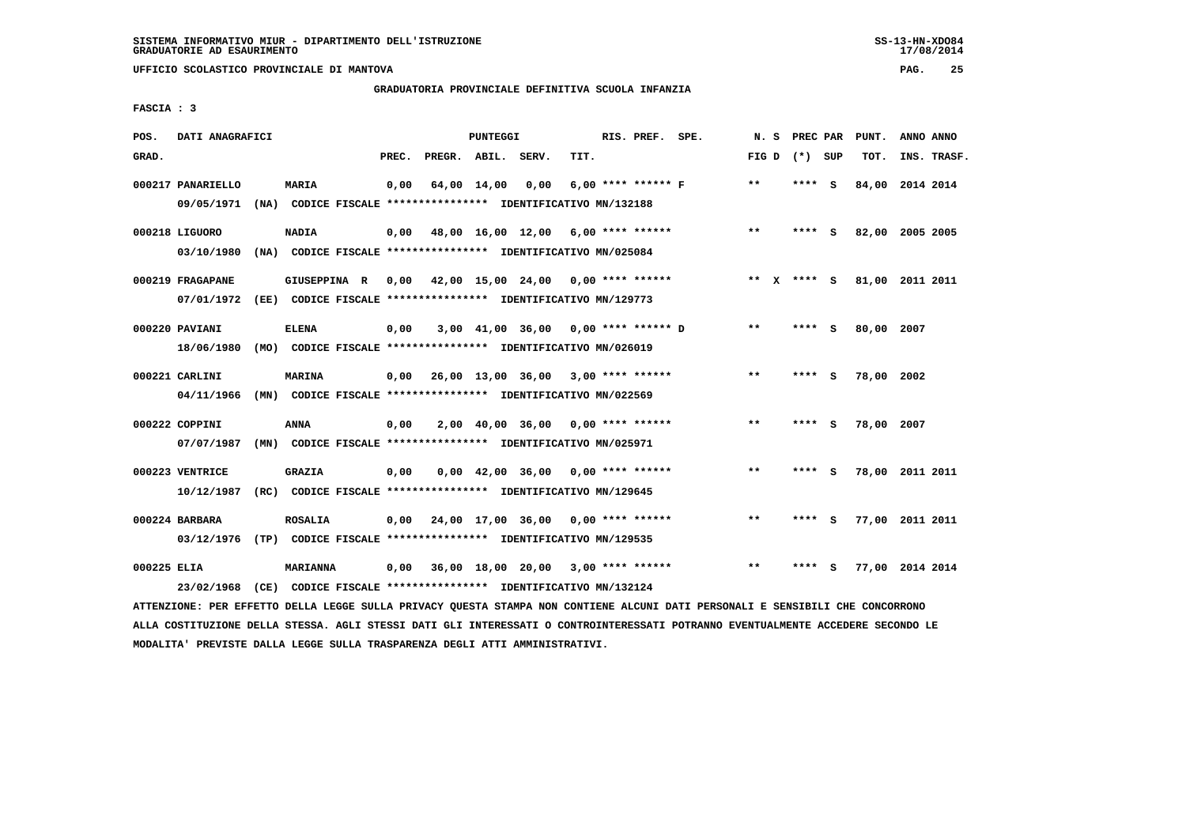SISTEMA INFORMATIVO MIUR - DIPARTIMENTO DELL'ISTRUZIONE
GRADUATORIE AD ESAURIMENTO

UFFICIO SCOLASTICO PROVINCIALE DI MANTOVA

GRADUATORIA PROVINCIALE DEFINITIVA SCUOLA INFANZIA

FASCIA : 3

| POS. GRAD. | DATI ANAGRAFICI | | PREC. | PREGR. | ABIL. | SERV. | TIT. | RIS. PREF. SPE. | N. S FIG D | PREC PAR (*) SUP | PUNT. TOT. | ANNO ANNO INS. TRASF. |
|---|---|---|---|---|---|---|---|---|---|---|---|---|
| 000217 | PANARIELLO | MARIA | 0,00 | 64,00 | 14,00 | 0,00 | 6,00 | **** ****** F | ** | **** S | 84,00 | 2014 2014 |
| | 09/05/1971 (NA) CODICE FISCALE **************** IDENTIFICATIVO MN/132188 | | | | | | | | | | | |
| 000218 | LIGUORO | NADIA | 0,00 | 48,00 | 16,00 | 12,00 | 6,00 | **** ****** | ** | **** S | 82,00 | 2005 2005 |
| | 03/10/1980 (NA) CODICE FISCALE **************** IDENTIFICATIVO MN/025084 | | | | | | | | | | | |
| 000219 | FRAGAPANE | GIUSEPPINA R | 0,00 | 42,00 | 15,00 | 24,00 | 0,00 | **** ****** | ** X | **** S | 81,00 | 2011 2011 |
| | 07/01/1972 (EE) CODICE FISCALE **************** IDENTIFICATIVO MN/129773 | | | | | | | | | | | |
| 000220 | PAVIANI | ELENA | 0,00 | 3,00 | 41,00 | 36,00 | 0,00 | **** ****** D | ** | **** S | 80,00 | 2007 |
| | 18/06/1980 (MO) CODICE FISCALE **************** IDENTIFICATIVO MN/026019 | | | | | | | | | | | |
| 000221 | CARLINI | MARINA | 0,00 | 26,00 | 13,00 | 36,00 | 3,00 | **** ****** | ** | **** S | 78,00 | 2002 |
| | 04/11/1966 (MN) CODICE FISCALE **************** IDENTIFICATIVO MN/022569 | | | | | | | | | | | |
| 000222 | COPPINI | ANNA | 0,00 | 2,00 | 40,00 | 36,00 | 0,00 | **** ****** | ** | **** S | 78,00 | 2007 |
| | 07/07/1987 (MN) CODICE FISCALE **************** IDENTIFICATIVO MN/025971 | | | | | | | | | | | |
| 000223 | VENTRICE | GRAZIA | 0,00 | 0,00 | 42,00 | 36,00 | 0,00 | **** ****** | ** | **** S | 78,00 | 2011 2011 |
| | 10/12/1987 (RC) CODICE FISCALE **************** IDENTIFICATIVO MN/129645 | | | | | | | | | | | |
| 000224 | BARBARA | ROSALIA | 0,00 | 24,00 | 17,00 | 36,00 | 0,00 | **** ****** | ** | **** S | 77,00 | 2011 2011 |
| | 03/12/1976 (TP) CODICE FISCALE **************** IDENTIFICATIVO MN/129535 | | | | | | | | | | | |
| 000225 | ELIA | MARIANNA | 0,00 | 36,00 | 18,00 | 20,00 | 3,00 | **** ****** | ** | **** S | 77,00 | 2014 2014 |
| | 23/02/1968 (CE) CODICE FISCALE **************** IDENTIFICATIVO MN/132124 | | | | | | | | | | | |

ATTENZIONE: PER EFFETTO DELLA LEGGE SULLA PRIVACY QUESTA STAMPA NON CONTIENE ALCUNI DATI PERSONALI E SENSIBILI CHE CONCORRONO ALLA COSTITUZIONE DELLA STESSA. AGLI STESSI DATI GLI INTERESSATI O CONTROINTERESSATI POTRANNO EVENTUALMENTE ACCEDERE SECONDO LE MODALITA' PREVISTE DALLA LEGGE SULLA TRASPARENZA DEGLI ATTI AMMINISTRATIVI.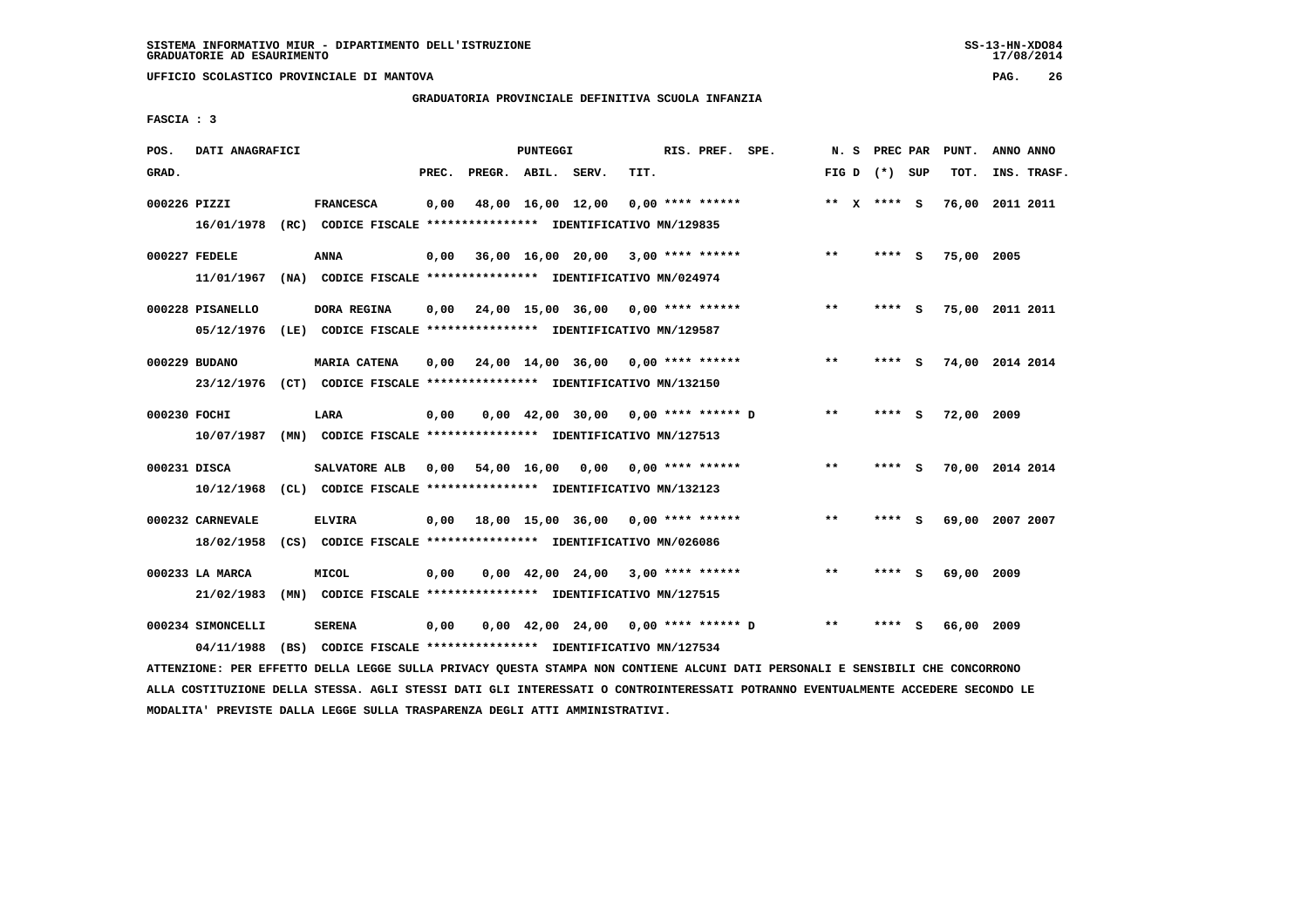SISTEMA INFORMATIVO MIUR - DIPARTIMENTO DELL'ISTRUZIONE
GRADUATORIE AD ESAURIMENTO

UFFICIO SCOLASTICO PROVINCIALE DI MANTOVA

GRADUATORIA PROVINCIALE DEFINITIVA SCUOLA INFANZIA

FASCIA : 3

| POS. GRAD. | DATI ANAGRAFICI | | PREC. | PREGR. | ABIL. | SERV. | TIT. | RIS. PREF. | SPE. | N. S FIG D | PREC PAR (*) SUP | PUNT. TOT. | ANNO ANNO INS. TRASF. |
|---|---|---|---|---|---|---|---|---|---|---|---|---|---|
| 000226 | PIZZI | FRANCESCA | 0,00 | 48,00 | 16,00 | 12,00 | 0,00 | **** ****** | | ** X | **** S | 76,00 | 2011 2011 |
| | 16/01/1978 (RC) CODICE FISCALE **************** IDENTIFICATIVO MN/129835 | | | | | | | | | | | | |
| 000227 | FEDELE | ANNA | 0,00 | 36,00 | 16,00 | 20,00 | 3,00 | **** ****** | | ** | **** S | 75,00 | 2005 |
| | 11/01/1967 (NA) CODICE FISCALE **************** IDENTIFICATIVO MN/024974 | | | | | | | | | | | | |
| 000228 | PISANELLO | DORA REGINA | 0,00 | 24,00 | 15,00 | 36,00 | 0,00 | **** ****** | | ** | **** S | 75,00 | 2011 2011 |
| | 05/12/1976 (LE) CODICE FISCALE **************** IDENTIFICATIVO MN/129587 | | | | | | | | | | | | |
| 000229 | BUDANO | MARIA CATENA | 0,00 | 24,00 | 14,00 | 36,00 | 0,00 | **** ****** | | ** | **** S | 74,00 | 2014 2014 |
| | 23/12/1976 (CT) CODICE FISCALE **************** IDENTIFICATIVO MN/132150 | | | | | | | | | | | | |
| 000230 | FOCHI | LARA | 0,00 | 0,00 | 42,00 | 30,00 | 0,00 | **** ****** | D | ** | **** S | 72,00 | 2009 |
| | 10/07/1987 (MN) CODICE FISCALE **************** IDENTIFICATIVO MN/127513 | | | | | | | | | | | | |
| 000231 | DISCA | SALVATORE ALB | 0,00 | 54,00 | 16,00 | 0,00 | 0,00 | **** ****** | | ** | **** S | 70,00 | 2014 2014 |
| | 10/12/1968 (CL) CODICE FISCALE **************** IDENTIFICATIVO MN/132123 | | | | | | | | | | | | |
| 000232 | CARNEVALE | ELVIRA | 0,00 | 18,00 | 15,00 | 36,00 | 0,00 | **** ****** | | ** | **** S | 69,00 | 2007 2007 |
| | 18/02/1958 (CS) CODICE FISCALE **************** IDENTIFICATIVO MN/026086 | | | | | | | | | | | | |
| 000233 | LA MARCA | MICOL | 0,00 | 0,00 | 42,00 | 24,00 | 3,00 | **** ****** | | ** | **** S | 69,00 | 2009 |
| | 21/02/1983 (MN) CODICE FISCALE **************** IDENTIFICATIVO MN/127515 | | | | | | | | | | | | |
| 000234 | SIMONCELLI | SERENA | 0,00 | 0,00 | 42,00 | 24,00 | 0,00 | **** ****** | D | ** | **** S | 66,00 | 2009 |
| | 04/11/1988 (BS) CODICE FISCALE **************** IDENTIFICATIVO MN/127534 | | | | | | | | | | | | |

ATTENZIONE: PER EFFETTO DELLA LEGGE SULLA PRIVACY QUESTA STAMPA NON CONTIENE ALCUNI DATI PERSONALI E SENSIBILI CHE CONCORRONO ALLA COSTITUZIONE DELLA STESSA. AGLI STESSI DATI GLI INTERESSATI O CONTROINTERESSATI POTRANNO EVENTUALMENTE ACCEDERE SECONDO LE MODALITA' PREVISTE DALLA LEGGE SULLA TRASPARENZA DEGLI ATTI AMMINISTRATIVI.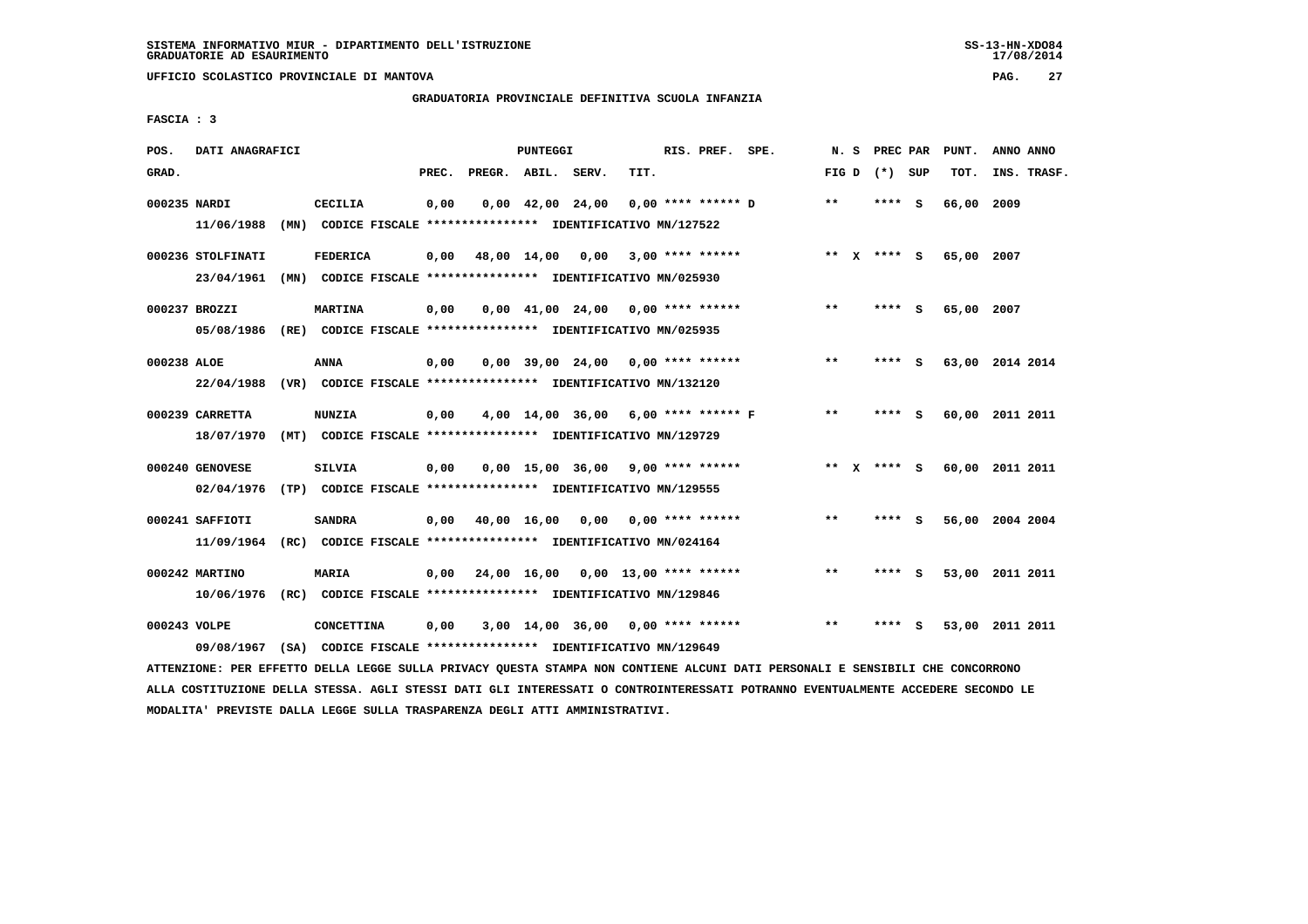SISTEMA INFORMATIVO MIUR - DIPARTIMENTO DELL'ISTRUZIONE
GRADUATORIE AD ESAURIMENTO

UFFICIO SCOLASTICO PROVINCIALE DI MANTOVA

GRADUATORIA PROVINCIALE DEFINITIVA SCUOLA INFANZIA

FASCIA : 3

| POS. GRAD. | DATI ANAGRAFICI | | PREC. | PREGR. | ABIL. | SERV. | TIT. | RIS. PREF. SPE. | N. S FIG D | PREC PAR (*) SUP | PUNT. TOT. | ANNO ANNO INS. TRASF. |
|---|---|---|---|---|---|---|---|---|---|---|---|---|
| 000235 | NARDI | CECILIA | 0,00 | 0,00 | 42,00 | 24,00 | 0,00 | **** ****** D | ** | **** S | 66,00 | 2009 |
| | 11/06/1988 (MN) CODICE FISCALE **************** IDENTIFICATIVO MN/127522 | | | | | | | | | | | |
| 000236 | STOLFINATI | FEDERICA | 0,00 | 48,00 | 14,00 | 0,00 | 3,00 | **** ****** | ** X | **** S | 65,00 | 2007 |
| | 23/04/1961 (MN) CODICE FISCALE **************** IDENTIFICATIVO MN/025930 | | | | | | | | | | | |
| 000237 | BROZZI | MARTINA | 0,00 | 0,00 | 41,00 | 24,00 | 0,00 | **** ****** | ** | **** S | 65,00 | 2007 |
| | 05/08/1986 (RE) CODICE FISCALE **************** IDENTIFICATIVO MN/025935 | | | | | | | | | | | |
| 000238 | ALOE | ANNA | 0,00 | 0,00 | 39,00 | 24,00 | 0,00 | **** ****** | ** | **** S | 63,00 | 2014 2014 |
| | 22/04/1988 (VR) CODICE FISCALE **************** IDENTIFICATIVO MN/132120 | | | | | | | | | | | |
| 000239 | CARRETTA | NUNZIA | 0,00 | 4,00 | 14,00 | 36,00 | 6,00 | **** ****** F | ** | **** S | 60,00 | 2011 2011 |
| | 18/07/1970 (MT) CODICE FISCALE **************** IDENTIFICATIVO MN/129729 | | | | | | | | | | | |
| 000240 | GENOVESE | SILVIA | 0,00 | 0,00 | 15,00 | 36,00 | 9,00 | **** ****** | ** X | **** S | 60,00 | 2011 2011 |
| | 02/04/1976 (TP) CODICE FISCALE **************** IDENTIFICATIVO MN/129555 | | | | | | | | | | | |
| 000241 | SAFFIOTI | SANDRA | 0,00 | 40,00 | 16,00 | 0,00 | 0,00 | **** ****** | ** | **** S | 56,00 | 2004 2004 |
| | 11/09/1964 (RC) CODICE FISCALE **************** IDENTIFICATIVO MN/024164 | | | | | | | | | | | |
| 000242 | MARTINO | MARIA | 0,00 | 24,00 | 16,00 | 0,00 | 13,00 | **** ****** | ** | **** S | 53,00 | 2011 2011 |
| | 10/06/1976 (RC) CODICE FISCALE **************** IDENTIFICATIVO MN/129846 | | | | | | | | | | | |
| 000243 | VOLPE | CONCETTINA | 0,00 | 3,00 | 14,00 | 36,00 | 0,00 | **** ****** | ** | **** S | 53,00 | 2011 2011 |
| | 09/08/1967 (SA) CODICE FISCALE **************** IDENTIFICATIVO MN/129649 | | | | | | | | | | | |

ATTENZIONE: PER EFFETTO DELLA LEGGE SULLA PRIVACY QUESTA STAMPA NON CONTIENE ALCUNI DATI PERSONALI E SENSIBILI CHE CONCORRONO ALLA COSTITUZIONE DELLA STESSA. AGLI STESSI DATI GLI INTERESSATI O CONTROINTERESSATI POTRANNO EVENTUALMENTE ACCEDERE SECONDO LE MODALITA' PREVISTE DALLA LEGGE SULLA TRASPARENZA DEGLI ATTI AMMINISTRATIVI.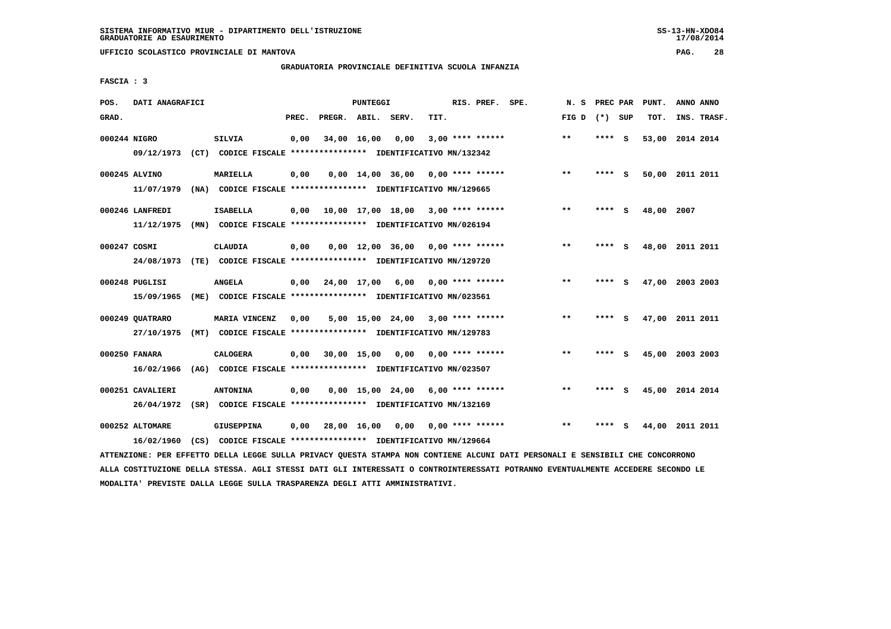SISTEMA INFORMATIVO MIUR - DIPARTIMENTO DELL'ISTRUZIONE
GRADUATORIE AD ESAURIMENTO

UFFICIO SCOLASTICO PROVINCIALE DI MANTOVA

## GRADUATORIA PROVINCIALE DEFINITIVA SCUOLA INFANZIA

FASCIA : 3

| POS. GRAD. | DATI ANAGRAFICI | | PUNTEGGI PREC. | PREGR. | ABIL. | SERV. | TIT. | RIS. PREF. | SPE. | N. S FIG D | PREC PAR (*) | SUP | PUNT. TOT. | ANNO INS. | ANNO TRASF. |
|---|---|---|---|---|---|---|---|---|---|---|---|---|---|---|---|
| 000244 | NIGRO | SILVIA | 0,00 | 34,00 | 16,00 | 0,00 | 3,00 | **** ****** | | ** | **** | S | 53,00 | 2014 | 2014 |
| | 09/12/1973 (CT) | CODICE FISCALE **************** IDENTIFICATIVO MN/132342 | | | | | | | | | | | | | |
| 000245 | ALVINO | MARIELLA | 0,00 | 0,00 | 14,00 | 36,00 | 0,00 | **** ****** | | ** | **** | S | 50,00 | 2011 | 2011 |
| | 11/07/1979 (NA) | CODICE FISCALE **************** IDENTIFICATIVO MN/129665 | | | | | | | | | | | | | |
| 000246 | LANFREDI | ISABELLA | 0,00 | 10,00 | 17,00 | 18,00 | 3,00 | **** ****** | | ** | **** | S | 48,00 | 2007 | |
| | 11/12/1975 (MN) | CODICE FISCALE **************** IDENTIFICATIVO MN/026194 | | | | | | | | | | | | | |
| 000247 | COSMI | CLAUDIA | 0,00 | 0,00 | 12,00 | 36,00 | 0,00 | **** ****** | | ** | **** | S | 48,00 | 2011 | 2011 |
| | 24/08/1973 (TE) | CODICE FISCALE **************** IDENTIFICATIVO MN/129720 | | | | | | | | | | | | | |
| 000248 | PUGLISI | ANGELA | 0,00 | 24,00 | 17,00 | 6,00 | 0,00 | **** ****** | | ** | **** | S | 47,00 | 2003 | 2003 |
| | 15/09/1965 (ME) | CODICE FISCALE **************** IDENTIFICATIVO MN/023561 | | | | | | | | | | | | | |
| 000249 | QUATRARO | MARIA VINCENZ | 0,00 | 5,00 | 15,00 | 24,00 | 3,00 | **** ****** | | ** | **** | S | 47,00 | 2011 | 2011 |
| | 27/10/1975 (MT) | CODICE FISCALE **************** IDENTIFICATIVO MN/129783 | | | | | | | | | | | | | |
| 000250 | FANARA | CALOGERA | 0,00 | 30,00 | 15,00 | 0,00 | 0,00 | **** ****** | | ** | **** | S | 45,00 | 2003 | 2003 |
| | 16/02/1966 (AG) | CODICE FISCALE **************** IDENTIFICATIVO MN/023507 | | | | | | | | | | | | | |
| 000251 | CAVALIERI | ANTONINA | 0,00 | 0,00 | 15,00 | 24,00 | 6,00 | **** ****** | | ** | **** | S | 45,00 | 2014 | 2014 |
| | 26/04/1972 (SR) | CODICE FISCALE **************** IDENTIFICATIVO MN/132169 | | | | | | | | | | | | | |
| 000252 | ALTOMARE | GIUSEPPINA | 0,00 | 28,00 | 16,00 | 0,00 | 0,00 | **** ****** | | ** | **** | S | 44,00 | 2011 | 2011 |
| | 16/02/1960 (CS) | CODICE FISCALE **************** IDENTIFICATIVO MN/129664 | | | | | | | | | | | | | |

ATTENZIONE: PER EFFETTO DELLA LEGGE SULLA PRIVACY QUESTA STAMPA NON CONTIENE ALCUNI DATI PERSONALI E SENSIBILI CHE CONCORRONO ALLA COSTITUZIONE DELLA STESSA. AGLI STESSI DATI GLI INTERESSATI O CONTROINTERESSATI POTRANNO EVENTUALMENTE ACCEDERE SECONDO LE MODALITA' PREVISTE DALLA LEGGE SULLA TRASPARENZA DEGLI ATTI AMMINISTRATIVI.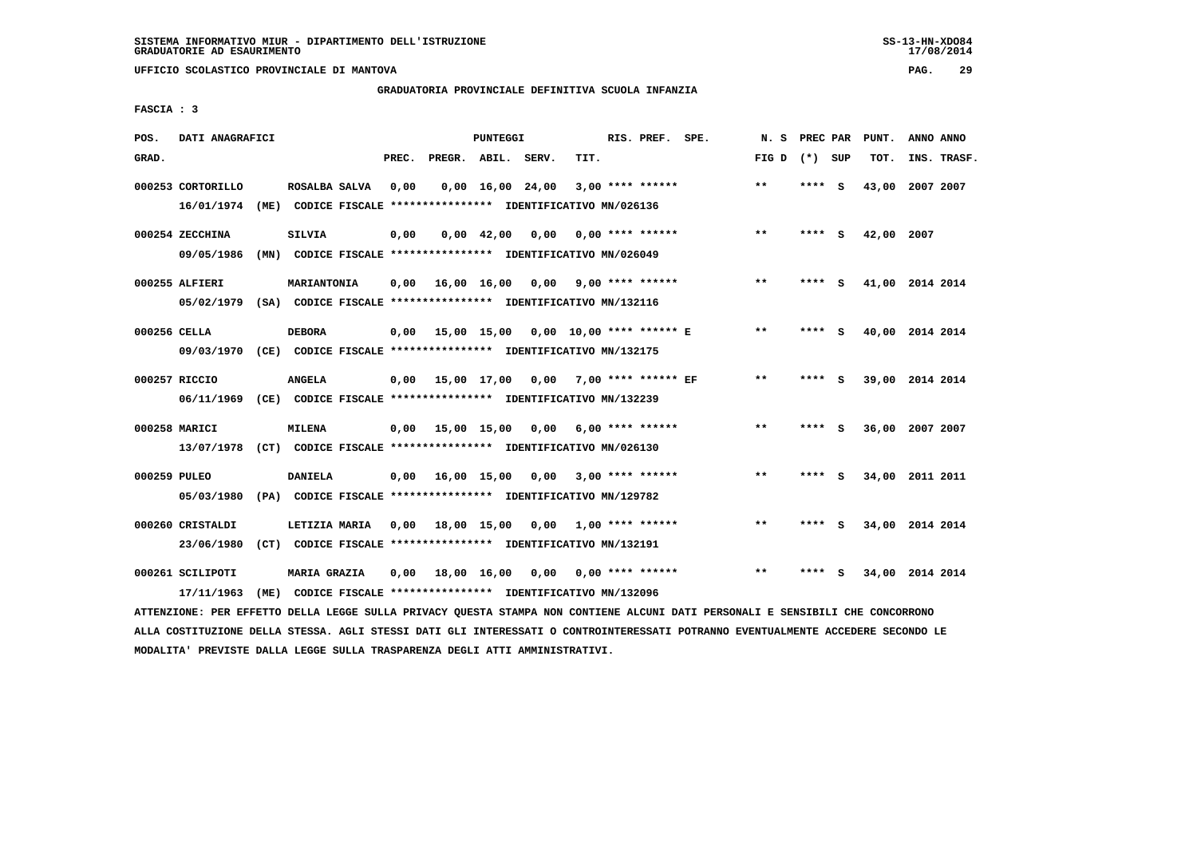SISTEMA INFORMATIVO MIUR - DIPARTIMENTO DELL'ISTRUZIONE
GRADUATORIE AD ESAURIMENTO

UFFICIO SCOLASTICO PROVINCIALE DI MANTOVA

## GRADUATORIA PROVINCIALE DEFINITIVA SCUOLA INFANZIA

FASCIA : 3

| POS. GRAD. | DATI ANAGRAFICI | | PREC. | PREGR. | ABIL. | SERV. | TIT. | RIS. PREF. SPE. | N. S FIG D | PREC PAR (*) SUP | PUNT. TOT. | ANNO ANNO INS. TRASF. |
|---|---|---|---|---|---|---|---|---|---|---|---|---|
| 000253 | CORTORILLO | ROSALBA SALVA | 0,00 | 0,00 | 16,00 | 24,00 | 3,00 | **** ****** | ** | **** S | 43,00 | 2007 2007 |
| | 16/01/1974 (ME) CODICE FISCALE **************** IDENTIFICATIVO MN/026136 | | | | | | | | | | | |
| 000254 | ZECCHINA | SILVIA | 0,00 | 0,00 | 42,00 | 0,00 | 0,00 | **** ****** | ** | **** S | 42,00 | 2007 |
| | 09/05/1986 (MN) CODICE FISCALE **************** IDENTIFICATIVO MN/026049 | | | | | | | | | | | |
| 000255 | ALFIERI | MARIANTONIA | 0,00 | 16,00 | 16,00 | 0,00 | 9,00 | **** ****** | ** | **** S | 41,00 | 2014 2014 |
| | 05/02/1979 (SA) CODICE FISCALE **************** IDENTIFICATIVO MN/132116 | | | | | | | | | | | |
| 000256 | CELLA | DEBORA | 0,00 | 15,00 | 15,00 | 0,00 | 10,00 | **** ****** E | ** | **** S | 40,00 | 2014 2014 |
| | 09/03/1970 (CE) CODICE FISCALE **************** IDENTIFICATIVO MN/132175 | | | | | | | | | | | |
| 000257 | RICCIO | ANGELA | 0,00 | 15,00 | 17,00 | 0,00 | 7,00 | **** ****** EF | ** | **** S | 39,00 | 2014 2014 |
| | 06/11/1969 (CE) CODICE FISCALE **************** IDENTIFICATIVO MN/132239 | | | | | | | | | | | |
| 000258 | MARICI | MILENA | 0,00 | 15,00 | 15,00 | 0,00 | 6,00 | **** ****** | ** | **** S | 36,00 | 2007 2007 |
| | 13/07/1978 (CT) CODICE FISCALE **************** IDENTIFICATIVO MN/026130 | | | | | | | | | | | |
| 000259 | PULEO | DANIELA | 0,00 | 16,00 | 15,00 | 0,00 | 3,00 | **** ****** | ** | **** S | 34,00 | 2011 2011 |
| | 05/03/1980 (PA) CODICE FISCALE **************** IDENTIFICATIVO MN/129782 | | | | | | | | | | | |
| 000260 | CRISTALDI | LETIZIA MARIA | 0,00 | 18,00 | 15,00 | 0,00 | 1,00 | **** ****** | ** | **** S | 34,00 | 2014 2014 |
| | 23/06/1980 (CT) CODICE FISCALE **************** IDENTIFICATIVO MN/132191 | | | | | | | | | | | |
| 000261 | SCILIPOTI | MARIA GRAZIA | 0,00 | 18,00 | 16,00 | 0,00 | 0,00 | **** ****** | ** | **** S | 34,00 | 2014 2014 |
| | 17/11/1963 (ME) CODICE FISCALE **************** IDENTIFICATIVO MN/132096 | | | | | | | | | | | |

ATTENZIONE: PER EFFETTO DELLA LEGGE SULLA PRIVACY QUESTA STAMPA NON CONTIENE ALCUNI DATI PERSONALI E SENSIBILI CHE CONCORRONO ALLA COSTITUZIONE DELLA STESSA. AGLI STESSI DATI GLI INTERESSATI O CONTROINTERESSATI POTRANNO EVENTUALMENTE ACCEDERE SECONDO LE MODALITA' PREVISTE DALLA LEGGE SULLA TRASPARENZA DEGLI ATTI AMMINISTRATIVI.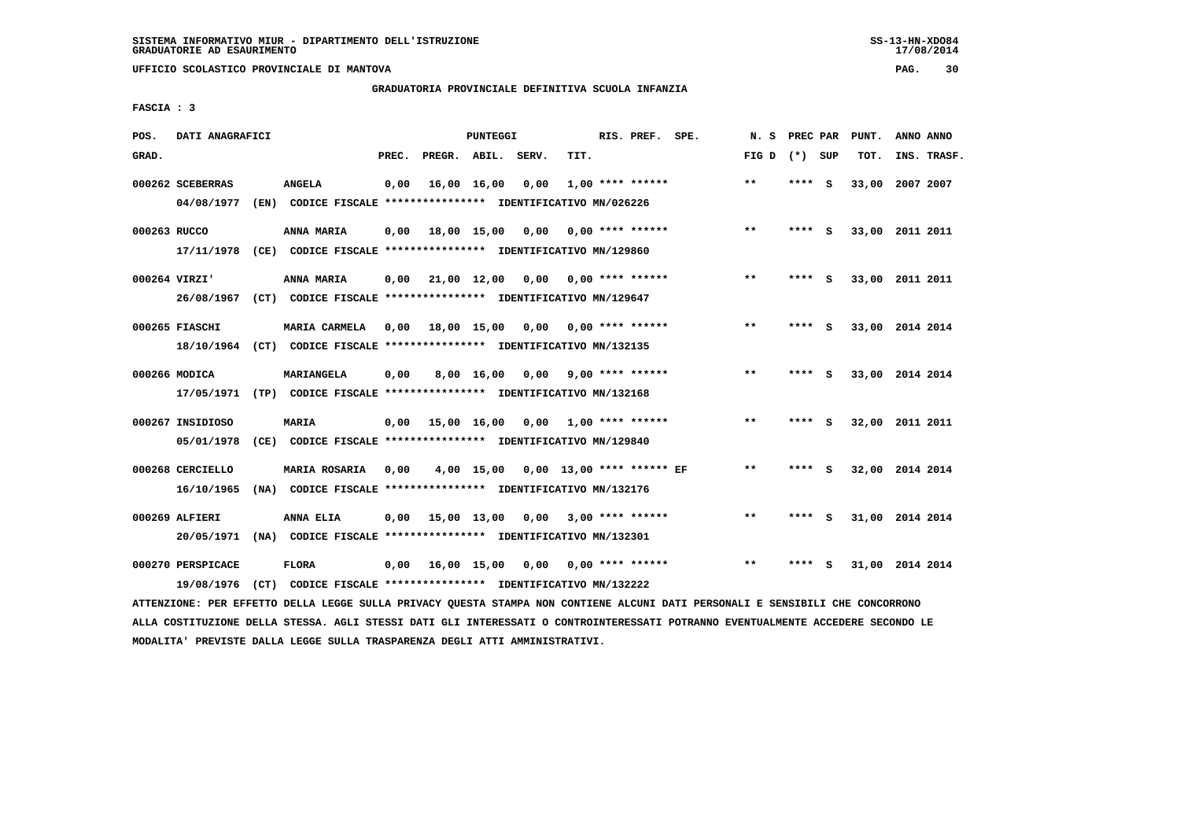SISTEMA INFORMATIVO MIUR - DIPARTIMENTO DELL'ISTRUZIONE
GRADUATORIE AD ESAURIMENTO

UFFICIO SCOLASTICO PROVINCIALE DI MANTOVA

GRADUATORIA PROVINCIALE DEFINITIVA SCUOLA INFANZIA

FASCIA : 3

| POS. GRAD. | DATI ANAGRAFICI | | PREC. | PREGR. | ABIL. | SERV. | TIT. | RIS. PREF. | SPE. | N. S FIG D | PREC PAR (*) | SUP | PUNT. TOT. | ANNO INS. | ANNO TRASF. |
|---|---|---|---|---|---|---|---|---|---|---|---|---|---|---|---|
| 000262 | SCEBERRAS | ANGELA | 0,00 | 16,00 | 16,00 | 0,00 | 1,00 | **** ****** | | ** | **** | S | 33,00 | 2007 | 2007 |
| | 04/08/1977 (EN) | CODICE FISCALE **************** IDENTIFICATIVO MN/026226 | | | | | | | | | | | | | |
| 000263 | RUCCO | ANNA MARIA | 0,00 | 18,00 | 15,00 | 0,00 | 0,00 | **** ****** | | ** | **** | S | 33,00 | 2011 | 2011 |
| | 17/11/1978 (CE) | CODICE FISCALE **************** IDENTIFICATIVO MN/129860 | | | | | | | | | | | | | |
| 000264 | VIRZI' | ANNA MARIA | 0,00 | 21,00 | 12,00 | 0,00 | 0,00 | **** ****** | | ** | **** | S | 33,00 | 2011 | 2011 |
| | 26/08/1967 (CT) | CODICE FISCALE **************** IDENTIFICATIVO MN/129647 | | | | | | | | | | | | | |
| 000265 | FIASCHI | MARIA CARMELA | 0,00 | 18,00 | 15,00 | 0,00 | 0,00 | **** ****** | | ** | **** | S | 33,00 | 2014 | 2014 |
| | 18/10/1964 (CT) | CODICE FISCALE **************** IDENTIFICATIVO MN/132135 | | | | | | | | | | | | | |
| 000266 | MODICA | MARIANGELA | 0,00 | 8,00 | 16,00 | 0,00 | 9,00 | **** ****** | | ** | **** | S | 33,00 | 2014 | 2014 |
| | 17/05/1971 (TP) | CODICE FISCALE **************** IDENTIFICATIVO MN/132168 | | | | | | | | | | | | | |
| 000267 | INSIDIOSO | MARIA | 0,00 | 15,00 | 16,00 | 0,00 | 1,00 | **** ****** | | ** | **** | S | 32,00 | 2011 | 2011 |
| | 05/01/1978 (CE) | CODICE FISCALE **************** IDENTIFICATIVO MN/129840 | | | | | | | | | | | | | |
| 000268 | CERCIELLO | MARIA ROSARIA | 0,00 | 4,00 | 15,00 | 0,00 | 13,00 | **** ****** | EF | ** | **** | S | 32,00 | 2014 | 2014 |
| | 16/10/1965 (NA) | CODICE FISCALE **************** IDENTIFICATIVO MN/132176 | | | | | | | | | | | | | |
| 000269 | ALFIERI | ANNA ELIA | 0,00 | 15,00 | 13,00 | 0,00 | 3,00 | **** ****** | | ** | **** | S | 31,00 | 2014 | 2014 |
| | 20/05/1971 (NA) | CODICE FISCALE **************** IDENTIFICATIVO MN/132301 | | | | | | | | | | | | | |
| 000270 | PERSPICACE | FLORA | 0,00 | 16,00 | 15,00 | 0,00 | 0,00 | **** ****** | | ** | **** | S | 31,00 | 2014 | 2014 |
| | 19/08/1976 (CT) | CODICE FISCALE **************** IDENTIFICATIVO MN/132222 | | | | | | | | | | | | | |

ATTENZIONE: PER EFFETTO DELLA LEGGE SULLA PRIVACY QUESTA STAMPA NON CONTIENE ALCUNI DATI PERSONALI E SENSIBILI CHE CONCORRONO ALLA COSTITUZIONE DELLA STESSA. AGLI STESSI DATI GLI INTERESSATI O CONTROINTERESSATI POTRANNO EVENTUALMENTE ACCEDERE SECONDO LE MODALITA' PREVISTE DALLA LEGGE SULLA TRASPARENZA DEGLI ATTI AMMINISTRATIVI.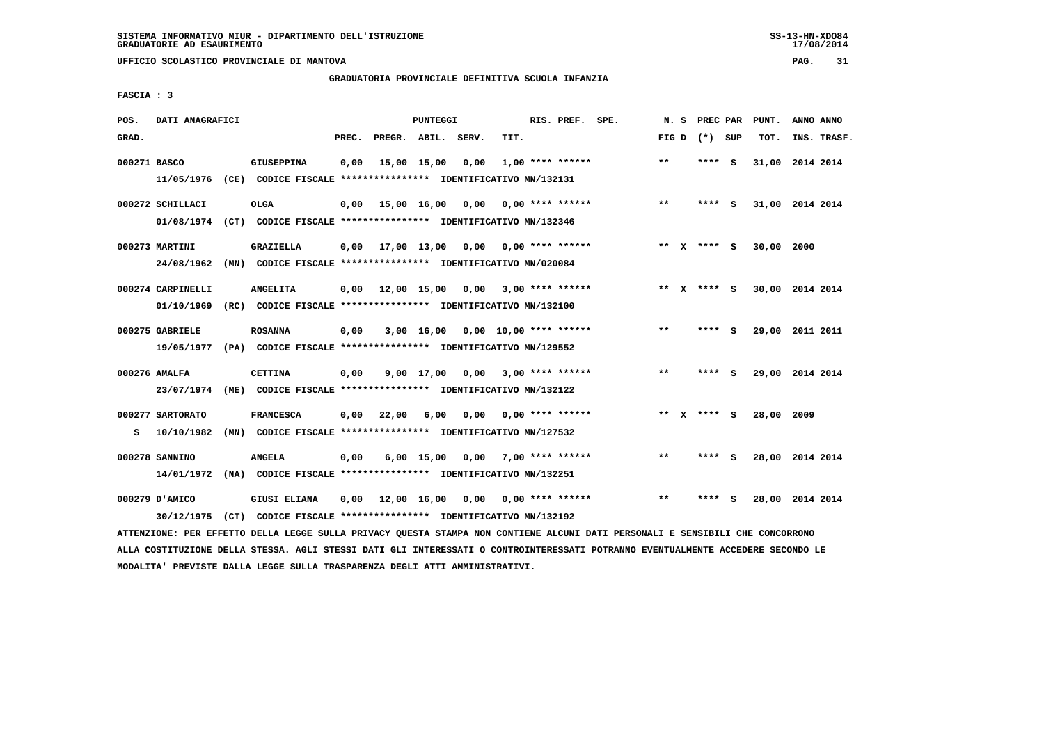SISTEMA INFORMATIVO MIUR - DIPARTIMENTO DELL'ISTRUZIONE
GRADUATORIE AD ESAURIMENTO

UFFICIO SCOLASTICO PROVINCIALE DI MANTOVA

GRADUATORIA PROVINCIALE DEFINITIVA SCUOLA INFANZIA

FASCIA : 3

| POS. GRAD. | DATI ANAGRAFICI | | PREC. | PREGR. | ABIL. | SERV. | TIT. | RIS. PREF. | SPE. | N. S FIG D | PREC PAR (*) SUP | PUNT. TOT. | ANNO ANNO INS. TRASF. |
|---|---|---|---|---|---|---|---|---|---|---|---|---|---|
| 000271 BASCO | GIUSEPPINA | | 0,00 | 15,00 | 15,00 | 0,00 | 1,00 | **** ****** | | ** | **** S | 31,00 | 2014 2014 |
| | 11/05/1976 (CE) CODICE FISCALE **************** IDENTIFICATIVO MN/132131 | | | | | | | | | | | | |
| 000272 SCHILLACI | OLGA | | 0,00 | 15,00 | 16,00 | 0,00 | 0,00 | **** ****** | | ** | **** S | 31,00 | 2014 2014 |
| | 01/08/1974 (CT) CODICE FISCALE **************** IDENTIFICATIVO MN/132346 | | | | | | | | | | | | |
| 000273 MARTINI | GRAZIELLA | | 0,00 | 17,00 | 13,00 | 0,00 | 0,00 | **** ****** | | ** X | **** S | 30,00 | 2000 |
| | 24/08/1962 (MN) CODICE FISCALE **************** IDENTIFICATIVO MN/020084 | | | | | | | | | | | | |
| 000274 CARPINELLI | ANGELITA | | 0,00 | 12,00 | 15,00 | 0,00 | 3,00 | **** ****** | | ** X | **** S | 30,00 | 2014 2014 |
| | 01/10/1969 (RC) CODICE FISCALE **************** IDENTIFICATIVO MN/132100 | | | | | | | | | | | | |
| 000275 GABRIELE | ROSANNA | | 0,00 | 3,00 | 16,00 | 0,00 | 10,00 | **** ****** | | ** | **** S | 29,00 | 2011 2011 |
| | 19/05/1977 (PA) CODICE FISCALE **************** IDENTIFICATIVO MN/129552 | | | | | | | | | | | | |
| 000276 AMALFA | CETTINA | | 0,00 | 9,00 | 17,00 | 0,00 | 3,00 | **** ****** | | ** | **** S | 29,00 | 2014 2014 |
| | 23/07/1974 (ME) CODICE FISCALE **************** IDENTIFICATIVO MN/132122 | | | | | | | | | | | | |
| 000277 SARTORATO | FRANCESCA | | 0,00 | 22,00 | 6,00 | 0,00 | 0,00 | **** ****** | | ** X | **** S | 28,00 | 2009 |
| S | 10/10/1982 (MN) CODICE FISCALE **************** IDENTIFICATIVO MN/127532 | | | | | | | | | | | | |
| 000278 SANNINO | ANGELA | | 0,00 | 6,00 | 15,00 | 0,00 | 7,00 | **** ****** | | ** | **** S | 28,00 | 2014 2014 |
| | 14/01/1972 (NA) CODICE FISCALE **************** IDENTIFICATIVO MN/132251 | | | | | | | | | | | | |
| 000279 D'AMICO | GIUSI ELIANA | | 0,00 | 12,00 | 16,00 | 0,00 | 0,00 | **** ****** | | ** | **** S | 28,00 | 2014 2014 |
| | 30/12/1975 (CT) CODICE FISCALE **************** IDENTIFICATIVO MN/132192 | | | | | | | | | | | | |

ATTENZIONE: PER EFFETTO DELLA LEGGE SULLA PRIVACY QUESTA STAMPA NON CONTIENE ALCUNI DATI PERSONALI E SENSIBILI CHE CONCORRONO ALLA COSTITUZIONE DELLA STESSA. AGLI STESSI DATI GLI INTERESSATI O CONTROINTERESSATI POTRANNO EVENTUALMENTE ACCEDERE SECONDO LE MODALITA' PREVISTE DALLA LEGGE SULLA TRASPARENZA DEGLI ATTI AMMINISTRATIVI.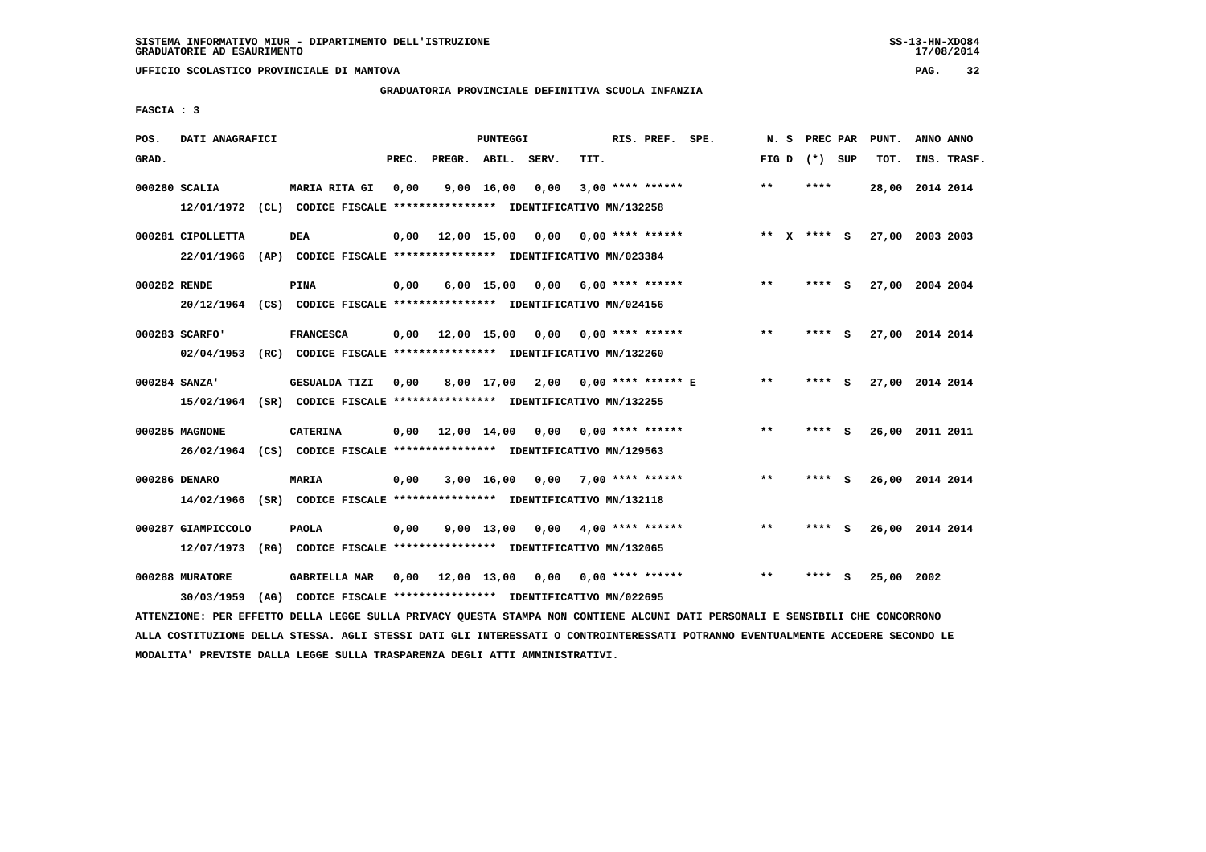SISTEMA INFORMATIVO MIUR - DIPARTIMENTO DELL'ISTRUZIONE
GRADUATORIE AD ESAURIMENTO

UFFICIO SCOLASTICO PROVINCIALE DI MANTOVA

GRADUATORIA PROVINCIALE DEFINITIVA SCUOLA INFANZIA

FASCIA : 3

| POS. GRAD. | DATI ANAGRAFICI | | PREC. | PREGR. | ABIL. | SERV. | TIT. | RIS. PREF. SPE. | N. S FIG D | PREC PAR (*) SUP | PUNT. TOT. | ANNO ANNO INS. TRASF. |
|---|---|---|---|---|---|---|---|---|---|---|---|---|
| 000280 | SCALIA | MARIA RITA GI | 0,00 | 9,00 | 16,00 | 0,00 | 3,00 | **** ****** | ** | **** | 28,00 | 2014 2014 |
| | 12/01/1972 (CL) CODICE FISCALE **************** IDENTIFICATIVO MN/132258 | | | | | | | | | | | |
| 000281 | CIPOLLETTA | DEA | 0,00 | 12,00 | 15,00 | 0,00 | 0,00 | **** ****** | ** X | **** S | 27,00 | 2003 2003 |
| | 22/01/1966 (AP) CODICE FISCALE **************** IDENTIFICATIVO MN/023384 | | | | | | | | | | | |
| 000282 | RENDE | PINA | 0,00 | 6,00 | 15,00 | 0,00 | 6,00 | **** ****** | ** | **** S | 27,00 | 2004 2004 |
| | 20/12/1964 (CS) CODICE FISCALE **************** IDENTIFICATIVO MN/024156 | | | | | | | | | | | |
| 000283 | SCARFO' | FRANCESCA | 0,00 | 12,00 | 15,00 | 0,00 | 0,00 | **** ****** | ** | **** S | 27,00 | 2014 2014 |
| | 02/04/1953 (RC) CODICE FISCALE **************** IDENTIFICATIVO MN/132260 | | | | | | | | | | | |
| 000284 | SANZA' | GESUALDA TIZI | 0,00 | 8,00 | 17,00 | 2,00 | 0,00 | **** ****** E | ** | **** S | 27,00 | 2014 2014 |
| | 15/02/1964 (SR) CODICE FISCALE **************** IDENTIFICATIVO MN/132255 | | | | | | | | | | | |
| 000285 | MAGNONE | CATERINA | 0,00 | 12,00 | 14,00 | 0,00 | 0,00 | **** ****** | ** | **** S | 26,00 | 2011 2011 |
| | 26/02/1964 (CS) CODICE FISCALE **************** IDENTIFICATIVO MN/129563 | | | | | | | | | | | |
| 000286 | DENARO | MARIA | 0,00 | 3,00 | 16,00 | 0,00 | 7,00 | **** ****** | ** | **** S | 26,00 | 2014 2014 |
| | 14/02/1966 (SR) CODICE FISCALE **************** IDENTIFICATIVO MN/132118 | | | | | | | | | | | |
| 000287 | GIAMPICCOLO | PAOLA | 0,00 | 9,00 | 13,00 | 0,00 | 4,00 | **** ****** | ** | **** S | 26,00 | 2014 2014 |
| | 12/07/1973 (RG) CODICE FISCALE **************** IDENTIFICATIVO MN/132065 | | | | | | | | | | | |
| 000288 | MURATORE | GABRIELLA MAR | 0,00 | 12,00 | 13,00 | 0,00 | 0,00 | **** ****** | ** | **** S | 25,00 | 2002 |
| | 30/03/1959 (AG) CODICE FISCALE **************** IDENTIFICATIVO MN/022695 | | | | | | | | | | | |

ATTENZIONE: PER EFFETTO DELLA LEGGE SULLA PRIVACY QUESTA STAMPA NON CONTIENE ALCUNI DATI PERSONALI E SENSIBILI CHE CONCORRONO ALLA COSTITUZIONE DELLA STESSA. AGLI STESSI DATI GLI INTERESSATI O CONTROINTERESSATI POTRANNO EVENTUALMENTE ACCEDERE SECONDO LE MODALITA' PREVISTE DALLA LEGGE SULLA TRASPARENZA DEGLI ATTI AMMINISTRATIVI.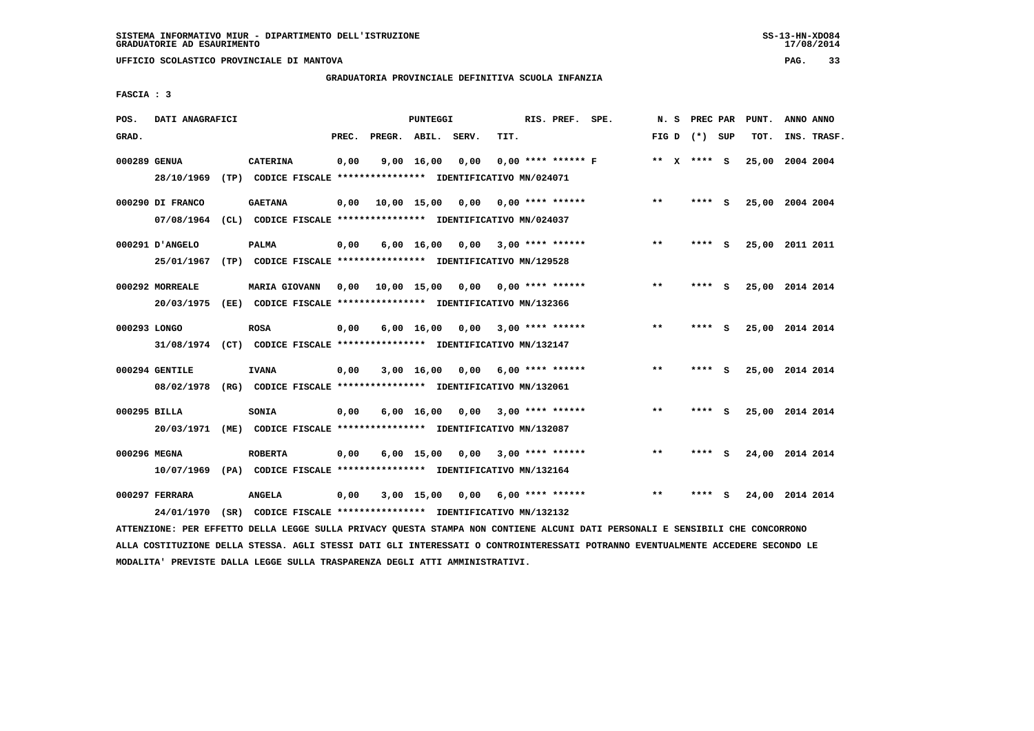SISTEMA INFORMATIVO MIUR - DIPARTIMENTO DELL'ISTRUZIONE
GRADUATORIE AD ESAURIMENTO

UFFICIO SCOLASTICO PROVINCIALE DI MANTOVA

GRADUATORIA PROVINCIALE DEFINITIVA SCUOLA INFANZIA

FASCIA : 3

| POS. GRAD. | DATI ANAGRAFICI | | PREC. | PREGR. | ABIL. | SERV. | TIT. | RIS. PREF. SPE. | N. S FIG D | PREC PAR (*) SUP | PUNT. TOT. | ANNO ANNO INS. TRASF. |
|---|---|---|---|---|---|---|---|---|---|---|---|---|
| 000289 | GENUA | CATERINA | 0,00 | 9,00 | 16,00 | 0,00 | 0,00 | **** ****** F | ** X | **** S | 25,00 | 2004 2004 |
| | 28/10/1969 (TP) CODICE FISCALE **************** IDENTIFICATIVO MN/024071 | | | | | | | | | | | |
| 000290 | DI FRANCO | GAETANA | 0,00 | 10,00 | 15,00 | 0,00 | 0,00 | **** ****** | ** | **** S | 25,00 | 2004 2004 |
| | 07/08/1964 (CL) CODICE FISCALE **************** IDENTIFICATIVO MN/024037 | | | | | | | | | | | |
| 000291 | D'ANGELO | PALMA | 0,00 | 6,00 | 16,00 | 0,00 | 3,00 | **** ****** | ** | **** S | 25,00 | 2011 2011 |
| | 25/01/1967 (TP) CODICE FISCALE **************** IDENTIFICATIVO MN/129528 | | | | | | | | | | | |
| 000292 | MORREALE | MARIA GIOVANN | 0,00 | 10,00 | 15,00 | 0,00 | 0,00 | **** ****** | ** | **** S | 25,00 | 2014 2014 |
| | 20/03/1975 (EE) CODICE FISCALE **************** IDENTIFICATIVO MN/132366 | | | | | | | | | | | |
| 000293 | LONGO | ROSA | 0,00 | 6,00 | 16,00 | 0,00 | 3,00 | **** ****** | ** | **** S | 25,00 | 2014 2014 |
| | 31/08/1974 (CT) CODICE FISCALE **************** IDENTIFICATIVO MN/132147 | | | | | | | | | | | |
| 000294 | GENTILE | IVANA | 0,00 | 3,00 | 16,00 | 0,00 | 6,00 | **** ****** | ** | **** S | 25,00 | 2014 2014 |
| | 08/02/1978 (RG) CODICE FISCALE **************** IDENTIFICATIVO MN/132061 | | | | | | | | | | | |
| 000295 | BILLA | SONIA | 0,00 | 6,00 | 16,00 | 0,00 | 3,00 | **** ****** | ** | **** S | 25,00 | 2014 2014 |
| | 20/03/1971 (ME) CODICE FISCALE **************** IDENTIFICATIVO MN/132087 | | | | | | | | | | | |
| 000296 | MEGNA | ROBERTA | 0,00 | 6,00 | 15,00 | 0,00 | 3,00 | **** ****** | ** | **** S | 24,00 | 2014 2014 |
| | 10/07/1969 (PA) CODICE FISCALE **************** IDENTIFICATIVO MN/132164 | | | | | | | | | | | |
| 000297 | FERRARA | ANGELA | 0,00 | 3,00 | 15,00 | 0,00 | 6,00 | **** ****** | ** | **** S | 24,00 | 2014 2014 |
| | 24/01/1970 (SR) CODICE FISCALE **************** IDENTIFICATIVO MN/132132 | | | | | | | | | | | |

ATTENZIONE: PER EFFETTO DELLA LEGGE SULLA PRIVACY QUESTA STAMPA NON CONTIENE ALCUNI DATI PERSONALI E SENSIBILI CHE CONCORRONO ALLA COSTITUZIONE DELLA STESSA. AGLI STESSI DATI GLI INTERESSATI O CONTROINTERESSATI POTRANNO EVENTUALMENTE ACCEDERE SECONDO LE MODALITA' PREVISTE DALLA LEGGE SULLA TRASPARENZA DEGLI ATTI AMMINISTRATIVI.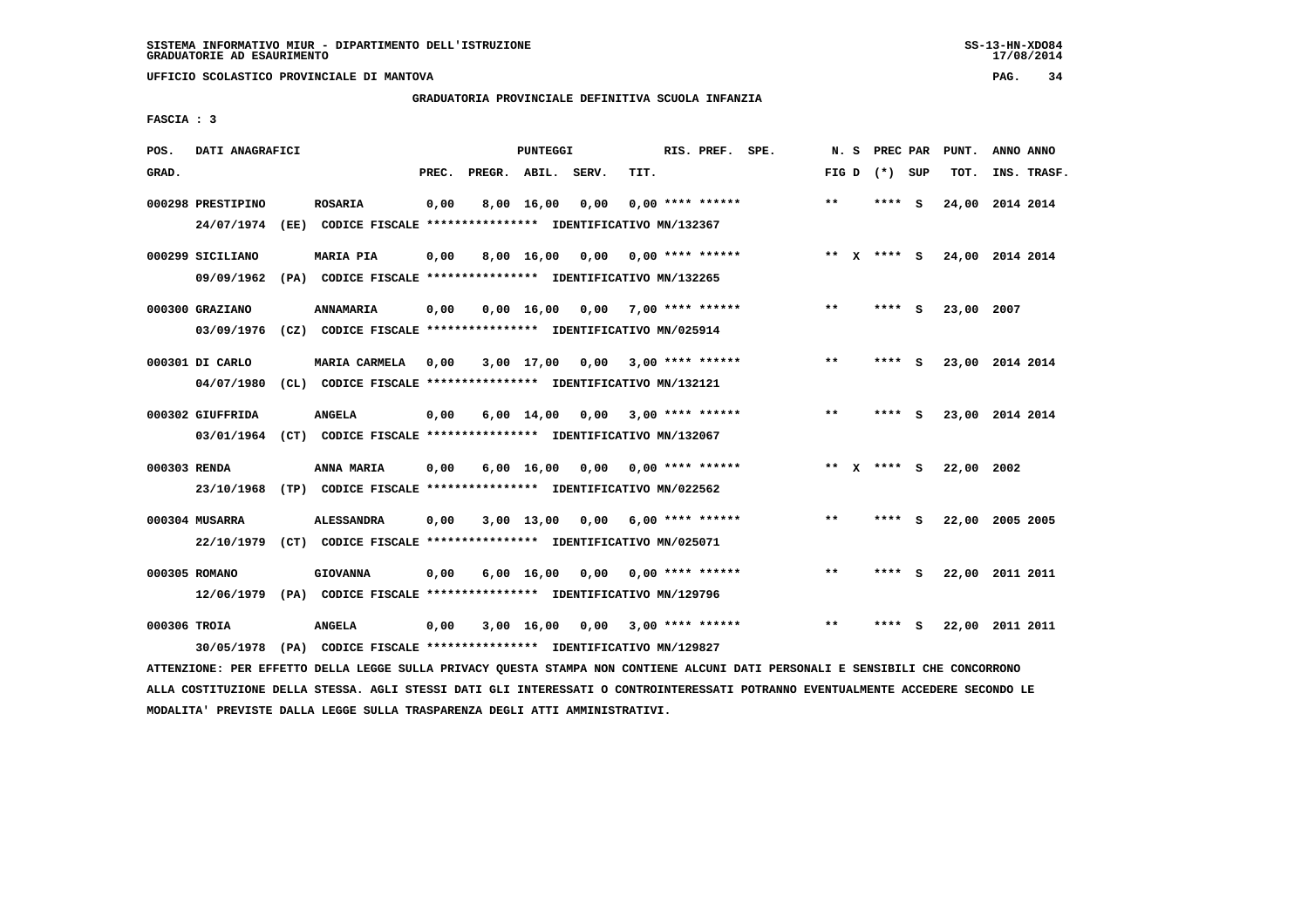SISTEMA INFORMATIVO MIUR - DIPARTIMENTO DELL'ISTRUZIONE
GRADUATORIE AD ESAURIMENTO

UFFICIO SCOLASTICO PROVINCIALE DI MANTOVA

GRADUATORIA PROVINCIALE DEFINITIVA SCUOLA INFANZIA

FASCIA : 3

| POS. GRAD. | DATI ANAGRAFICI | | PREC. | PREGR. | ABIL. | SERV. | TIT. | RIS. PREF. | SPE. | N. S FIG D | PREC PAR (*) | SUP | PUNT. TOT. | ANNO INS. | ANNO TRASF. |
|---|---|---|---|---|---|---|---|---|---|---|---|---|---|---|---|
| 000298 | PRESTIPINO | ROSARIA | 0,00 | 8,00 | 16,00 | 0,00 | 0,00 | **** ****** | | ** | **** | S | 24,00 | 2014 | 2014 |
| | 24/07/1974 (EE) CODICE FISCALE **************** IDENTIFICATIVO MN/132367 | | | | | | | | | | | | | | |
| 000299 | SICILIANO | MARIA PIA | 0,00 | 8,00 | 16,00 | 0,00 | 0,00 | **** ****** | | ** X | **** | S | 24,00 | 2014 | 2014 |
| | 09/09/1962 (PA) CODICE FISCALE **************** IDENTIFICATIVO MN/132265 | | | | | | | | | | | | | | |
| 000300 | GRAZIANO | ANNAMARIA | 0,00 | 0,00 | 16,00 | 0,00 | 7,00 | **** ****** | | ** | **** | S | 23,00 | 2007 | |
| | 03/09/1976 (CZ) CODICE FISCALE **************** IDENTIFICATIVO MN/025914 | | | | | | | | | | | | | | |
| 000301 | DI CARLO | MARIA CARMELA | 0,00 | 3,00 | 17,00 | 0,00 | 3,00 | **** ****** | | ** | **** | S | 23,00 | 2014 | 2014 |
| | 04/07/1980 (CL) CODICE FISCALE **************** IDENTIFICATIVO MN/132121 | | | | | | | | | | | | | | |
| 000302 | GIUFFRIDA | ANGELA | 0,00 | 6,00 | 14,00 | 0,00 | 3,00 | **** ****** | | ** | **** | S | 23,00 | 2014 | 2014 |
| | 03/01/1964 (CT) CODICE FISCALE **************** IDENTIFICATIVO MN/132067 | | | | | | | | | | | | | | |
| 000303 | RENDA | ANNA MARIA | 0,00 | 6,00 | 16,00 | 0,00 | 0,00 | **** ****** | | ** X | **** | S | 22,00 | 2002 | |
| | 23/10/1968 (TP) CODICE FISCALE **************** IDENTIFICATIVO MN/022562 | | | | | | | | | | | | | | |
| 000304 | MUSARRA | ALESSANDRA | 0,00 | 3,00 | 13,00 | 0,00 | 6,00 | **** ****** | | ** | **** | S | 22,00 | 2005 | 2005 |
| | 22/10/1979 (CT) CODICE FISCALE **************** IDENTIFICATIVO MN/025071 | | | | | | | | | | | | | | |
| 000305 | ROMANO | GIOVANNA | 0,00 | 6,00 | 16,00 | 0,00 | 0,00 | **** ****** | | ** | **** | S | 22,00 | 2011 | 2011 |
| | 12/06/1979 (PA) CODICE FISCALE **************** IDENTIFICATIVO MN/129796 | | | | | | | | | | | | | | |
| 000306 | TROIA | ANGELA | 0,00 | 3,00 | 16,00 | 0,00 | 3,00 | **** ****** | | ** | **** | S | 22,00 | 2011 | 2011 |
| | 30/05/1978 (PA) CODICE FISCALE **************** IDENTIFICATIVO MN/129827 | | | | | | | | | | | | | | |

ATTENZIONE: PER EFFETTO DELLA LEGGE SULLA PRIVACY QUESTA STAMPA NON CONTIENE ALCUNI DATI PERSONALI E SENSIBILI CHE CONCORRONO ALLA COSTITUZIONE DELLA STESSA. AGLI STESSI DATI GLI INTERESSATI O CONTROINTERESSATI POTRANNO EVENTUALMENTE ACCEDERE SECONDO LE MODALITA' PREVISTE DALLA LEGGE SULLA TRASPARENZA DEGLI ATTI AMMINISTRATIVI.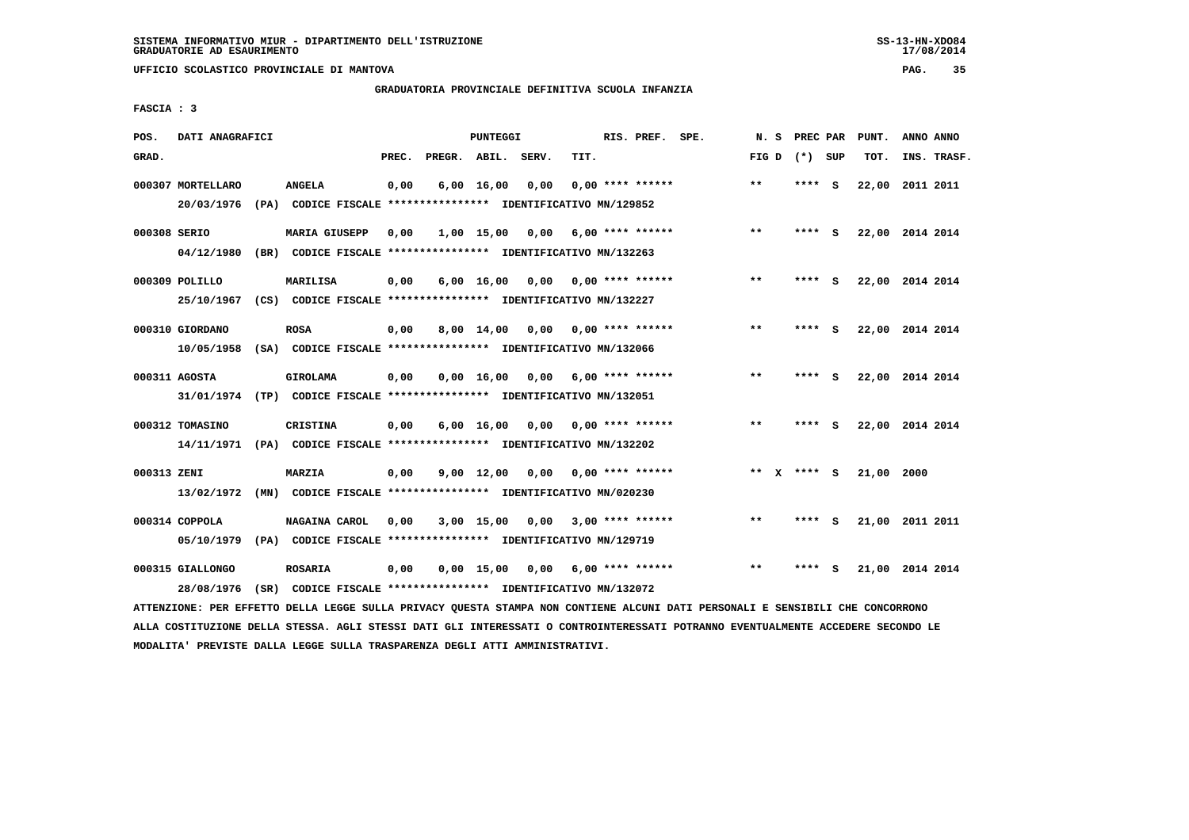SISTEMA INFORMATIVO MIUR - DIPARTIMENTO DELL'ISTRUZIONE
GRADUATORIE AD ESAURIMENTO

UFFICIO SCOLASTICO PROVINCIALE DI MANTOVA

GRADUATORIA PROVINCIALE DEFINITIVA SCUOLA INFANZIA

FASCIA : 3

| POS. GRAD. | DATI ANAGRAFICI | | PREC. | PREGR. | ABIL. | SERV. | TIT. | RIS. PREF. | SPE. | N. S FIG D | PREC PAR (*) | SUP | PUNT. TOT. | ANNO INS. | ANNO TRASF. |
|---|---|---|---|---|---|---|---|---|---|---|---|---|---|---|---|
| 000307 | MORTELLARO | ANGELA | 0,00 | 6,00 | 16,00 | 0,00 | 0,00 | **** ****** | | ** | **** | S | 22,00 | 2011 | 2011 |
| | 20/03/1976 (PA) | CODICE FISCALE **************** IDENTIFICATIVO MN/129852 | | | | | | | | | | | | | |
| 000308 | SERIO | MARIA GIUSEPP | 0,00 | 1,00 | 15,00 | 0,00 | 6,00 | **** ****** | | ** | **** | S | 22,00 | 2014 | 2014 |
| | 04/12/1980 (BR) | CODICE FISCALE **************** IDENTIFICATIVO MN/132263 | | | | | | | | | | | | | |
| 000309 | POLILLO | MARILISA | 0,00 | 6,00 | 16,00 | 0,00 | 0,00 | **** ****** | | ** | **** | S | 22,00 | 2014 | 2014 |
| | 25/10/1967 (CS) | CODICE FISCALE **************** IDENTIFICATIVO MN/132227 | | | | | | | | | | | | | |
| 000310 | GIORDANO | ROSA | 0,00 | 8,00 | 14,00 | 0,00 | 0,00 | **** ****** | | ** | **** | S | 22,00 | 2014 | 2014 |
| | 10/05/1958 (SA) | CODICE FISCALE **************** IDENTIFICATIVO MN/132066 | | | | | | | | | | | | | |
| 000311 | AGOSTA | GIROLAMA | 0,00 | 0,00 | 16,00 | 0,00 | 6,00 | **** ****** | | ** | **** | S | 22,00 | 2014 | 2014 |
| | 31/01/1974 (TP) | CODICE FISCALE **************** IDENTIFICATIVO MN/132051 | | | | | | | | | | | | | |
| 000312 | TOMASINO | CRISTINA | 0,00 | 6,00 | 16,00 | 0,00 | 0,00 | **** ****** | | ** | **** | S | 22,00 | 2014 | 2014 |
| | 14/11/1971 (PA) | CODICE FISCALE **************** IDENTIFICATIVO MN/132202 | | | | | | | | | | | | | |
| 000313 | ZENI | MARZIA | 0,00 | 9,00 | 12,00 | 0,00 | 0,00 | **** ****** | | ** X | **** | S | 21,00 | 2000 | |
| | 13/02/1972 (MN) | CODICE FISCALE **************** IDENTIFICATIVO MN/020230 | | | | | | | | | | | | | |
| 000314 | COPPOLA | NAGAINA CAROL | 0,00 | 3,00 | 15,00 | 0,00 | 3,00 | **** ****** | | ** | **** | S | 21,00 | 2011 | 2011 |
| | 05/10/1979 (PA) | CODICE FISCALE **************** IDENTIFICATIVO MN/129719 | | | | | | | | | | | | | |
| 000315 | GIALLONGO | ROSARIA | 0,00 | 0,00 | 15,00 | 0,00 | 6,00 | **** ****** | | ** | **** | S | 21,00 | 2014 | 2014 |
| | 28/08/1976 (SR) | CODICE FISCALE **************** IDENTIFICATIVO MN/132072 | | | | | | | | | | | | | |

ATTENZIONE: PER EFFETTO DELLA LEGGE SULLA PRIVACY QUESTA STAMPA NON CONTIENE ALCUNI DATI PERSONALI E SENSIBILI CHE CONCORRONO ALLA COSTITUZIONE DELLA STESSA. AGLI STESSI DATI GLI INTERESSATI O CONTROINTERESSATI POTRANNO EVENTUALMENTE ACCEDERE SECONDO LE MODALITA' PREVISTE DALLA LEGGE SULLA TRASPARENZA DEGLI ATTI AMMINISTRATIVI.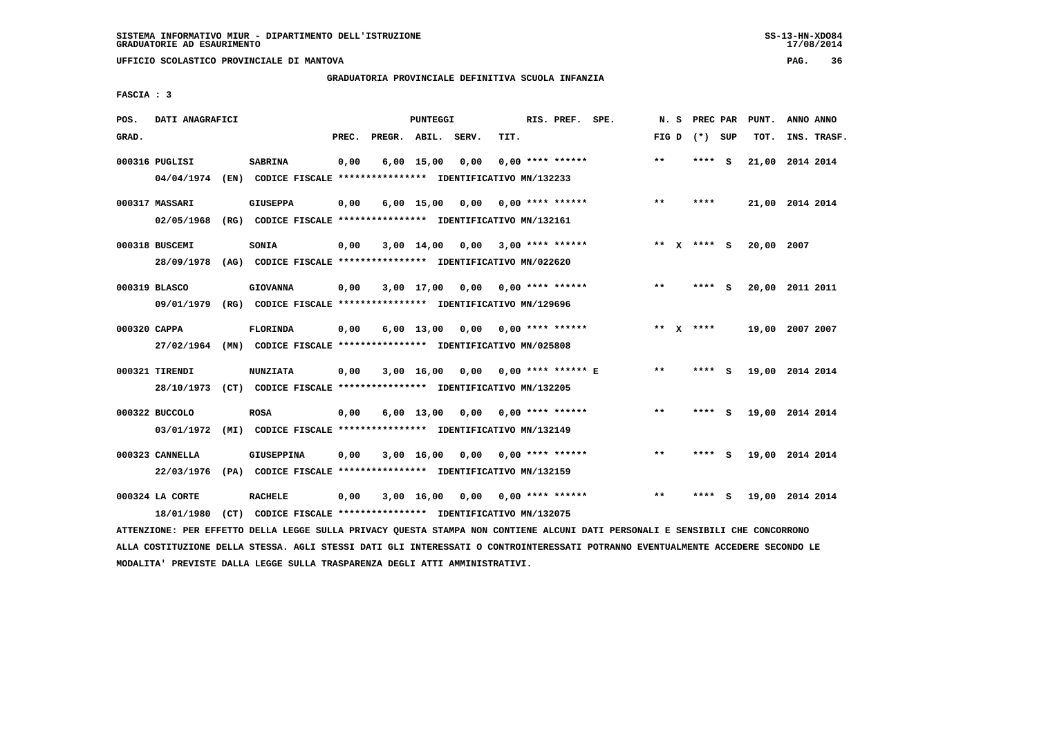SISTEMA INFORMATIVO MIUR - DIPARTIMENTO DELL'ISTRUZIONE
GRADUATORIE AD ESAURIMENTO

UFFICIO SCOLASTICO PROVINCIALE DI MANTOVA

GRADUATORIA PROVINCIALE DEFINITIVA SCUOLA INFANZIA

FASCIA : 3

| POS. GRAD. | DATI ANAGRAFICI | | PREC. | PREGR. | ABIL. | SERV. | TIT. | RIS. PREF. SPE. | N. S FIG D | PREC PAR (*) SUP | PUNT. TOT. | ANNO ANNO INS. TRASF. |
|---|---|---|---|---|---|---|---|---|---|---|---|---|
| 000316 | PUGLISI | SABRINA | 0,00 | 6,00 | 15,00 | 0,00 | 0,00 | **** ****** | ** | **** S | 21,00 | 2014 2014 |
| | 04/04/1974 (EN) CODICE FISCALE **************** IDENTIFICATIVO MN/132233 | | | | | | | | | | | |
| 000317 | MASSARI | GIUSEPPA | 0,00 | 6,00 | 15,00 | 0,00 | 0,00 | **** ****** | ** | **** | 21,00 | 2014 2014 |
| | 02/05/1968 (RG) CODICE FISCALE **************** IDENTIFICATIVO MN/132161 | | | | | | | | | | | |
| 000318 | BUSCEMI | SONIA | 0,00 | 3,00 | 14,00 | 0,00 | 3,00 | **** ****** | ** X | **** S | 20,00 | 2007 |
| | 28/09/1978 (AG) CODICE FISCALE **************** IDENTIFICATIVO MN/022620 | | | | | | | | | | | |
| 000319 | BLASCO | GIOVANNA | 0,00 | 3,00 | 17,00 | 0,00 | 0,00 | **** ****** | ** | **** S | 20,00 | 2011 2011 |
| | 09/01/1979 (RG) CODICE FISCALE **************** IDENTIFICATIVO MN/129696 | | | | | | | | | | | |
| 000320 | CAPPA | FLORINDA | 0,00 | 6,00 | 13,00 | 0,00 | 0,00 | **** ****** | ** X | **** | 19,00 | 2007 2007 |
| | 27/02/1964 (MN) CODICE FISCALE **************** IDENTIFICATIVO MN/025808 | | | | | | | | | | | |
| 000321 | TIRENDI | NUNZIATA | 0,00 | 3,00 | 16,00 | 0,00 | 0,00 | **** ****** E | ** | **** S | 19,00 | 2014 2014 |
| | 28/10/1973 (CT) CODICE FISCALE **************** IDENTIFICATIVO MN/132205 | | | | | | | | | | | |
| 000322 | BUCCOLO | ROSA | 0,00 | 6,00 | 13,00 | 0,00 | 0,00 | **** ****** | ** | **** S | 19,00 | 2014 2014 |
| | 03/01/1972 (MI) CODICE FISCALE **************** IDENTIFICATIVO MN/132149 | | | | | | | | | | | |
| 000323 | CANNELLA | GIUSEPPINA | 0,00 | 3,00 | 16,00 | 0,00 | 0,00 | **** ****** | ** | **** S | 19,00 | 2014 2014 |
| | 22/03/1976 (PA) CODICE FISCALE **************** IDENTIFICATIVO MN/132159 | | | | | | | | | | | |
| 000324 | LA CORTE | RACHELE | 0,00 | 3,00 | 16,00 | 0,00 | 0,00 | **** ****** | ** | **** S | 19,00 | 2014 2014 |
| | 18/01/1980 (CT) CODICE FISCALE **************** IDENTIFICATIVO MN/132075 | | | | | | | | | | | |

ATTENZIONE: PER EFFETTO DELLA LEGGE SULLA PRIVACY QUESTA STAMPA NON CONTIENE ALCUNI DATI PERSONALI E SENSIBILI CHE CONCORRONO ALLA COSTITUZIONE DELLA STESSA. AGLI STESSI DATI GLI INTERESSATI O CONTROINTERESSATI POTRANNO EVENTUALMENTE ACCEDERE SECONDO LE MODALITA' PREVISTE DALLA LEGGE SULLA TRASPARENZA DEGLI ATTI AMMINISTRATIVI.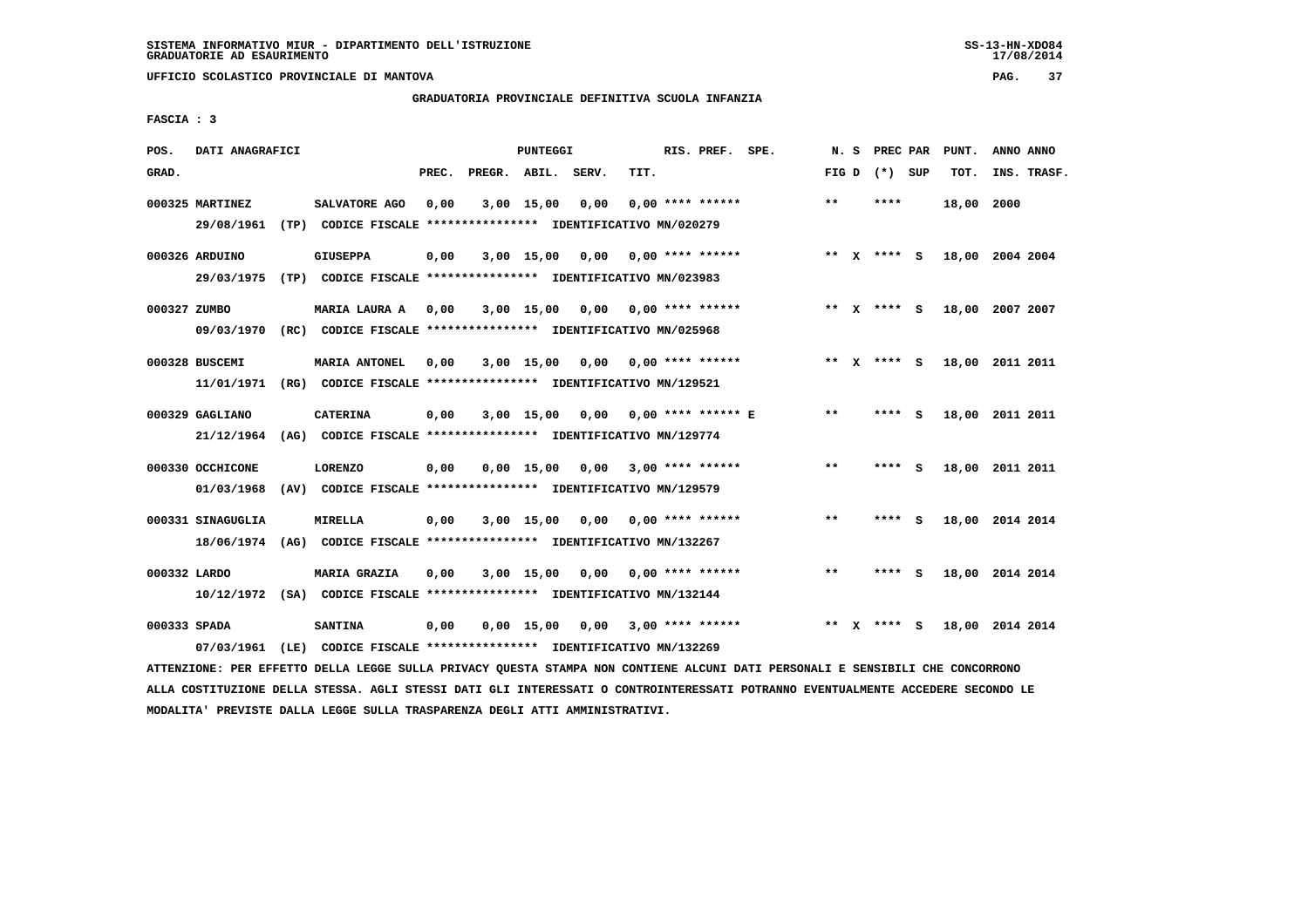SISTEMA INFORMATIVO MIUR - DIPARTIMENTO DELL'ISTRUZIONE
GRADUATORIE AD ESAURIMENTO

UFFICIO SCOLASTICO PROVINCIALE DI MANTOVA

GRADUATORIA PROVINCIALE DEFINITIVA SCUOLA INFANZIA

FASCIA : 3

| POS. GRAD. | DATI ANAGRAFICI | | PREC. | PREGR. | ABIL. | SERV. | TIT. | RIS. PREF. | SPE. | N. S FIG D | PREC PAR (*) SUP | PUNT. TOT. | ANNO INS. | ANNO TRASF. |
|---|---|---|---|---|---|---|---|---|---|---|---|---|---|---|
| 000325 | MARTINEZ | SALVATORE AGO | 0,00 | 3,00 | 15,00 | 0,00 | 0,00 | **** ****** | | ** | **** | 18,00 | 2000 | |
| | 29/08/1961 (TP) CODICE FISCALE **************** IDENTIFICATIVO MN/020279 | | | | | | | | | | | | | |
| 000326 | ARDUINO | GIUSEPPA | 0,00 | 3,00 | 15,00 | 0,00 | 0,00 | **** ****** | | ** X | **** S | 18,00 | 2004 | 2004 |
| | 29/03/1975 (TP) CODICE FISCALE **************** IDENTIFICATIVO MN/023983 | | | | | | | | | | | | | |
| 000327 | ZUMBO | MARIA LAURA A | 0,00 | 3,00 | 15,00 | 0,00 | 0,00 | **** ****** | | ** X | **** S | 18,00 | 2007 | 2007 |
| | 09/03/1970 (RC) CODICE FISCALE **************** IDENTIFICATIVO MN/025968 | | | | | | | | | | | | | |
| 000328 | BUSCEMI | MARIA ANTONEL | 0,00 | 3,00 | 15,00 | 0,00 | 0,00 | **** ****** | | ** X | **** S | 18,00 | 2011 | 2011 |
| | 11/01/1971 (RG) CODICE FISCALE **************** IDENTIFICATIVO MN/129521 | | | | | | | | | | | | | |
| 000329 | GAGLIANO | CATERINA | 0,00 | 3,00 | 15,00 | 0,00 | 0,00 | **** ****** E | | ** | **** S | 18,00 | 2011 | 2011 |
| | 21/12/1964 (AG) CODICE FISCALE **************** IDENTIFICATIVO MN/129774 | | | | | | | | | | | | | |
| 000330 | OCCHICONE | LORENZO | 0,00 | 0,00 | 15,00 | 0,00 | 3,00 | **** ****** | | ** | **** S | 18,00 | 2011 | 2011 |
| | 01/03/1968 (AV) CODICE FISCALE **************** IDENTIFICATIVO MN/129579 | | | | | | | | | | | | | |
| 000331 | SINAGUGLIA | MIRELLA | 0,00 | 3,00 | 15,00 | 0,00 | 0,00 | **** ****** | | ** | **** S | 18,00 | 2014 | 2014 |
| | 18/06/1974 (AG) CODICE FISCALE **************** IDENTIFICATIVO MN/132267 | | | | | | | | | | | | | |
| 000332 | LARDO | MARIA GRAZIA | 0,00 | 3,00 | 15,00 | 0,00 | 0,00 | **** ****** | | ** | **** S | 18,00 | 2014 | 2014 |
| | 10/12/1972 (SA) CODICE FISCALE **************** IDENTIFICATIVO MN/132144 | | | | | | | | | | | | | |
| 000333 | SPADA | SANTINA | 0,00 | 0,00 | 15,00 | 0,00 | 3,00 | **** ****** | | ** X | **** S | 18,00 | 2014 | 2014 |
| | 07/03/1961 (LE) CODICE FISCALE **************** IDENTIFICATIVO MN/132269 | | | | | | | | | | | | | |

ATTENZIONE: PER EFFETTO DELLA LEGGE SULLA PRIVACY QUESTA STAMPA NON CONTIENE ALCUNI DATI PERSONALI E SENSIBILI CHE CONCORRONO ALLA COSTITUZIONE DELLA STESSA. AGLI STESSI DATI GLI INTERESSATI O CONTROINTERESSATI POTRANNO EVENTUALMENTE ACCEDERE SECONDO LE MODALITA' PREVISTE DALLA LEGGE SULLA TRASPARENZA DEGLI ATTI AMMINISTRATIVI.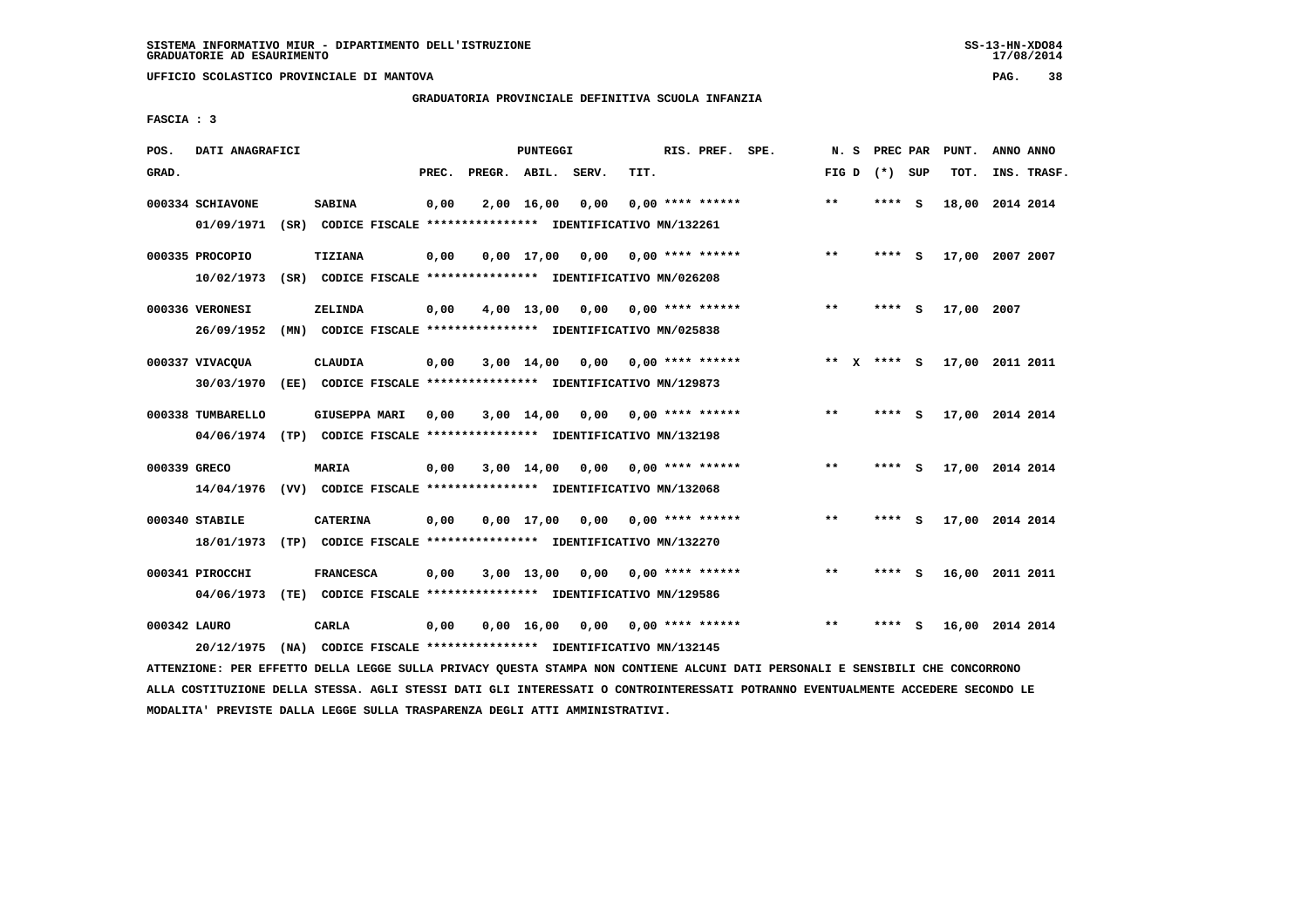SISTEMA INFORMATIVO MIUR - DIPARTIMENTO DELL'ISTRUZIONE
GRADUATORIE AD ESAURIMENTO

UFFICIO SCOLASTICO PROVINCIALE DI MANTOVA

GRADUATORIA PROVINCIALE DEFINITIVA SCUOLA INFANZIA

FASCIA : 3

| POS. GRAD. | DATI ANAGRAFICI | | PREC. | PREGR. | ABIL. | SERV. | TIT. | RIS. PREF. | SPE. | N. S FIG D | PREC PAR (*) SUP | PUNT. TOT. | ANNO INS. | ANNO TRASF. |
|---|---|---|---|---|---|---|---|---|---|---|---|---|---|---|
| 000334 | SCHIAVONE | SABINA | 0,00 | 2,00 | 16,00 | 0,00 | 0,00 | **** ****** | | ** | **** S | 18,00 | 2014 | 2014 |
| | 01/09/1971 (SR) | CODICE FISCALE **************** IDENTIFICATIVO MN/132261 | | | | | | | | | | | | |
| 000335 | PROCOPIO | TIZIANA | 0,00 | 0,00 | 17,00 | 0,00 | 0,00 | **** ****** | | ** | **** S | 17,00 | 2007 | 2007 |
| | 10/02/1973 (SR) | CODICE FISCALE **************** IDENTIFICATIVO MN/026208 | | | | | | | | | | | | |
| 000336 | VERONESI | ZELINDA | 0,00 | 4,00 | 13,00 | 0,00 | 0,00 | **** ****** | | ** | **** S | 17,00 | 2007 | |
| | 26/09/1952 (MN) | CODICE FISCALE **************** IDENTIFICATIVO MN/025838 | | | | | | | | | | | | |
| 000337 | VIVACQUA | CLAUDIA | 0,00 | 3,00 | 14,00 | 0,00 | 0,00 | **** ****** | | ** X | **** S | 17,00 | 2011 | 2011 |
| | 30/03/1970 (EE) | CODICE FISCALE **************** IDENTIFICATIVO MN/129873 | | | | | | | | | | | | |
| 000338 | TUMBARELLO | GIUSEPPA MARI | 0,00 | 3,00 | 14,00 | 0,00 | 0,00 | **** ****** | | ** | **** S | 17,00 | 2014 | 2014 |
| | 04/06/1974 (TP) | CODICE FISCALE **************** IDENTIFICATIVO MN/132198 | | | | | | | | | | | | |
| 000339 | GRECO | MARIA | 0,00 | 3,00 | 14,00 | 0,00 | 0,00 | **** ****** | | ** | **** S | 17,00 | 2014 | 2014 |
| | 14/04/1976 (VV) | CODICE FISCALE **************** IDENTIFICATIVO MN/132068 | | | | | | | | | | | | |
| 000340 | STABILE | CATERINA | 0,00 | 0,00 | 17,00 | 0,00 | 0,00 | **** ****** | | ** | **** S | 17,00 | 2014 | 2014 |
| | 18/01/1973 (TP) | CODICE FISCALE **************** IDENTIFICATIVO MN/132270 | | | | | | | | | | | | |
| 000341 | PIROCCHI | FRANCESCA | 0,00 | 3,00 | 13,00 | 0,00 | 0,00 | **** ****** | | ** | **** S | 16,00 | 2011 | 2011 |
| | 04/06/1973 (TE) | CODICE FISCALE **************** IDENTIFICATIVO MN/129586 | | | | | | | | | | | | |
| 000342 | LAURO | CARLA | 0,00 | 0,00 | 16,00 | 0,00 | 0,00 | **** ****** | | ** | **** S | 16,00 | 2014 | 2014 |
| | 20/12/1975 (NA) | CODICE FISCALE **************** IDENTIFICATIVO MN/132145 | | | | | | | | | | | | |

ATTENZIONE: PER EFFETTO DELLA LEGGE SULLA PRIVACY QUESTA STAMPA NON CONTIENE ALCUNI DATI PERSONALI E SENSIBILI CHE CONCORRONO ALLA COSTITUZIONE DELLA STESSA. AGLI STESSI DATI GLI INTERESSATI O CONTROINTERESSATI POTRANNO EVENTUALMENTE ACCEDERE SECONDO LE MODALITA' PREVISTE DALLA LEGGE SULLA TRASPARENZA DEGLI ATTI AMMINISTRATIVI.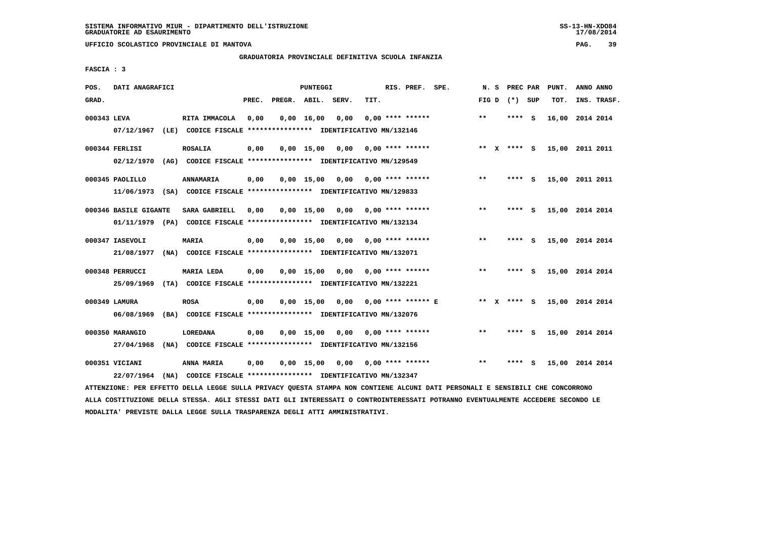SISTEMA INFORMATIVO MIUR - DIPARTIMENTO DELL'ISTRUZIONE
GRADUATORIE AD ESAURIMENTO

UFFICIO SCOLASTICO PROVINCIALE DI MANTOVA

GRADUATORIA PROVINCIALE DEFINITIVA SCUOLA INFANZIA

FASCIA : 3

| POS. GRAD. | DATI ANAGRAFICI | | PREC. | PREGR. | ABIL. | SERV. | TIT. | RIS. PREF. SPE. | N. S FIG D | PREC PAR (*) SUP | PUNT. TOT. | ANNO ANNO INS. TRASF. |
|---|---|---|---|---|---|---|---|---|---|---|---|---|
| 000343 | LEVA | RITA IMMACOLA | 0,00 | 0,00 | 16,00 | 0,00 | 0,00 | **** ****** | ** | **** S | 16,00 | 2014 2014 |
| | 07/12/1967 (LE) CODICE FISCALE **************** IDENTIFICATIVO MN/132146 | | | | | | | | | | | |
| 000344 | FERLISI | ROSALIA | 0,00 | 0,00 | 15,00 | 0,00 | 0,00 | **** ****** | ** X | **** S | 15,00 | 2011 2011 |
| | 02/12/1970 (AG) CODICE FISCALE **************** IDENTIFICATIVO MN/129549 | | | | | | | | | | | |
| 000345 | PAOLILLO | ANNAMARIA | 0,00 | 0,00 | 15,00 | 0,00 | 0,00 | **** ****** | ** | **** S | 15,00 | 2011 2011 |
| | 11/06/1973 (SA) CODICE FISCALE **************** IDENTIFICATIVO MN/129833 | | | | | | | | | | | |
| 000346 | BASILE GIGANTE | SARA GABRIELL | 0,00 | 0,00 | 15,00 | 0,00 | 0,00 | **** ****** | ** | **** S | 15,00 | 2014 2014 |
| | 01/11/1979 (PA) CODICE FISCALE **************** IDENTIFICATIVO MN/132134 | | | | | | | | | | | |
| 000347 | IASEVOLI | MARIA | 0,00 | 0,00 | 15,00 | 0,00 | 0,00 | **** ****** | ** | **** S | 15,00 | 2014 2014 |
| | 21/08/1977 (NA) CODICE FISCALE **************** IDENTIFICATIVO MN/132071 | | | | | | | | | | | |
| 000348 | PERRUCCI | MARIA LEDA | 0,00 | 0,00 | 15,00 | 0,00 | 0,00 | **** ****** | ** | **** S | 15,00 | 2014 2014 |
| | 25/09/1969 (TA) CODICE FISCALE **************** IDENTIFICATIVO MN/132221 | | | | | | | | | | | |
| 000349 | LAMURA | ROSA | 0,00 | 0,00 | 15,00 | 0,00 | 0,00 | **** ****** E | ** X | **** S | 15,00 | 2014 2014 |
| | 06/08/1969 (BA) CODICE FISCALE **************** IDENTIFICATIVO MN/132076 | | | | | | | | | | | |
| 000350 | MARANGIO | LOREDANA | 0,00 | 0,00 | 15,00 | 0,00 | 0,00 | **** ****** | ** | **** S | 15,00 | 2014 2014 |
| | 27/04/1968 (NA) CODICE FISCALE **************** IDENTIFICATIVO MN/132156 | | | | | | | | | | | |
| 000351 | VICIANI | ANNA MARIA | 0,00 | 0,00 | 15,00 | 0,00 | 0,00 | **** ****** | ** | **** S | 15,00 | 2014 2014 |
| | 22/07/1964 (NA) CODICE FISCALE **************** IDENTIFICATIVO MN/132347 | | | | | | | | | | | |

ATTENZIONE: PER EFFETTO DELLA LEGGE SULLA PRIVACY QUESTA STAMPA NON CONTIENE ALCUNI DATI PERSONALI E SENSIBILI CHE CONCORRONO ALLA COSTITUZIONE DELLA STESSA. AGLI STESSI DATI GLI INTERESSATI O CONTROINTERESSATI POTRANNO EVENTUALMENTE ACCEDERE SECONDO LE MODALITA' PREVISTE DALLA LEGGE SULLA TRASPARENZA DEGLI ATTI AMMINISTRATIVI.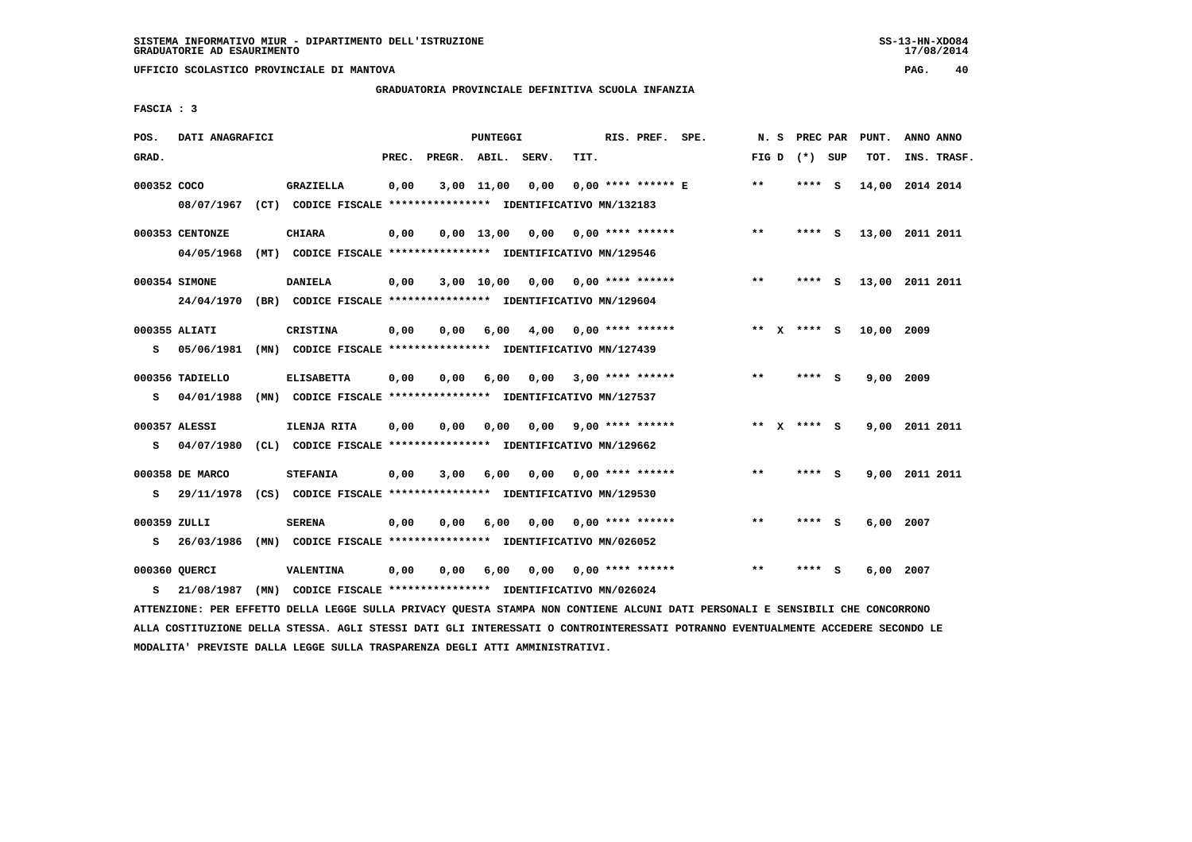SISTEMA INFORMATIVO MIUR - DIPARTIMENTO DELL'ISTRUZIONE
GRADUATORIE AD ESAURIMENTO

UFFICIO SCOLASTICO PROVINCIALE DI MANTOVA

GRADUATORIA PROVINCIALE DEFINITIVA SCUOLA INFANZIA

FASCIA : 3

| POS. GRAD. | DATI ANAGRAFICI | | PREC. | PREGR. | ABIL. | SERV. | TIT. | RIS. PREF. SPE. | N. S FIG D | PREC PAR (*) SUP | PUNT. TOT. | ANNO ANNO INS. TRASF. |
|---|---|---|---|---|---|---|---|---|---|---|---|---|
| 000352 COCO | | GRAZIELLA | 0,00 | 3,00 | 11,00 | 0,00 | 0,00 | **** ****** E | ** | **** S | 14,00 | 2014 2014 |
| | 08/07/1967 (CT) CODICE FISCALE **************** IDENTIFICATIVO MN/132183 | | | | | | | | | | | |
| 000353 CENTONZE | | CHIARA | 0,00 | 0,00 | 13,00 | 0,00 | 0,00 | **** ****** | ** | **** S | 13,00 | 2011 2011 |
| | 04/05/1968 (MT) CODICE FISCALE **************** IDENTIFICATIVO MN/129546 | | | | | | | | | | | |
| 000354 SIMONE | | DANIELA | 0,00 | 3,00 | 10,00 | 0,00 | 0,00 | **** ****** | ** | **** S | 13,00 | 2011 2011 |
| | 24/04/1970 (BR) CODICE FISCALE **************** IDENTIFICATIVO MN/129604 | | | | | | | | | | | |
| 000355 ALIATI | | CRISTINA | 0,00 | 0,00 | 6,00 | 4,00 | 0,00 | **** ****** | ** X | **** S | 10,00 | 2009 |
| S | 05/06/1981 (MN) CODICE FISCALE **************** IDENTIFICATIVO MN/127439 | | | | | | | | | | | |
| 000356 TADIELLO | | ELISABETTA | 0,00 | 0,00 | 6,00 | 0,00 | 3,00 | **** ****** | ** | **** S | 9,00 | 2009 |
| S | 04/01/1988 (MN) CODICE FISCALE **************** IDENTIFICATIVO MN/127537 | | | | | | | | | | | |
| 000357 ALESSI | | ILENJA RITA | 0,00 | 0,00 | 0,00 | 0,00 | 9,00 | **** ****** | ** X | **** S | 9,00 | 2011 2011 |
| S | 04/07/1980 (CL) CODICE FISCALE **************** IDENTIFICATIVO MN/129662 | | | | | | | | | | | |
| 000358 DE MARCO | | STEFANIA | 0,00 | 3,00 | 6,00 | 0,00 | 0,00 | **** ****** | ** | **** S | 9,00 | 2011 2011 |
| S | 29/11/1978 (CS) CODICE FISCALE **************** IDENTIFICATIVO MN/129530 | | | | | | | | | | | |
| 000359 ZULLI | | SERENA | 0,00 | 0,00 | 6,00 | 0,00 | 0,00 | **** ****** | ** | **** S | 6,00 | 2007 |
| S | 26/03/1986 (MN) CODICE FISCALE **************** IDENTIFICATIVO MN/026052 | | | | | | | | | | | |
| 000360 QUERCI | | VALENTINA | 0,00 | 0,00 | 6,00 | 0,00 | 0,00 | **** ****** | ** | **** S | 6,00 | 2007 |
| S | 21/08/1987 (MN) CODICE FISCALE **************** IDENTIFICATIVO MN/026024 | | | | | | | | | | | |

ATTENZIONE: PER EFFETTO DELLA LEGGE SULLA PRIVACY QUESTA STAMPA NON CONTIENE ALCUNI DATI PERSONALI E SENSIBILI CHE CONCORRONO ALLA COSTITUZIONE DELLA STESSA. AGLI STESSI DATI GLI INTERESSATI O CONTROINTERESSATI POTRANNO EVENTUALMENTE ACCEDERE SECONDO LE MODALITA' PREVISTE DALLA LEGGE SULLA TRASPARENZA DEGLI ATTI AMMINISTRATIVI.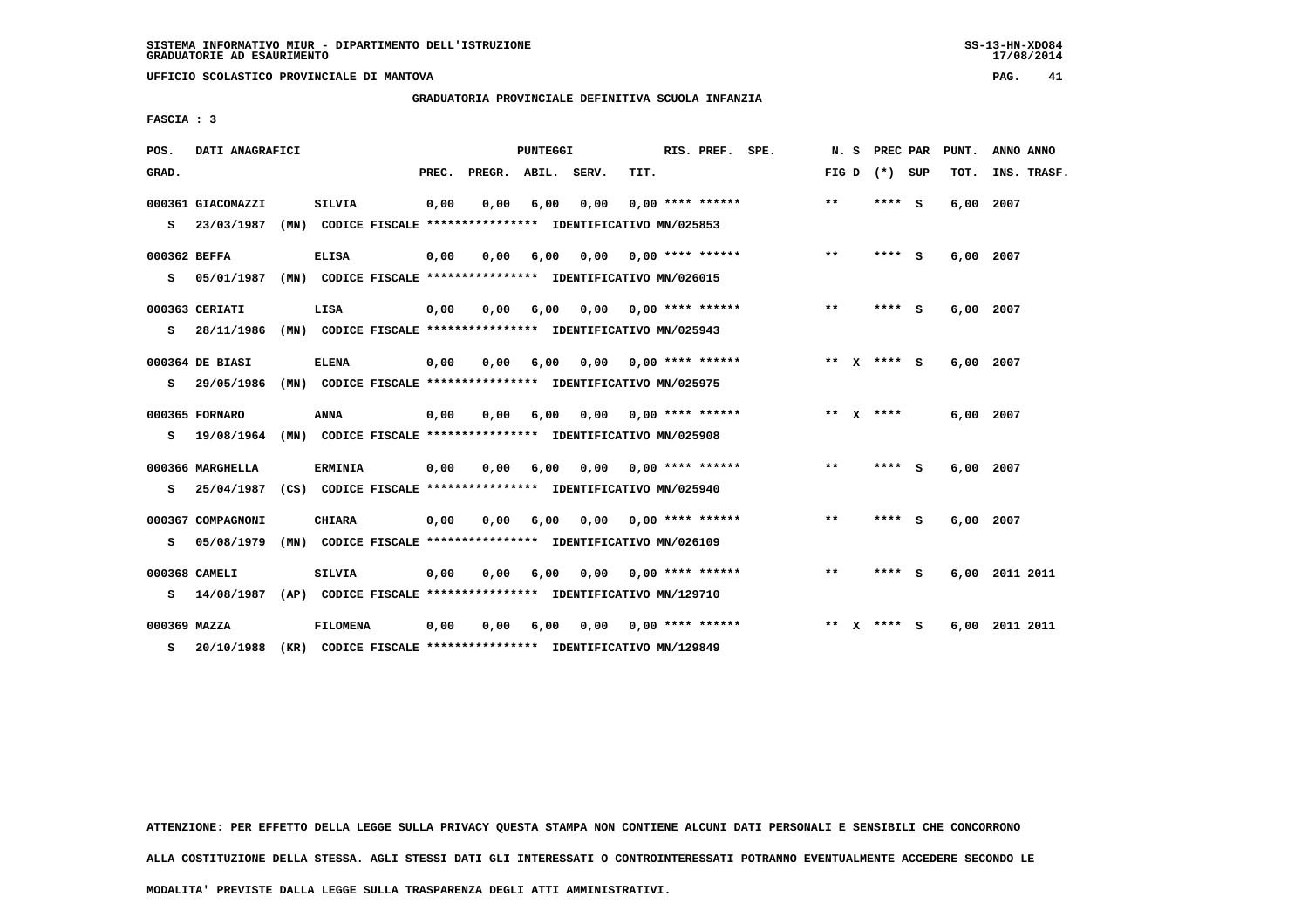SISTEMA INFORMATIVO MIUR - DIPARTIMENTO DELL'ISTRUZIONE
GRADUATORIE AD ESAURIMENTO

UFFICIO SCOLASTICO PROVINCIALE DI MANTOVA

GRADUATORIA PROVINCIALE DEFINITIVA SCUOLA INFANZIA

FASCIA : 3

| POS. GRAD. | DATI ANAGRAFICI | | PREC. | PREGR. | ABIL. | SERV. | TIT. | RIS. PREF. | SPE. | N. S FIG D | PREC PAR (*) | SUP | PUNT. TOT. | ANNO INS. | ANNO TRASF. |
|---|---|---|---|---|---|---|---|---|---|---|---|---|---|---|---|
| 000361 | GIACOMAZZI | SILVIA | 0,00 | 0,00 | 6,00 | 0,00 | 0,00 | **** ****** | | ** | **** | S | 6,00 | 2007 | |
| S | 23/03/1987 (MN) | CODICE FISCALE **************** IDENTIFICATIVO MN/025853 | | | | | | | | | | | | | |
| 000362 | BEFFA | ELISA | 0,00 | 0,00 | 6,00 | 0,00 | 0,00 | **** ****** | | ** | **** | S | 6,00 | 2007 | |
| S | 05/01/1987 (MN) | CODICE FISCALE **************** IDENTIFICATIVO MN/026015 | | | | | | | | | | | | | |
| 000363 | CERIATI | LISA | 0,00 | 0,00 | 6,00 | 0,00 | 0,00 | **** ****** | | ** | **** | S | 6,00 | 2007 | |
| S | 28/11/1986 (MN) | CODICE FISCALE **************** IDENTIFICATIVO MN/025943 | | | | | | | | | | | | | |
| 000364 | DE BIASI | ELENA | 0,00 | 0,00 | 6,00 | 0,00 | 0,00 | **** ****** | | ** X | **** | S | 6,00 | 2007 | |
| S | 29/05/1986 (MN) | CODICE FISCALE **************** IDENTIFICATIVO MN/025975 | | | | | | | | | | | | | |
| 000365 | FORNARO | ANNA | 0,00 | 0,00 | 6,00 | 0,00 | 0,00 | **** ****** | | ** X | **** | | 6,00 | 2007 | |
| S | 19/08/1964 (MN) | CODICE FISCALE **************** IDENTIFICATIVO MN/025908 | | | | | | | | | | | | | |
| 000366 | MARGHELLA | ERMINIA | 0,00 | 0,00 | 6,00 | 0,00 | 0,00 | **** ****** | | ** | **** | S | 6,00 | 2007 | |
| S | 25/04/1987 (CS) | CODICE FISCALE **************** IDENTIFICATIVO MN/025940 | | | | | | | | | | | | | |
| 000367 | COMPAGNONI | CHIARA | 0,00 | 0,00 | 6,00 | 0,00 | 0,00 | **** ****** | | ** | **** | S | 6,00 | 2007 | |
| S | 05/08/1979 (MN) | CODICE FISCALE **************** IDENTIFICATIVO MN/026109 | | | | | | | | | | | | | |
| 000368 | CAMELI | SILVIA | 0,00 | 0,00 | 6,00 | 0,00 | 0,00 | **** ****** | | ** | **** | S | 6,00 | 2011 | 2011 |
| S | 14/08/1987 (AP) | CODICE FISCALE **************** IDENTIFICATIVO MN/129710 | | | | | | | | | | | | | |
| 000369 | MAZZA | FILOMENA | 0,00 | 0,00 | 6,00 | 0,00 | 0,00 | **** ****** | | ** X | **** | S | 6,00 | 2011 | 2011 |
| S | 20/10/1988 (KR) | CODICE FISCALE **************** IDENTIFICATIVO MN/129849 | | | | | | | | | | | | | |

ATTENZIONE: PER EFFETTO DELLA LEGGE SULLA PRIVACY QUESTA STAMPA NON CONTIENE ALCUNI DATI PERSONALI E SENSIBILI CHE CONCORRONO ALLA COSTITUZIONE DELLA STESSA. AGLI STESSI DATI GLI INTERESSATI O CONTROINTERESSATI POTRANNO EVENTUALMENTE ACCEDERE SECONDO LE MODALITA' PREVISTE DALLA LEGGE SULLA TRASPARENZA DEGLI ATTI AMMINISTRATIVI.